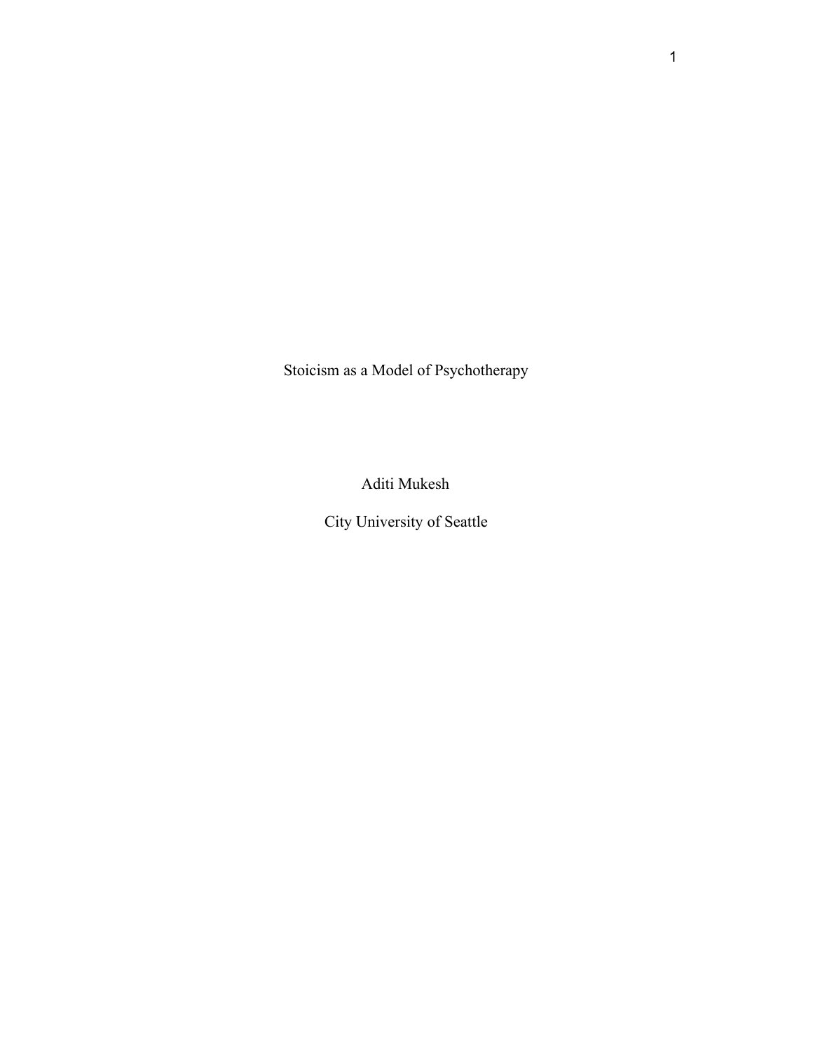# Stoicism as a Model of Psychotherapy

Aditi Mukesh

City University of Seattle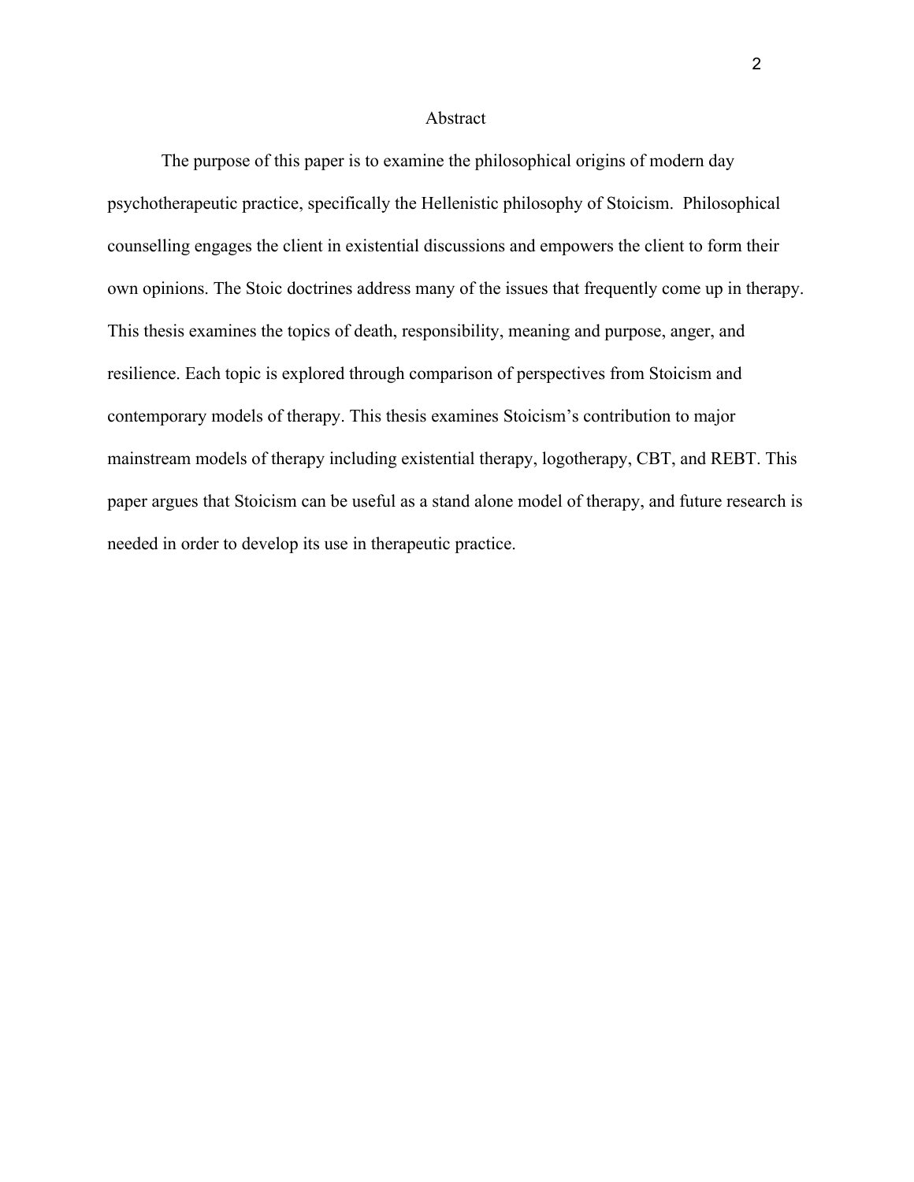# Abstract

The purpose of this paper is to examine the philosophical origins of modern day psychotherapeutic practice, specifically the Hellenistic philosophy of Stoicism. Philosophical counselling engages the client in existential discussions and empowers the client to form their own opinions. The Stoic doctrines address many of the issues that frequently come up in therapy. This thesis examines the topics of death, responsibility, meaning and purpose, anger, and resilience. Each topic is explored through comparison of perspectives from Stoicism and contemporary models of therapy. This thesis examines Stoicism's contribution to major mainstream models of therapy including existential therapy, logotherapy, CBT, and REBT. This paper argues that Stoicism can be useful as a stand alone model of therapy, and future research is needed in order to develop its use in therapeutic practice.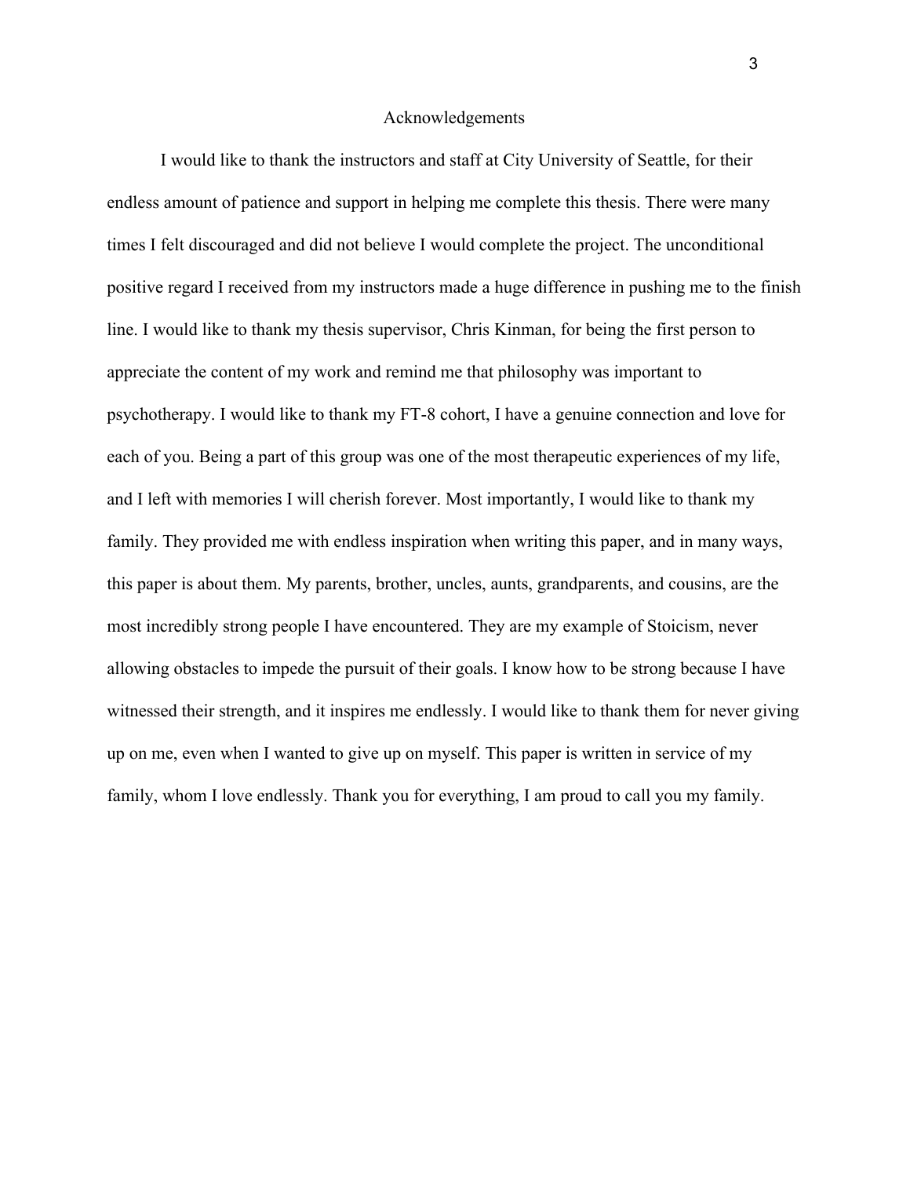# Acknowledgements

I would like to thank the instructors and staff at City University of Seattle, for their endless amount of patience and support in helping me complete this thesis. There were many times I felt discouraged and did not believe I would complete the project. The unconditional positive regard I received from my instructors made a huge difference in pushing me to the finish line. I would like to thank my thesis supervisor, Chris Kinman, for being the first person to appreciate the content of my work and remind me that philosophy was important to psychotherapy. I would like to thank my FT-8 cohort, I have a genuine connection and love for each of you. Being a part of this group was one of the most therapeutic experiences of my life, and I left with memories I will cherish forever. Most importantly, I would like to thank my family. They provided me with endless inspiration when writing this paper, and in many ways, this paper is about them. My parents, brother, uncles, aunts, grandparents, and cousins, are the most incredibly strong people I have encountered. They are my example of Stoicism, never allowing obstacles to impede the pursuit of their goals. I know how to be strong because I have witnessed their strength, and it inspires me endlessly. I would like to thank them for never giving up on me, even when I wanted to give up on myself. This paper is written in service of my family, whom I love endlessly. Thank you for everything, I am proud to call you my family.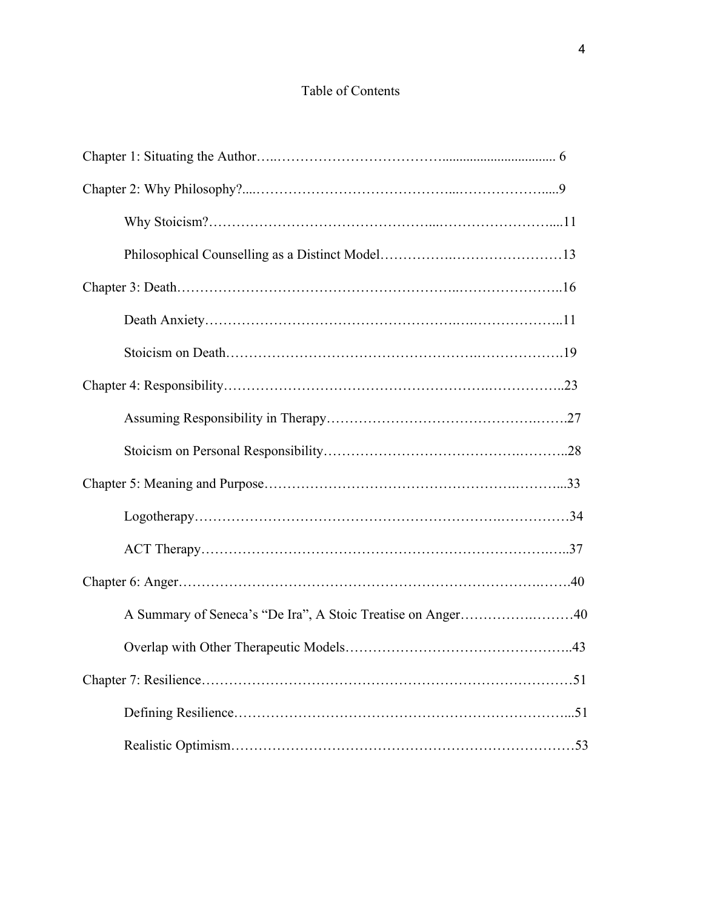# Table of Contents

Chapter 1: Situating the Author ... 6

Chapter 2: Why Philosophy? ... 9

- Why Stoicism? ... 11
- Philosophical Counselling as a Distinct Model ... 13

Chapter 3: Death ... 16

- Death Anxiety ... 11
- Stoicism on Death ... 19

Chapter 4: Responsibility ... 23

- Assuming Responsibility in Therapy ... 27
- Stoicism on Personal Responsibility ... 28

Chapter 5: Meaning and Purpose ... 33

- Logotherapy ... 34
- ACT Therapy ... 37

Chapter 6: Anger ... 40

- A Summary of Seneca's "De Ira", A Stoic Treatise on Anger ... 40
- Overlap with Other Therapeutic Models ... 43

Chapter 7: Resilience ... 51

- Defining Resilience ... 51
- Realistic Optimism ... 53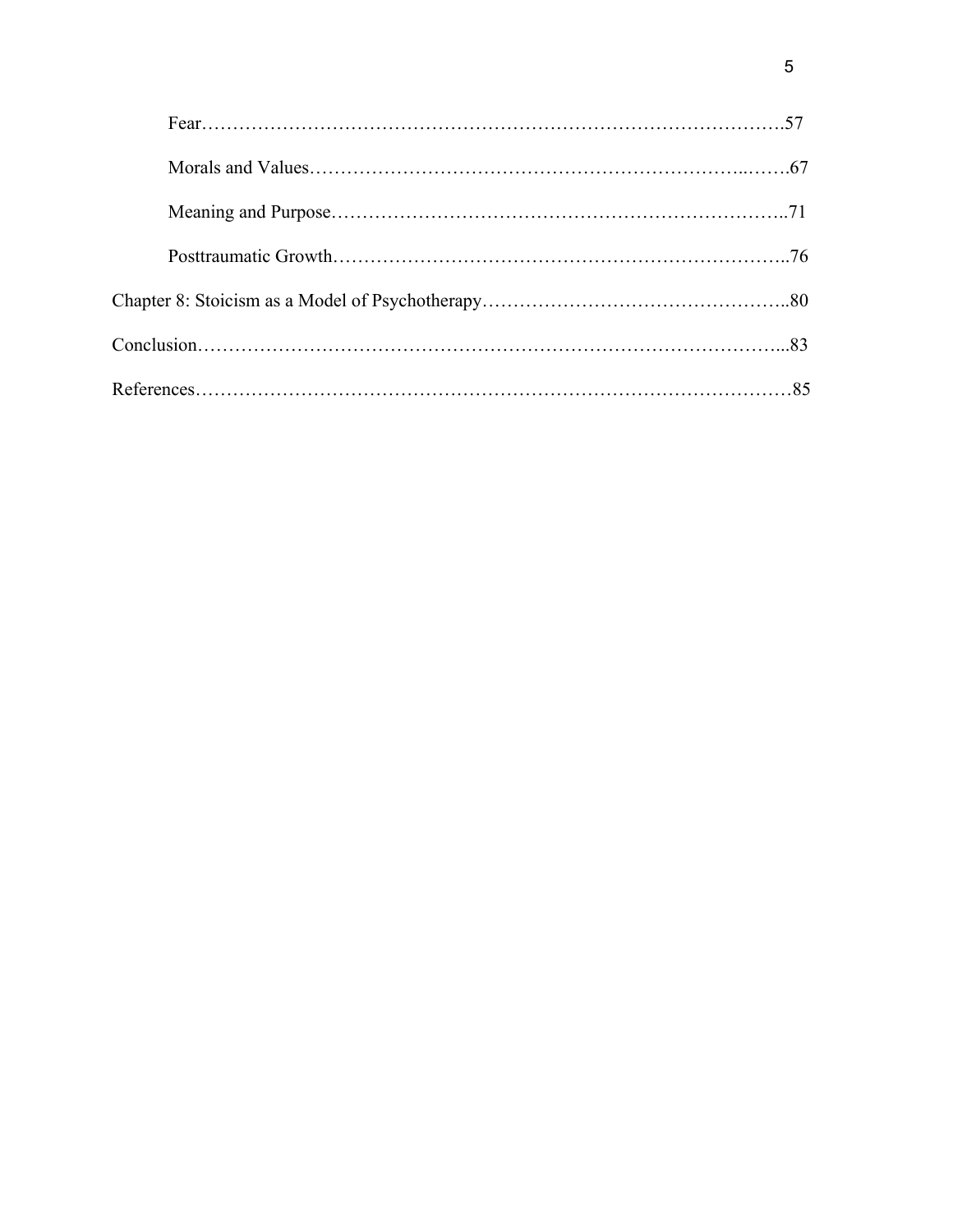Fear……………………………………………………………………………….57

Morals and Values………………………………………………………...…….67

Meaning and Purpose……………………………………………………………..71

Posttraumatic Growth……………………………………………………………..76

Chapter 8: Stoicism as a Model of Psychotherapy………………………………………..80

Conclusion…………………………………………………………………………...83

References………………………………………………………………………………85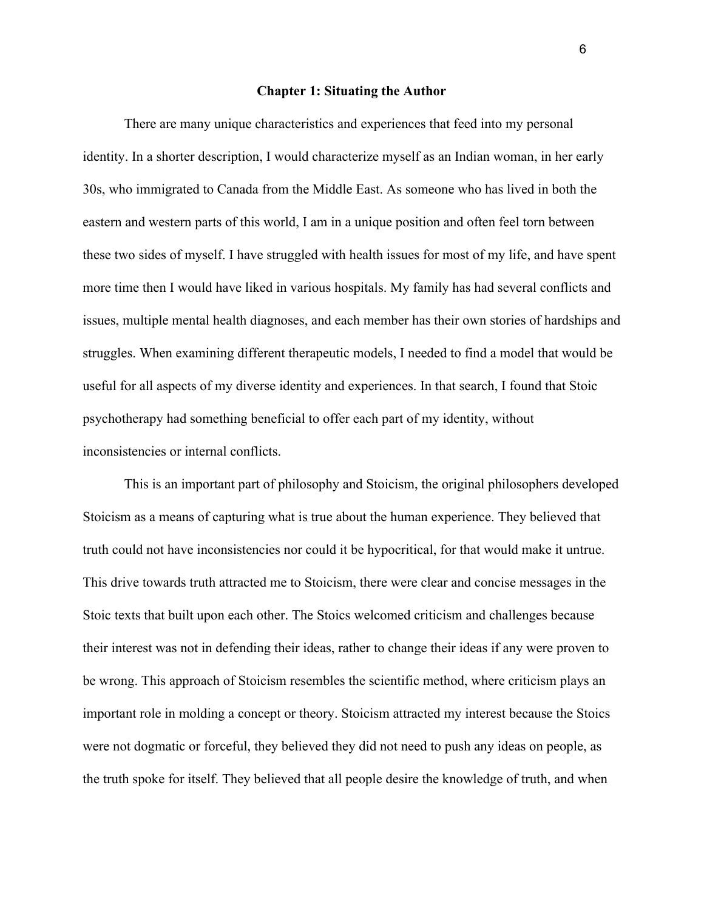# Chapter 1: Situating the Author

There are many unique characteristics and experiences that feed into my personal identity. In a shorter description, I would characterize myself as an Indian woman, in her early 30s, who immigrated to Canada from the Middle East. As someone who has lived in both the eastern and western parts of this world, I am in a unique position and often feel torn between these two sides of myself. I have struggled with health issues for most of my life, and have spent more time then I would have liked in various hospitals. My family has had several conflicts and issues, multiple mental health diagnoses, and each member has their own stories of hardships and struggles. When examining different therapeutic models, I needed to find a model that would be useful for all aspects of my diverse identity and experiences. In that search, I found that Stoic psychotherapy had something beneficial to offer each part of my identity, without inconsistencies or internal conflicts.

This is an important part of philosophy and Stoicism, the original philosophers developed Stoicism as a means of capturing what is true about the human experience. They believed that truth could not have inconsistencies nor could it be hypocritical, for that would make it untrue. This drive towards truth attracted me to Stoicism, there were clear and concise messages in the Stoic texts that built upon each other. The Stoics welcomed criticism and challenges because their interest was not in defending their ideas, rather to change their ideas if any were proven to be wrong. This approach of Stoicism resembles the scientific method, where criticism plays an important role in molding a concept or theory. Stoicism attracted my interest because the Stoics were not dogmatic or forceful, they believed they did not need to push any ideas on people, as the truth spoke for itself. They believed that all people desire the knowledge of truth, and when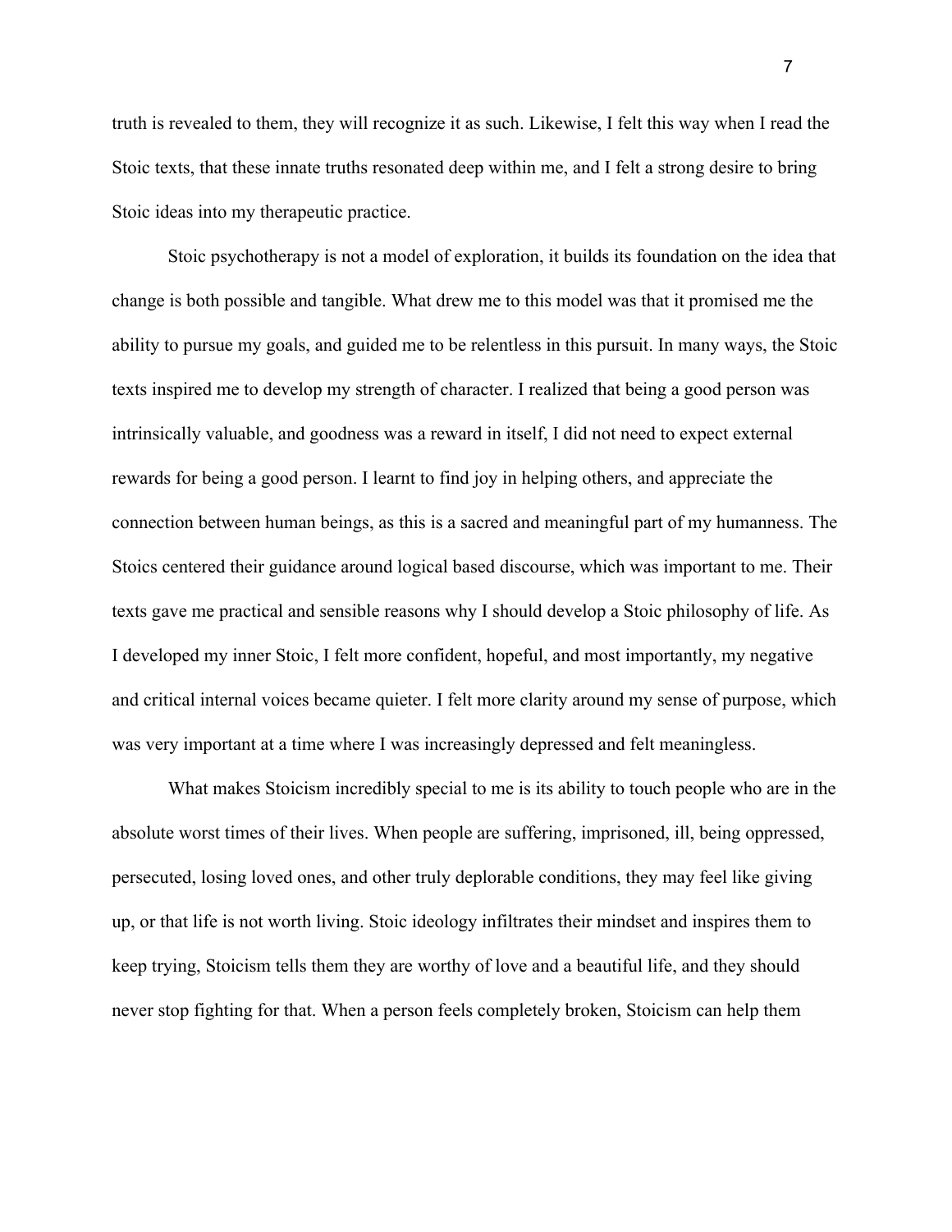truth is revealed to them, they will recognize it as such. Likewise, I felt this way when I read the Stoic texts, that these innate truths resonated deep within me, and I felt a strong desire to bring Stoic ideas into my therapeutic practice.

Stoic psychotherapy is not a model of exploration, it builds its foundation on the idea that change is both possible and tangible. What drew me to this model was that it promised me the ability to pursue my goals, and guided me to be relentless in this pursuit. In many ways, the Stoic texts inspired me to develop my strength of character. I realized that being a good person was intrinsically valuable, and goodness was a reward in itself, I did not need to expect external rewards for being a good person. I learnt to find joy in helping others, and appreciate the connection between human beings, as this is a sacred and meaningful part of my humanness. The Stoics centered their guidance around logical based discourse, which was important to me. Their texts gave me practical and sensible reasons why I should develop a Stoic philosophy of life. As I developed my inner Stoic, I felt more confident, hopeful, and most importantly, my negative and critical internal voices became quieter. I felt more clarity around my sense of purpose, which was very important at a time where I was increasingly depressed and felt meaningless.

What makes Stoicism incredibly special to me is its ability to touch people who are in the absolute worst times of their lives. When people are suffering, imprisoned, ill, being oppressed, persecuted, losing loved ones, and other truly deplorable conditions, they may feel like giving up, or that life is not worth living. Stoic ideology infiltrates their mindset and inspires them to keep trying, Stoicism tells them they are worthy of love and a beautiful life, and they should never stop fighting for that. When a person feels completely broken, Stoicism can help them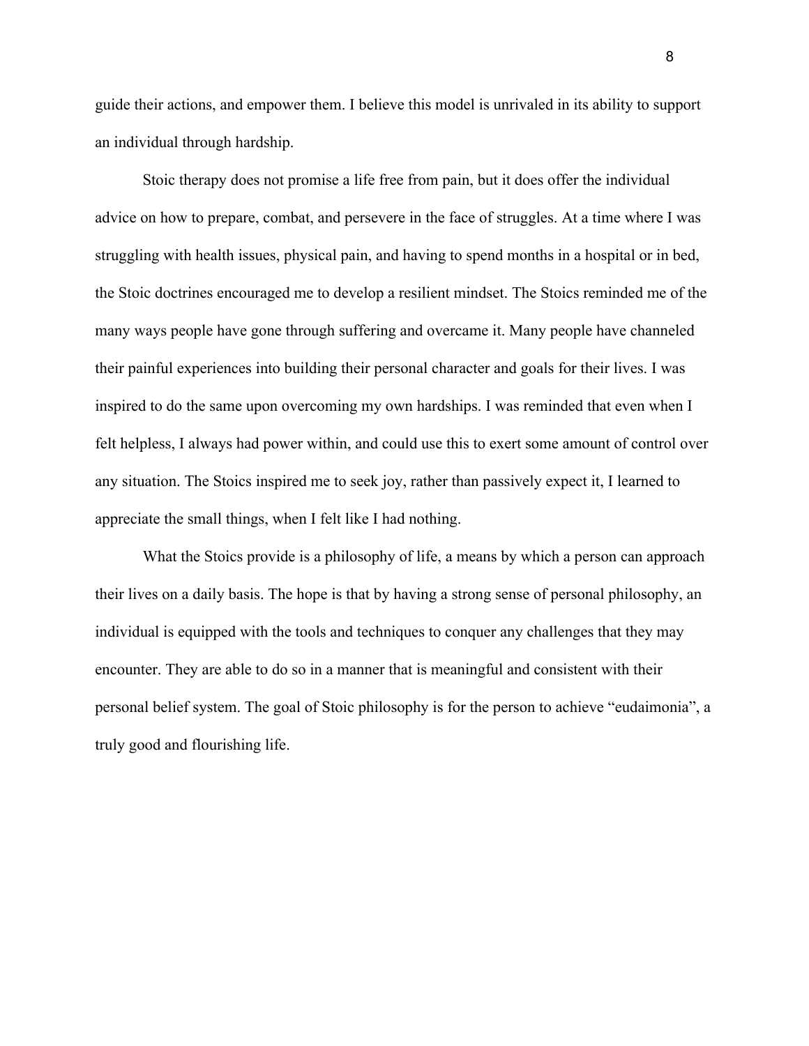guide their actions, and empower them. I believe this model is unrivaled in its ability to support an individual through hardship.

Stoic therapy does not promise a life free from pain, but it does offer the individual advice on how to prepare, combat, and persevere in the face of struggles. At a time where I was struggling with health issues, physical pain, and having to spend months in a hospital or in bed, the Stoic doctrines encouraged me to develop a resilient mindset. The Stoics reminded me of the many ways people have gone through suffering and overcame it. Many people have channeled their painful experiences into building their personal character and goals for their lives. I was inspired to do the same upon overcoming my own hardships. I was reminded that even when I felt helpless, I always had power within, and could use this to exert some amount of control over any situation. The Stoics inspired me to seek joy, rather than passively expect it, I learned to appreciate the small things, when I felt like I had nothing.

What the Stoics provide is a philosophy of life, a means by which a person can approach their lives on a daily basis. The hope is that by having a strong sense of personal philosophy, an individual is equipped with the tools and techniques to conquer any challenges that they may encounter. They are able to do so in a manner that is meaningful and consistent with their personal belief system. The goal of Stoic philosophy is for the person to achieve "eudaimonia", a truly good and flourishing life.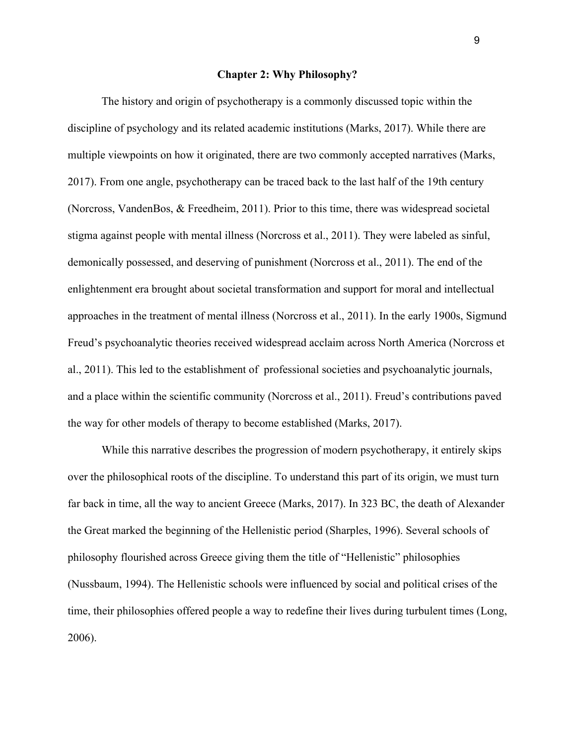## Chapter 2: Why Philosophy?

The history and origin of psychotherapy is a commonly discussed topic within the discipline of psychology and its related academic institutions (Marks, 2017). While there are multiple viewpoints on how it originated, there are two commonly accepted narratives (Marks, 2017). From one angle, psychotherapy can be traced back to the last half of the 19th century (Norcross, VandenBos, & Freedheim, 2011). Prior to this time, there was widespread societal stigma against people with mental illness (Norcross et al., 2011). They were labeled as sinful, demonically possessed, and deserving of punishment (Norcross et al., 2011). The end of the enlightenment era brought about societal transformation and support for moral and intellectual approaches in the treatment of mental illness (Norcross et al., 2011). In the early 1900s, Sigmund Freud's psychoanalytic theories received widespread acclaim across North America (Norcross et al., 2011). This led to the establishment of professional societies and psychoanalytic journals, and a place within the scientific community (Norcross et al., 2011). Freud's contributions paved the way for other models of therapy to become established (Marks, 2017).

While this narrative describes the progression of modern psychotherapy, it entirely skips over the philosophical roots of the discipline. To understand this part of its origin, we must turn far back in time, all the way to ancient Greece (Marks, 2017). In 323 BC, the death of Alexander the Great marked the beginning of the Hellenistic period (Sharples, 1996). Several schools of philosophy flourished across Greece giving them the title of "Hellenistic" philosophies (Nussbaum, 1994). The Hellenistic schools were influenced by social and political crises of the time, their philosophies offered people a way to redefine their lives during turbulent times (Long, 2006).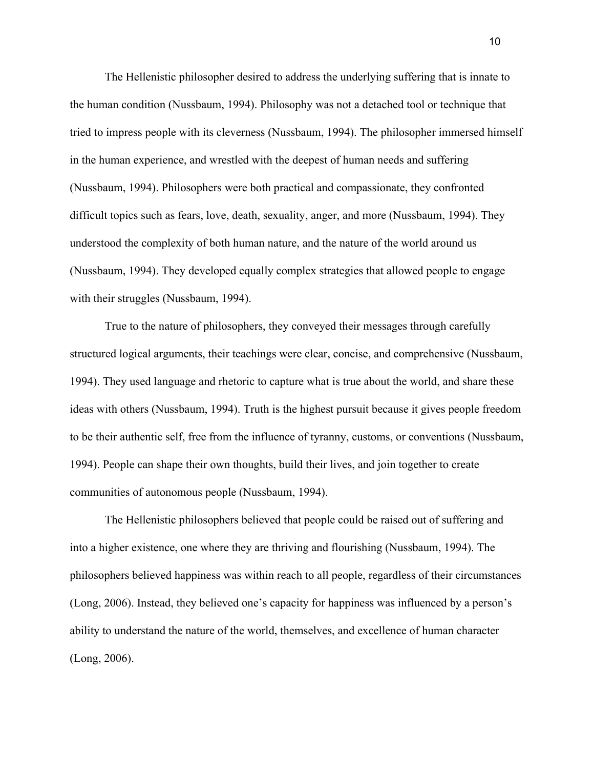The Hellenistic philosopher desired to address the underlying suffering that is innate to the human condition (Nussbaum, 1994). Philosophy was not a detached tool or technique that tried to impress people with its cleverness (Nussbaum, 1994). The philosopher immersed himself in the human experience, and wrestled with the deepest of human needs and suffering (Nussbaum, 1994). Philosophers were both practical and compassionate, they confronted difficult topics such as fears, love, death, sexuality, anger, and more (Nussbaum, 1994). They understood the complexity of both human nature, and the nature of the world around us (Nussbaum, 1994). They developed equally complex strategies that allowed people to engage with their struggles (Nussbaum, 1994).

True to the nature of philosophers, they conveyed their messages through carefully structured logical arguments, their teachings were clear, concise, and comprehensive (Nussbaum, 1994). They used language and rhetoric to capture what is true about the world, and share these ideas with others (Nussbaum, 1994). Truth is the highest pursuit because it gives people freedom to be their authentic self, free from the influence of tyranny, customs, or conventions (Nussbaum, 1994). People can shape their own thoughts, build their lives, and join together to create communities of autonomous people (Nussbaum, 1994).

The Hellenistic philosophers believed that people could be raised out of suffering and into a higher existence, one where they are thriving and flourishing (Nussbaum, 1994). The philosophers believed happiness was within reach to all people, regardless of their circumstances (Long, 2006). Instead, they believed one's capacity for happiness was influenced by a person's ability to understand the nature of the world, themselves, and excellence of human character (Long, 2006).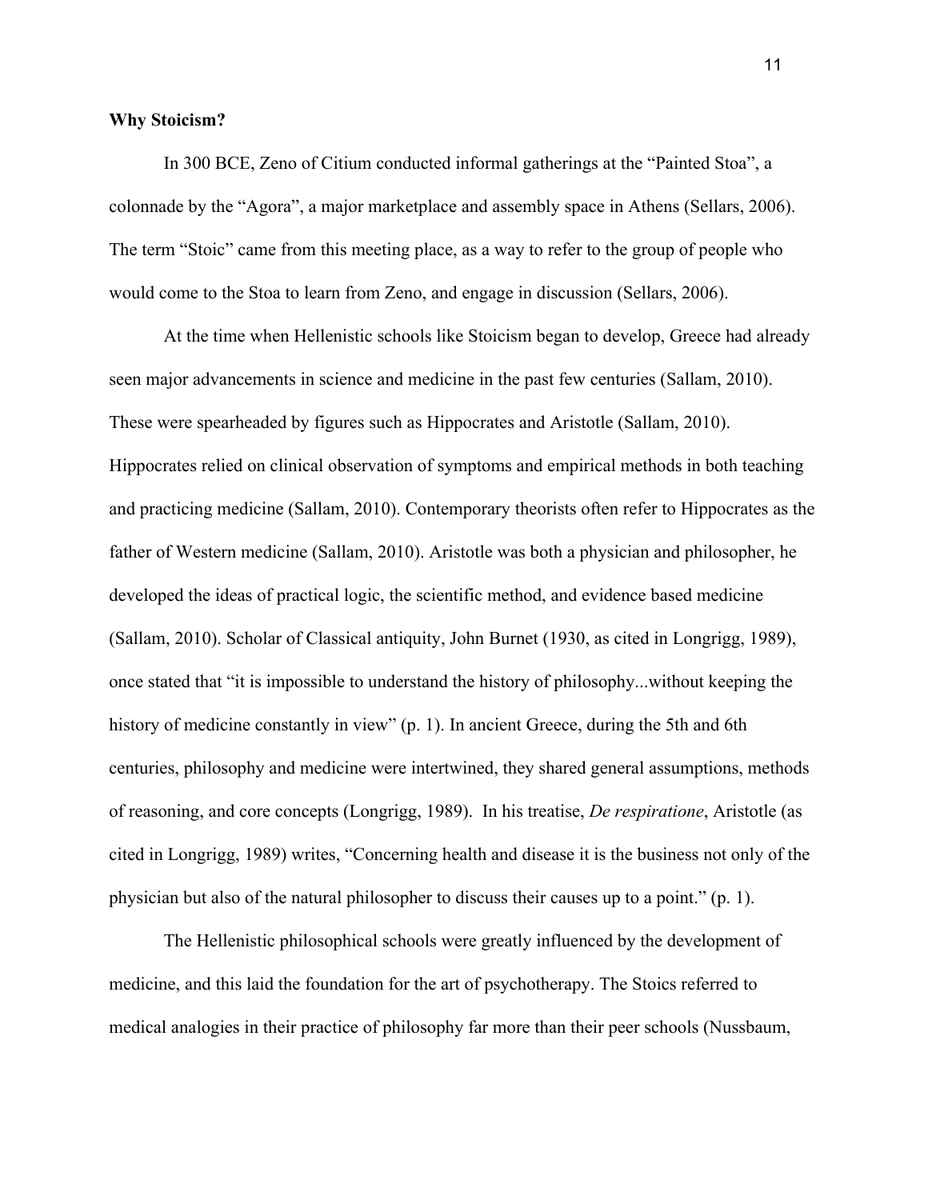**Why Stoicism?**

In 300 BCE, Zeno of Citium conducted informal gatherings at the “Painted Stoa”, a colonnade by the “Agora”, a major marketplace and assembly space in Athens (Sellars, 2006). The term “Stoic” came from this meeting place, as a way to refer to the group of people who would come to the Stoa to learn from Zeno, and engage in discussion (Sellars, 2006).

At the time when Hellenistic schools like Stoicism began to develop, Greece had already seen major advancements in science and medicine in the past few centuries (Sallam, 2010). These were spearheaded by figures such as Hippocrates and Aristotle (Sallam, 2010). Hippocrates relied on clinical observation of symptoms and empirical methods in both teaching and practicing medicine (Sallam, 2010). Contemporary theorists often refer to Hippocrates as the father of Western medicine (Sallam, 2010). Aristotle was both a physician and philosopher, he developed the ideas of practical logic, the scientific method, and evidence based medicine (Sallam, 2010). Scholar of Classical antiquity, John Burnet (1930, as cited in Longrigg, 1989), once stated that “it is impossible to understand the history of philosophy...without keeping the history of medicine constantly in view” (p. 1). In ancient Greece, during the 5th and 6th centuries, philosophy and medicine were intertwined, they shared general assumptions, methods of reasoning, and core concepts (Longrigg, 1989). In his treatise, *De respiratione*, Aristotle (as cited in Longrigg, 1989) writes, “Concerning health and disease it is the business not only of the physician but also of the natural philosopher to discuss their causes up to a point.” (p. 1).

The Hellenistic philosophical schools were greatly influenced by the development of medicine, and this laid the foundation for the art of psychotherapy. The Stoics referred to medical analogies in their practice of philosophy far more than their peer schools (Nussbaum,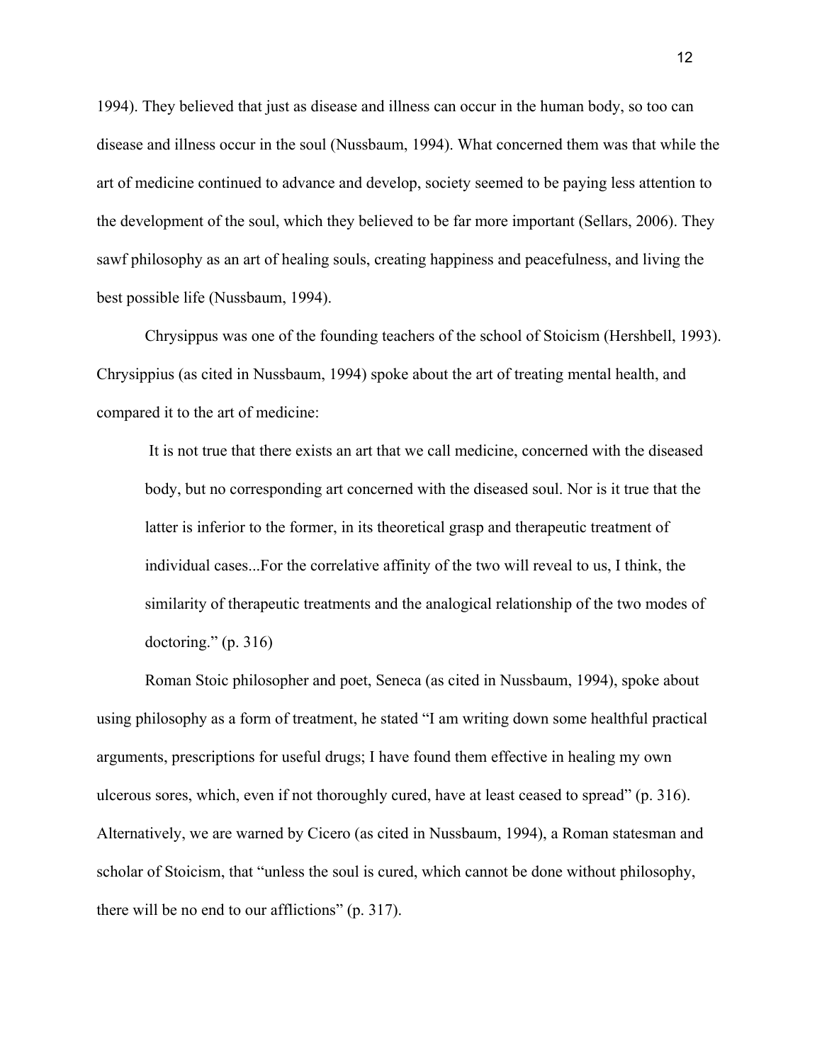1994). They believed that just as disease and illness can occur in the human body, so too can disease and illness occur in the soul (Nussbaum, 1994). What concerned them was that while the art of medicine continued to advance and develop, society seemed to be paying less attention to the development of the soul, which they believed to be far more important (Sellars, 2006). They sawf philosophy as an art of healing souls, creating happiness and peacefulness, and living the best possible life (Nussbaum, 1994).

Chrysippus was one of the founding teachers of the school of Stoicism (Hershbell, 1993). Chrysippius (as cited in Nussbaum, 1994) spoke about the art of treating mental health, and compared it to the art of medicine:

> It is not true that there exists an art that we call medicine, concerned with the diseased body, but no corresponding art concerned with the diseased soul. Nor is it true that the latter is inferior to the former, in its theoretical grasp and therapeutic treatment of individual cases...For the correlative affinity of the two will reveal to us, I think, the similarity of therapeutic treatments and the analogical relationship of the two modes of doctoring." (p. 316)

Roman Stoic philosopher and poet, Seneca (as cited in Nussbaum, 1994), spoke about using philosophy as a form of treatment, he stated "I am writing down some healthful practical arguments, prescriptions for useful drugs; I have found them effective in healing my own ulcerous sores, which, even if not thoroughly cured, have at least ceased to spread" (p. 316). Alternatively, we are warned by Cicero (as cited in Nussbaum, 1994), a Roman statesman and scholar of Stoicism, that "unless the soul is cured, which cannot be done without philosophy, there will be no end to our afflictions" (p. 317).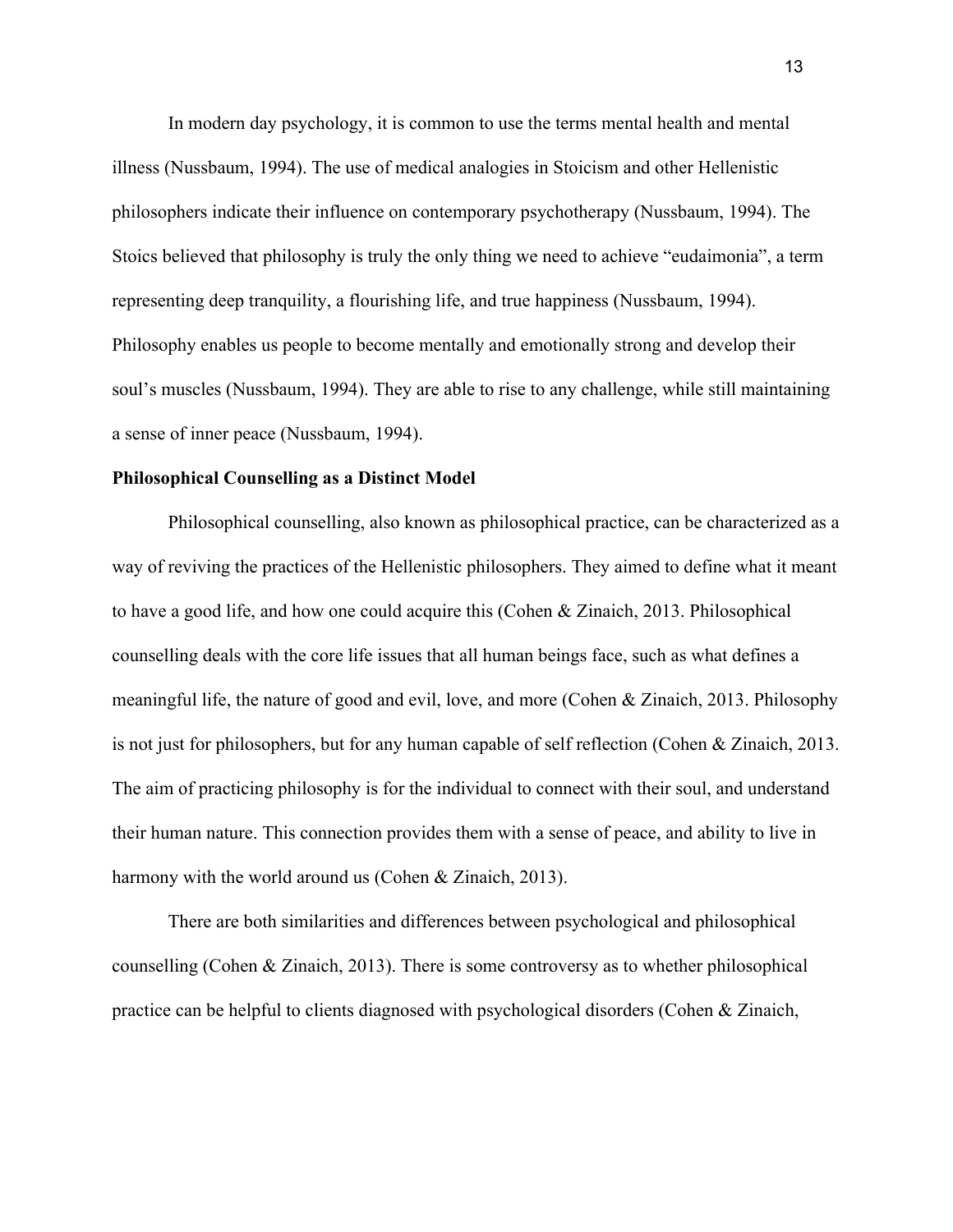In modern day psychology, it is common to use the terms mental health and mental illness (Nussbaum, 1994). The use of medical analogies in Stoicism and other Hellenistic philosophers indicate their influence on contemporary psychotherapy (Nussbaum, 1994). The Stoics believed that philosophy is truly the only thing we need to achieve "eudaimonia", a term representing deep tranquility, a flourishing life, and true happiness (Nussbaum, 1994). Philosophy enables us people to become mentally and emotionally strong and develop their soul's muscles (Nussbaum, 1994). They are able to rise to any challenge, while still maintaining a sense of inner peace (Nussbaum, 1994).

**Philosophical Counselling as a Distinct Model**

Philosophical counselling, also known as philosophical practice, can be characterized as a way of reviving the practices of the Hellenistic philosophers. They aimed to define what it meant to have a good life, and how one could acquire this (Cohen & Zinaich, 2013. Philosophical counselling deals with the core life issues that all human beings face, such as what defines a meaningful life, the nature of good and evil, love, and more (Cohen & Zinaich, 2013. Philosophy is not just for philosophers, but for any human capable of self reflection (Cohen & Zinaich, 2013. The aim of practicing philosophy is for the individual to connect with their soul, and understand their human nature. This connection provides them with a sense of peace, and ability to live in harmony with the world around us (Cohen & Zinaich, 2013).

There are both similarities and differences between psychological and philosophical counselling (Cohen & Zinaich, 2013). There is some controversy as to whether philosophical practice can be helpful to clients diagnosed with psychological disorders (Cohen & Zinaich,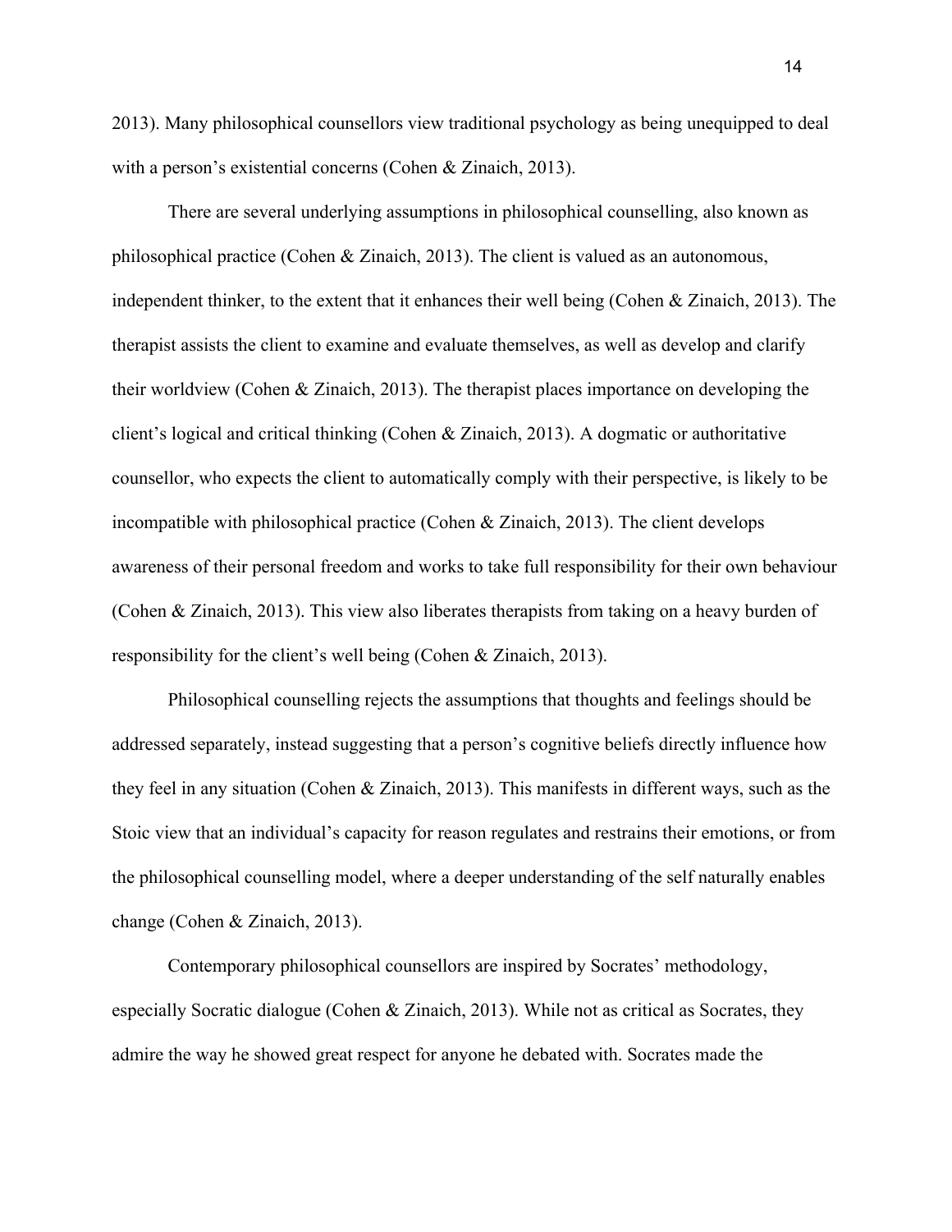2013). Many philosophical counsellors view traditional psychology as being unequipped to deal with a person's existential concerns (Cohen & Zinaich, 2013).

There are several underlying assumptions in philosophical counselling, also known as philosophical practice (Cohen & Zinaich, 2013). The client is valued as an autonomous, independent thinker, to the extent that it enhances their well being (Cohen & Zinaich, 2013). The therapist assists the client to examine and evaluate themselves, as well as develop and clarify their worldview (Cohen & Zinaich, 2013). The therapist places importance on developing the client's logical and critical thinking (Cohen & Zinaich, 2013). A dogmatic or authoritative counsellor, who expects the client to automatically comply with their perspective, is likely to be incompatible with philosophical practice (Cohen & Zinaich, 2013). The client develops awareness of their personal freedom and works to take full responsibility for their own behaviour (Cohen & Zinaich, 2013). This view also liberates therapists from taking on a heavy burden of responsibility for the client's well being (Cohen & Zinaich, 2013).

Philosophical counselling rejects the assumptions that thoughts and feelings should be addressed separately, instead suggesting that a person's cognitive beliefs directly influence how they feel in any situation (Cohen & Zinaich, 2013). This manifests in different ways, such as the Stoic view that an individual's capacity for reason regulates and restrains their emotions, or from the philosophical counselling model, where a deeper understanding of the self naturally enables change (Cohen & Zinaich, 2013).

Contemporary philosophical counsellors are inspired by Socrates' methodology, especially Socratic dialogue (Cohen & Zinaich, 2013). While not as critical as Socrates, they admire the way he showed great respect for anyone he debated with. Socrates made the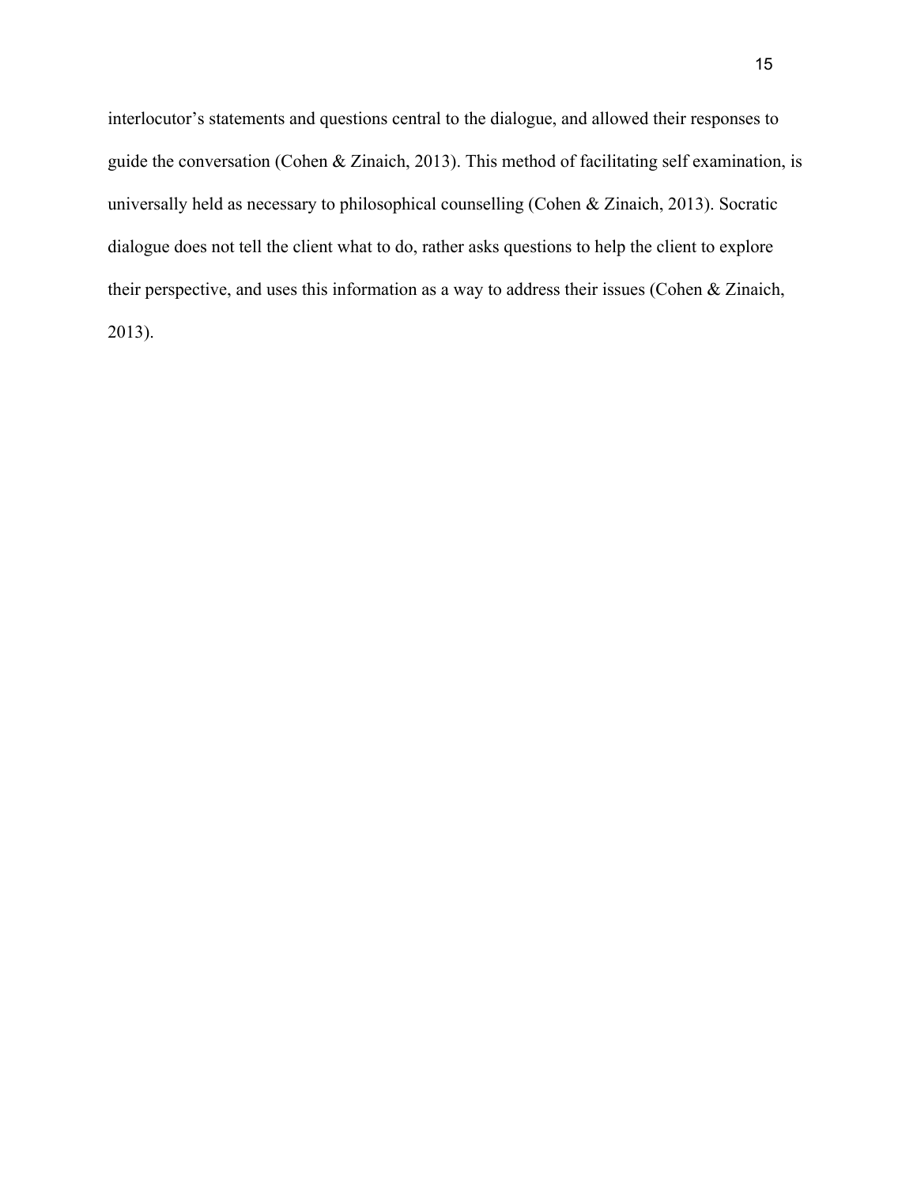interlocutor's statements and questions central to the dialogue, and allowed their responses to guide the conversation (Cohen & Zinaich, 2013). This method of facilitating self examination, is universally held as necessary to philosophical counselling (Cohen & Zinaich, 2013). Socratic dialogue does not tell the client what to do, rather asks questions to help the client to explore their perspective, and uses this information as a way to address their issues (Cohen & Zinaich, 2013).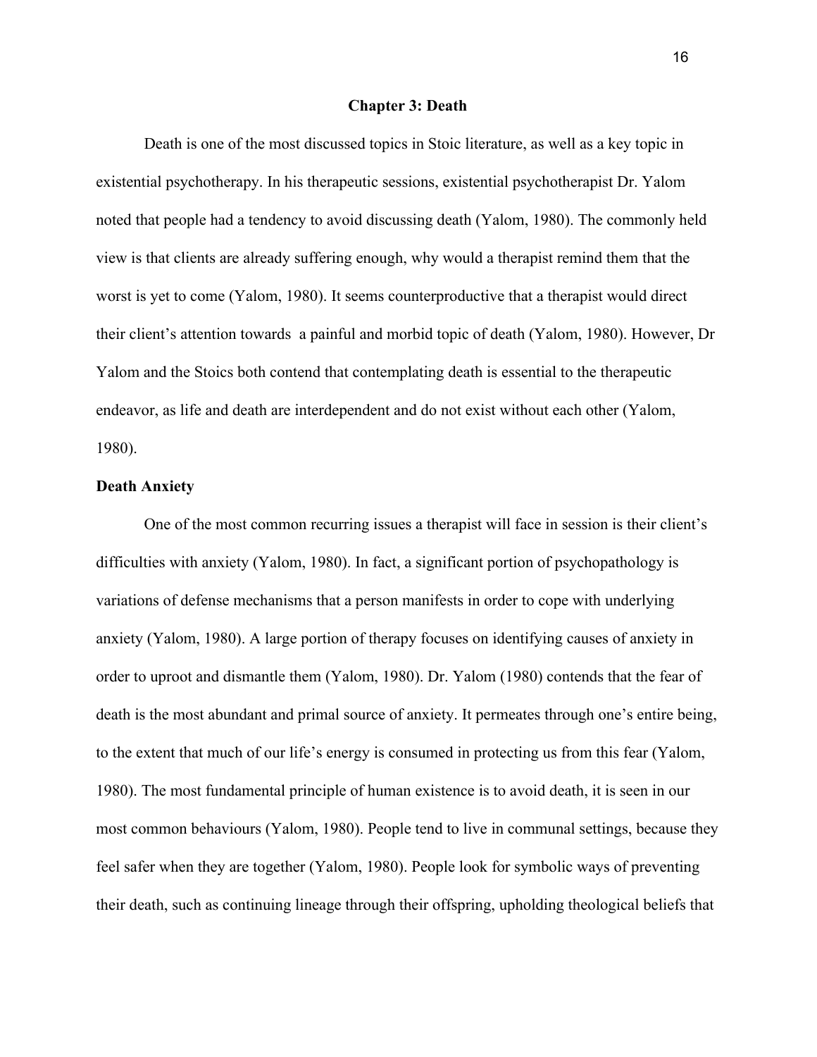## Chapter 3: Death

Death is one of the most discussed topics in Stoic literature, as well as a key topic in existential psychotherapy. In his therapeutic sessions, existential psychotherapist Dr. Yalom noted that people had a tendency to avoid discussing death (Yalom, 1980). The commonly held view is that clients are already suffering enough, why would a therapist remind them that the worst is yet to come (Yalom, 1980). It seems counterproductive that a therapist would direct their client's attention towards  a painful and morbid topic of death (Yalom, 1980). However, Dr Yalom and the Stoics both contend that contemplating death is essential to the therapeutic endeavor, as life and death are interdependent and do not exist without each other (Yalom, 1980).

### Death Anxiety

One of the most common recurring issues a therapist will face in session is their client's difficulties with anxiety (Yalom, 1980). In fact, a significant portion of psychopathology is variations of defense mechanisms that a person manifests in order to cope with underlying anxiety (Yalom, 1980). A large portion of therapy focuses on identifying causes of anxiety in order to uproot and dismantle them (Yalom, 1980). Dr. Yalom (1980) contends that the fear of death is the most abundant and primal source of anxiety. It permeates through one's entire being, to the extent that much of our life's energy is consumed in protecting us from this fear (Yalom, 1980). The most fundamental principle of human existence is to avoid death, it is seen in our most common behaviours (Yalom, 1980). People tend to live in communal settings, because they feel safer when they are together (Yalom, 1980). People look for symbolic ways of preventing their death, such as continuing lineage through their offspring, upholding theological beliefs that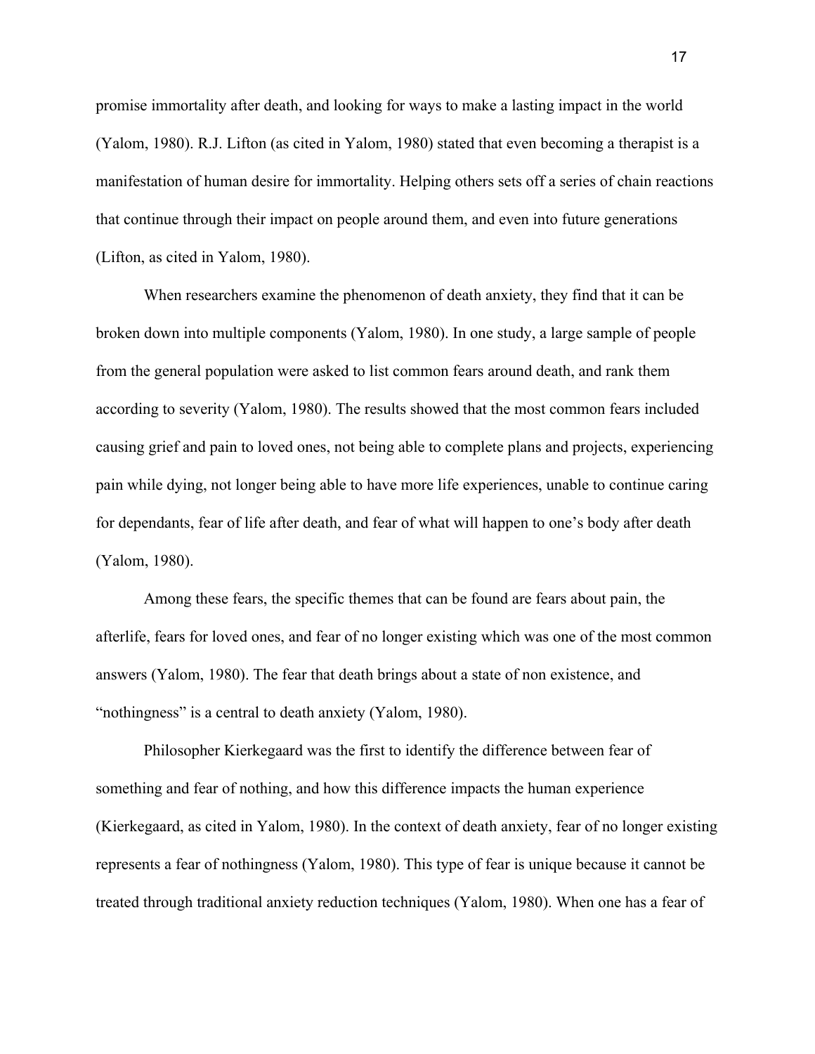promise immortality after death, and looking for ways to make a lasting impact in the world (Yalom, 1980). R.J. Lifton (as cited in Yalom, 1980) stated that even becoming a therapist is a manifestation of human desire for immortality. Helping others sets off a series of chain reactions that continue through their impact on people around them, and even into future generations (Lifton, as cited in Yalom, 1980).

When researchers examine the phenomenon of death anxiety, they find that it can be broken down into multiple components (Yalom, 1980). In one study, a large sample of people from the general population were asked to list common fears around death, and rank them according to severity (Yalom, 1980). The results showed that the most common fears included causing grief and pain to loved ones, not being able to complete plans and projects, experiencing pain while dying, not longer being able to have more life experiences, unable to continue caring for dependants, fear of life after death, and fear of what will happen to one's body after death (Yalom, 1980).

Among these fears, the specific themes that can be found are fears about pain, the afterlife, fears for loved ones, and fear of no longer existing which was one of the most common answers (Yalom, 1980). The fear that death brings about a state of non existence, and "nothingness" is a central to death anxiety (Yalom, 1980).

Philosopher Kierkegaard was the first to identify the difference between fear of something and fear of nothing, and how this difference impacts the human experience (Kierkegaard, as cited in Yalom, 1980). In the context of death anxiety, fear of no longer existing represents a fear of nothingness (Yalom, 1980). This type of fear is unique because it cannot be treated through traditional anxiety reduction techniques (Yalom, 1980). When one has a fear of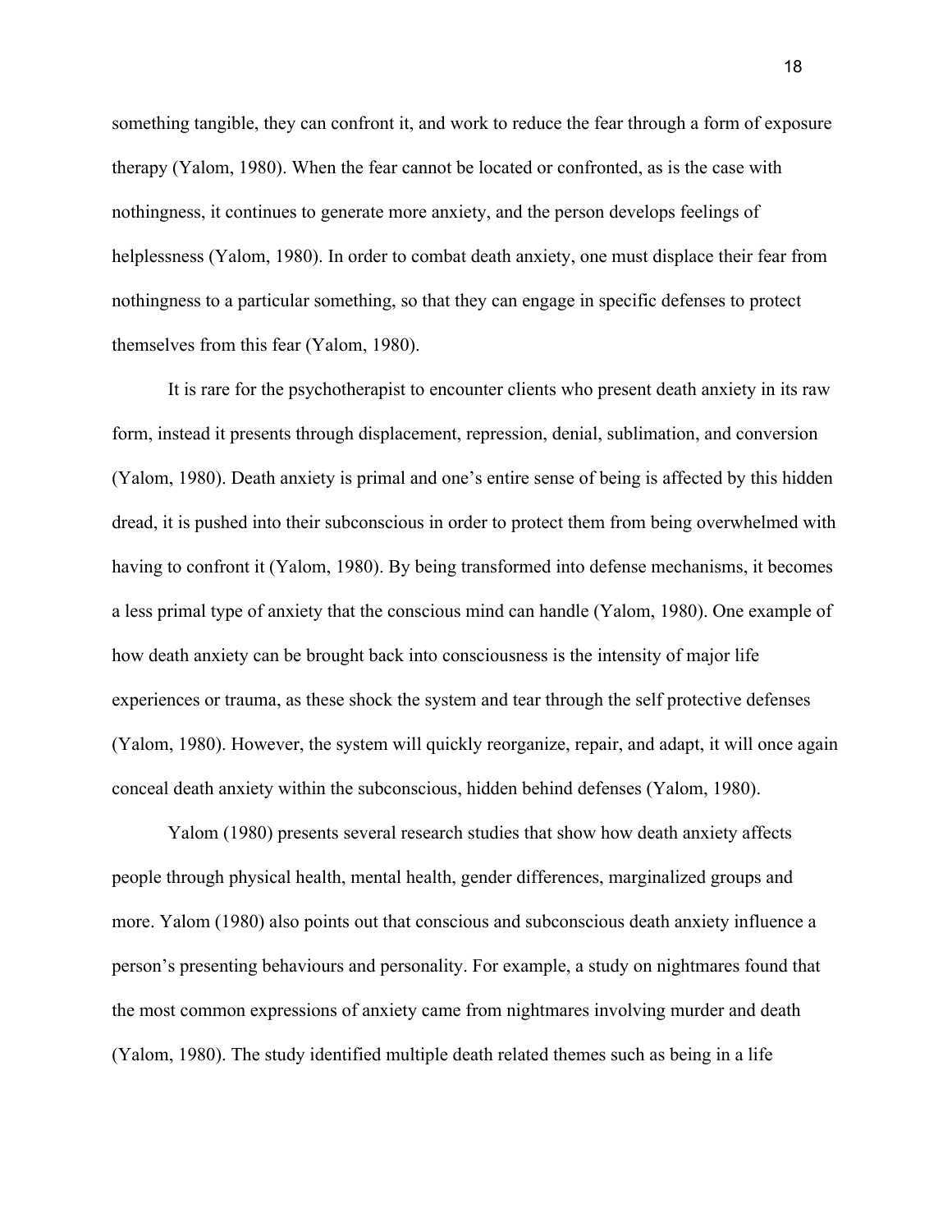something tangible, they can confront it, and work to reduce the fear through a form of exposure therapy (Yalom, 1980). When the fear cannot be located or confronted, as is the case with nothingness, it continues to generate more anxiety, and the person develops feelings of helplessness (Yalom, 1980). In order to combat death anxiety, one must displace their fear from nothingness to a particular something, so that they can engage in specific defenses to protect themselves from this fear (Yalom, 1980).

It is rare for the psychotherapist to encounter clients who present death anxiety in its raw form, instead it presents through displacement, repression, denial, sublimation, and conversion (Yalom, 1980). Death anxiety is primal and one's entire sense of being is affected by this hidden dread, it is pushed into their subconscious in order to protect them from being overwhelmed with having to confront it (Yalom, 1980). By being transformed into defense mechanisms, it becomes a less primal type of anxiety that the conscious mind can handle (Yalom, 1980). One example of how death anxiety can be brought back into consciousness is the intensity of major life experiences or trauma, as these shock the system and tear through the self protective defenses (Yalom, 1980). However, the system will quickly reorganize, repair, and adapt, it will once again conceal death anxiety within the subconscious, hidden behind defenses (Yalom, 1980).

Yalom (1980) presents several research studies that show how death anxiety affects people through physical health, mental health, gender differences, marginalized groups and more. Yalom (1980) also points out that conscious and subconscious death anxiety influence a person's presenting behaviours and personality. For example, a study on nightmares found that the most common expressions of anxiety came from nightmares involving murder and death (Yalom, 1980). The study identified multiple death related themes such as being in a life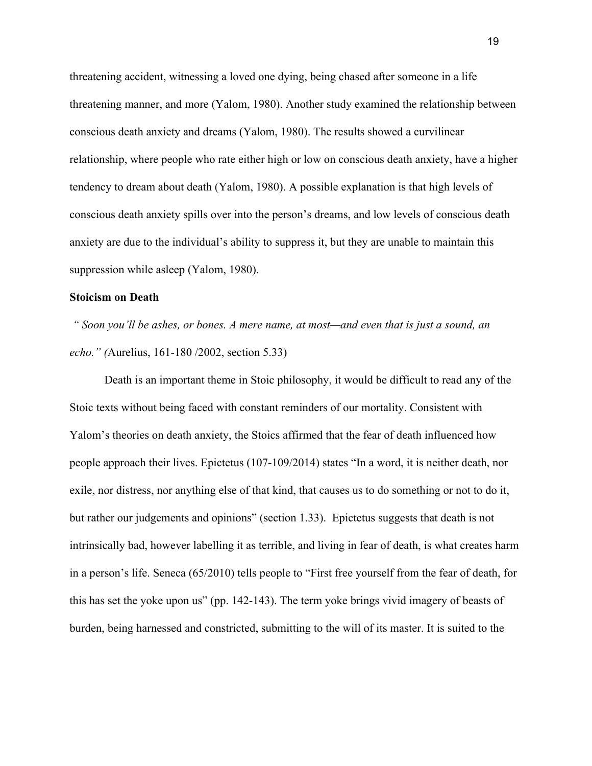threatening accident, witnessing a loved one dying, being chased after someone in a life threatening manner, and more (Yalom, 1980). Another study examined the relationship between conscious death anxiety and dreams (Yalom, 1980). The results showed a curvilinear relationship, where people who rate either high or low on conscious death anxiety, have a higher tendency to dream about death (Yalom, 1980). A possible explanation is that high levels of conscious death anxiety spills over into the person's dreams, and low levels of conscious death anxiety are due to the individual's ability to suppress it, but they are unable to maintain this suppression while asleep (Yalom, 1980).

**Stoicism on Death**

*" Soon you'll be ashes, or bones. A mere name, at most—and even that is just a sound, an echo." (*Aurelius, 161-180 /2002, section 5.33)

Death is an important theme in Stoic philosophy, it would be difficult to read any of the Stoic texts without being faced with constant reminders of our mortality. Consistent with Yalom's theories on death anxiety, the Stoics affirmed that the fear of death influenced how people approach their lives. Epictetus (107-109/2014) states "In a word, it is neither death, nor exile, nor distress, nor anything else of that kind, that causes us to do something or not to do it, but rather our judgements and opinions" (section 1.33). Epictetus suggests that death is not intrinsically bad, however labelling it as terrible, and living in fear of death, is what creates harm in a person's life. Seneca (65/2010) tells people to "First free yourself from the fear of death, for this has set the yoke upon us" (pp. 142-143). The term yoke brings vivid imagery of beasts of burden, being harnessed and constricted, submitting to the will of its master. It is suited to the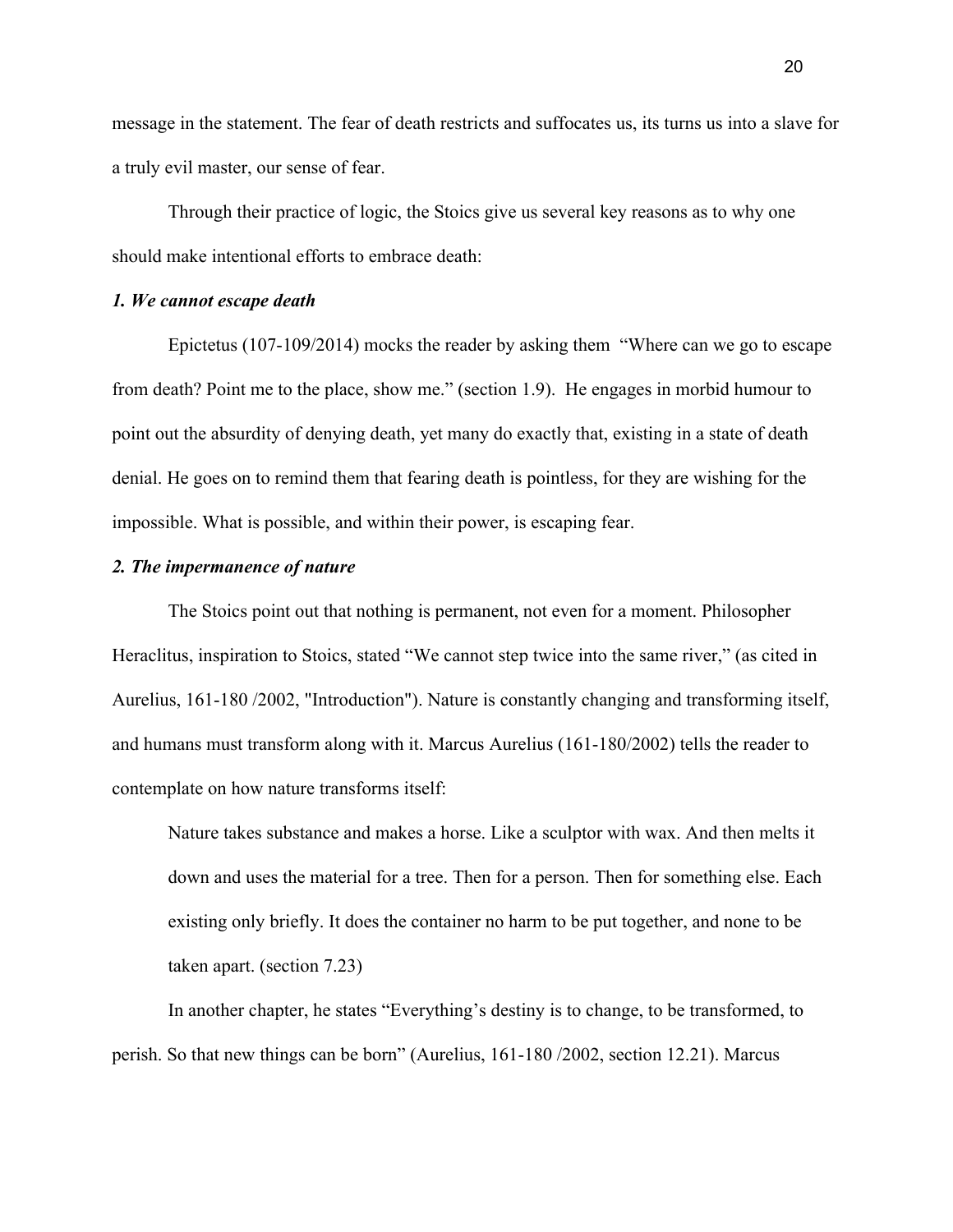message in the statement. The fear of death restricts and suffocates us, its turns us into a slave for a truly evil master, our sense of fear.

Through their practice of logic, the Stoics give us several key reasons as to why one should make intentional efforts to embrace death:

### *1. We cannot escape death*

Epictetus (107-109/2014) mocks the reader by asking them "Where can we go to escape from death? Point me to the place, show me." (section 1.9). He engages in morbid humour to point out the absurdity of denying death, yet many do exactly that, existing in a state of death denial. He goes on to remind them that fearing death is pointless, for they are wishing for the impossible. What is possible, and within their power, is escaping fear.

### *2. The impermanence of nature*

The Stoics point out that nothing is permanent, not even for a moment. Philosopher Heraclitus, inspiration to Stoics, stated "We cannot step twice into the same river," (as cited in Aurelius, 161-180 /2002, "Introduction"). Nature is constantly changing and transforming itself, and humans must transform along with it. Marcus Aurelius (161-180/2002) tells the reader to contemplate on how nature transforms itself:

> Nature takes substance and makes a horse. Like a sculptor with wax. And then melts it down and uses the material for a tree. Then for a person. Then for something else. Each existing only briefly. It does the container no harm to be put together, and none to be taken apart. (section 7.23)

In another chapter, he states "Everything's destiny is to change, to be transformed, to perish. So that new things can be born" (Aurelius, 161-180 /2002, section 12.21). Marcus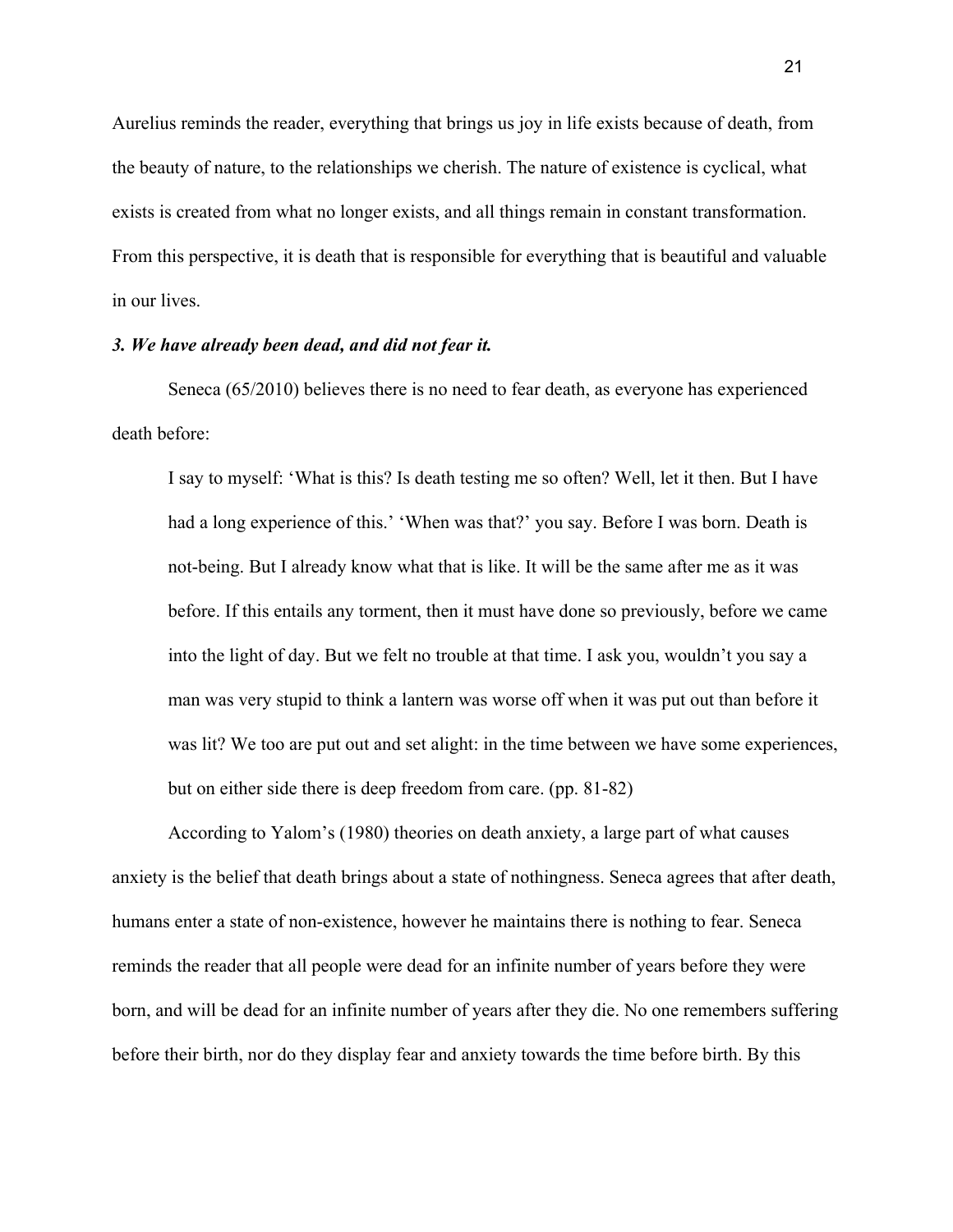Aurelius reminds the reader, everything that brings us joy in life exists because of death, from the beauty of nature, to the relationships we cherish. The nature of existence is cyclical, what exists is created from what no longer exists, and all things remain in constant transformation. From this perspective, it is death that is responsible for everything that is beautiful and valuable in our lives.

***3. We have already been dead, and did not fear it.***

Seneca (65/2010) believes there is no need to fear death, as everyone has experienced death before:

> I say to myself: 'What is this? Is death testing me so often? Well, let it then. But I have had a long experience of this.' 'When was that?' you say. Before I was born. Death is not-being. But I already know what that is like. It will be the same after me as it was before. If this entails any torment, then it must have done so previously, before we came into the light of day. But we felt no trouble at that time. I ask you, wouldn't you say a man was very stupid to think a lantern was worse off when it was put out than before it was lit? We too are put out and set alight: in the time between we have some experiences, but on either side there is deep freedom from care. (pp. 81-82)

According to Yalom's (1980) theories on death anxiety, a large part of what causes anxiety is the belief that death brings about a state of nothingness. Seneca agrees that after death, humans enter a state of non-existence, however he maintains there is nothing to fear. Seneca reminds the reader that all people were dead for an infinite number of years before they were born, and will be dead for an infinite number of years after they die. No one remembers suffering before their birth, nor do they display fear and anxiety towards the time before birth. By this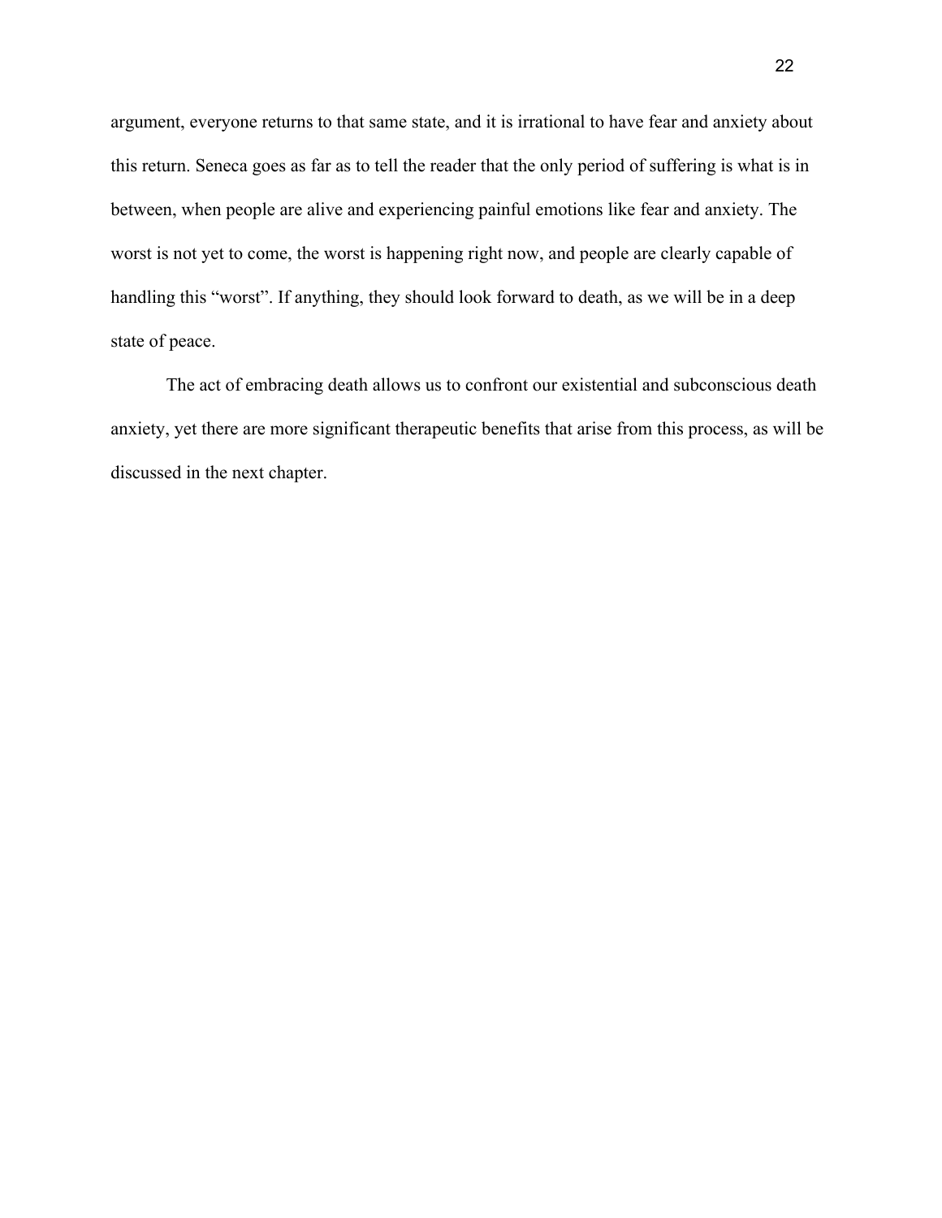argument, everyone returns to that same state, and it is irrational to have fear and anxiety about this return. Seneca goes as far as to tell the reader that the only period of suffering is what is in between, when people are alive and experiencing painful emotions like fear and anxiety. The worst is not yet to come, the worst is happening right now, and people are clearly capable of handling this "worst". If anything, they should look forward to death, as we will be in a deep state of peace.

The act of embracing death allows us to confront our existential and subconscious death anxiety, yet there are more significant therapeutic benefits that arise from this process, as will be discussed in the next chapter.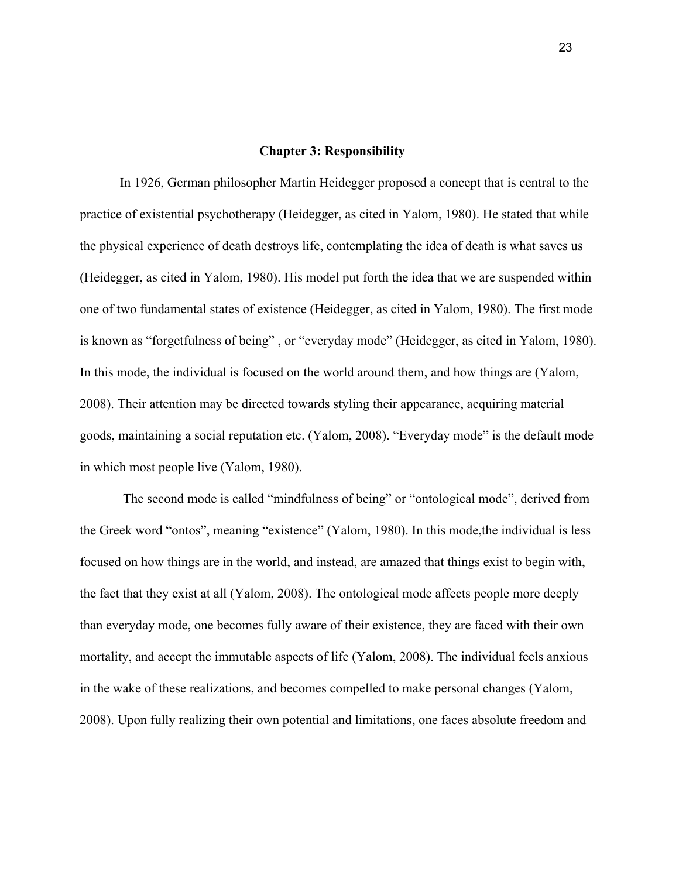## Chapter 3: Responsibility

In 1926, German philosopher Martin Heidegger proposed a concept that is central to the practice of existential psychotherapy (Heidegger, as cited in Yalom, 1980). He stated that while the physical experience of death destroys life, contemplating the idea of death is what saves us (Heidegger, as cited in Yalom, 1980). His model put forth the idea that we are suspended within one of two fundamental states of existence (Heidegger, as cited in Yalom, 1980). The first mode is known as "forgetfulness of being" , or "everyday mode" (Heidegger, as cited in Yalom, 1980). In this mode, the individual is focused on the world around them, and how things are (Yalom, 2008). Their attention may be directed towards styling their appearance, acquiring material goods, maintaining a social reputation etc. (Yalom, 2008). "Everyday mode" is the default mode in which most people live (Yalom, 1980).

The second mode is called "mindfulness of being" or "ontological mode", derived from the Greek word "ontos", meaning "existence" (Yalom, 1980). In this mode,the individual is less focused on how things are in the world, and instead, are amazed that things exist to begin with, the fact that they exist at all (Yalom, 2008). The ontological mode affects people more deeply than everyday mode, one becomes fully aware of their existence, they are faced with their own mortality, and accept the immutable aspects of life (Yalom, 2008). The individual feels anxious in the wake of these realizations, and becomes compelled to make personal changes (Yalom, 2008). Upon fully realizing their own potential and limitations, one faces absolute freedom and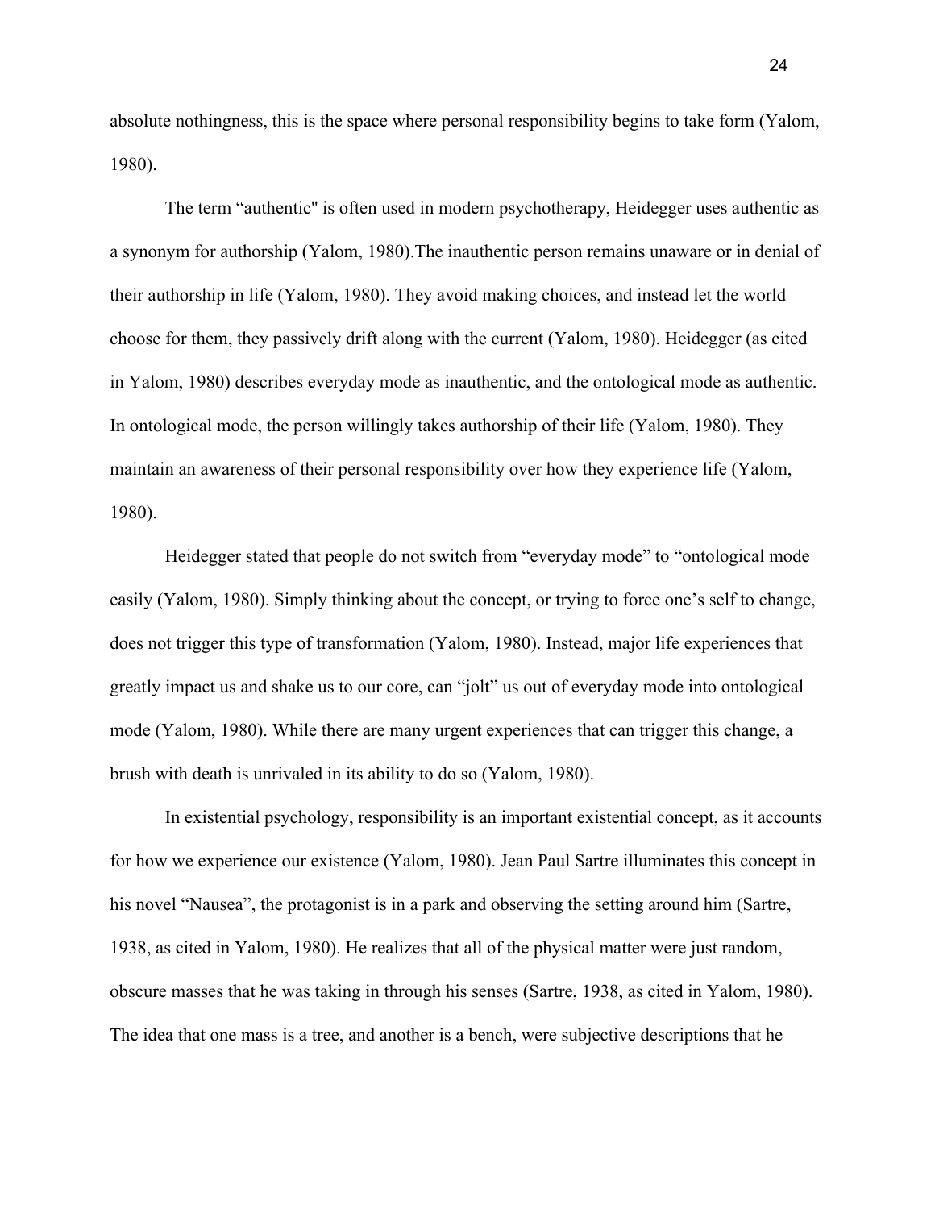absolute nothingness, this is the space where personal responsibility begins to take form (Yalom, 1980).

The term “authentic" is often used in modern psychotherapy, Heidegger uses authentic as a synonym for authorship (Yalom, 1980).The inauthentic person remains unaware or in denial of their authorship in life (Yalom, 1980). They avoid making choices, and instead let the world choose for them, they passively drift along with the current (Yalom, 1980). Heidegger (as cited in Yalom, 1980) describes everyday mode as inauthentic, and the ontological mode as authentic. In ontological mode, the person willingly takes authorship of their life (Yalom, 1980). They maintain an awareness of their personal responsibility over how they experience life (Yalom, 1980).

Heidegger stated that people do not switch from “everyday mode” to “ontological mode easily (Yalom, 1980). Simply thinking about the concept, or trying to force one’s self to change, does not trigger this type of transformation (Yalom, 1980). Instead, major life experiences that greatly impact us and shake us to our core, can “jolt” us out of everyday mode into ontological mode (Yalom, 1980). While there are many urgent experiences that can trigger this change, a brush with death is unrivaled in its ability to do so (Yalom, 1980).

In existential psychology, responsibility is an important existential concept, as it accounts for how we experience our existence (Yalom, 1980). Jean Paul Sartre illuminates this concept in his novel “Nausea”, the protagonist is in a park and observing the setting around him (Sartre, 1938, as cited in Yalom, 1980). He realizes that all of the physical matter were just random, obscure masses that he was taking in through his senses (Sartre, 1938, as cited in Yalom, 1980). The idea that one mass is a tree, and another is a bench, were subjective descriptions that he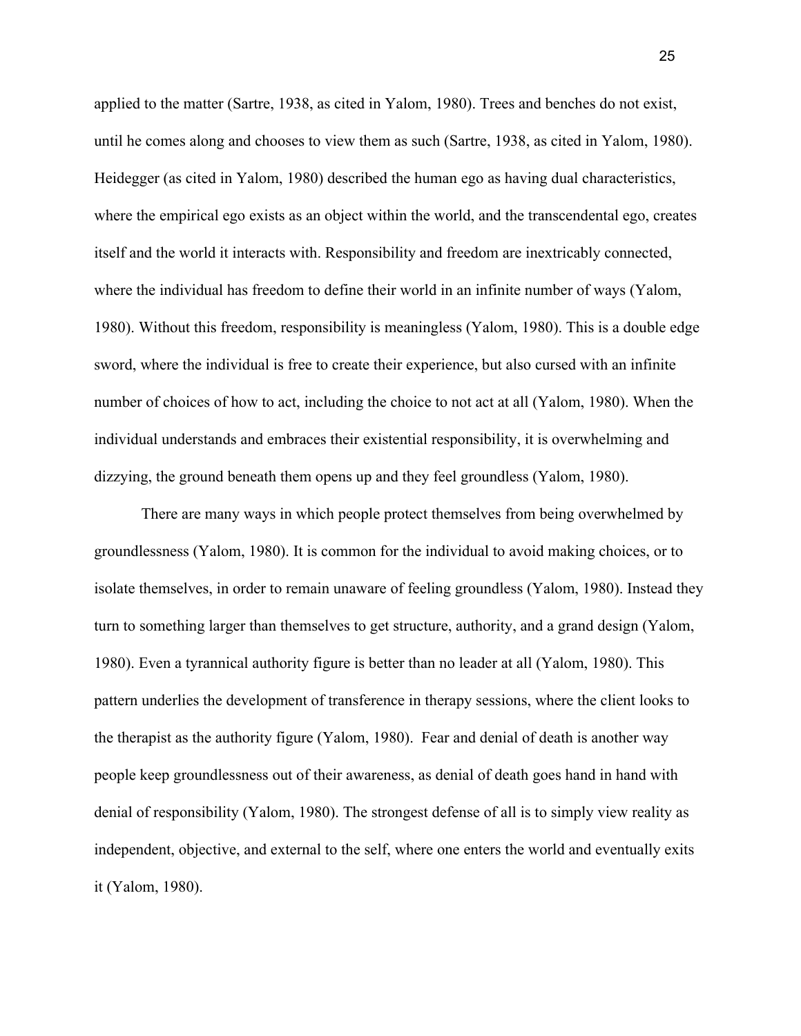applied to the matter (Sartre, 1938, as cited in Yalom, 1980). Trees and benches do not exist, until he comes along and chooses to view them as such (Sartre, 1938, as cited in Yalom, 1980). Heidegger (as cited in Yalom, 1980) described the human ego as having dual characteristics, where the empirical ego exists as an object within the world, and the transcendental ego, creates itself and the world it interacts with. Responsibility and freedom are inextricably connected, where the individual has freedom to define their world in an infinite number of ways (Yalom, 1980). Without this freedom, responsibility is meaningless (Yalom, 1980). This is a double edge sword, where the individual is free to create their experience, but also cursed with an infinite number of choices of how to act, including the choice to not act at all (Yalom, 1980). When the individual understands and embraces their existential responsibility, it is overwhelming and dizzying, the ground beneath them opens up and they feel groundless (Yalom, 1980).

There are many ways in which people protect themselves from being overwhelmed by groundlessness (Yalom, 1980). It is common for the individual to avoid making choices, or to isolate themselves, in order to remain unaware of feeling groundless (Yalom, 1980). Instead they turn to something larger than themselves to get structure, authority, and a grand design (Yalom, 1980). Even a tyrannical authority figure is better than no leader at all (Yalom, 1980). This pattern underlies the development of transference in therapy sessions, where the client looks to the therapist as the authority figure (Yalom, 1980). Fear and denial of death is another way people keep groundlessness out of their awareness, as denial of death goes hand in hand with denial of responsibility (Yalom, 1980). The strongest defense of all is to simply view reality as independent, objective, and external to the self, where one enters the world and eventually exits it (Yalom, 1980).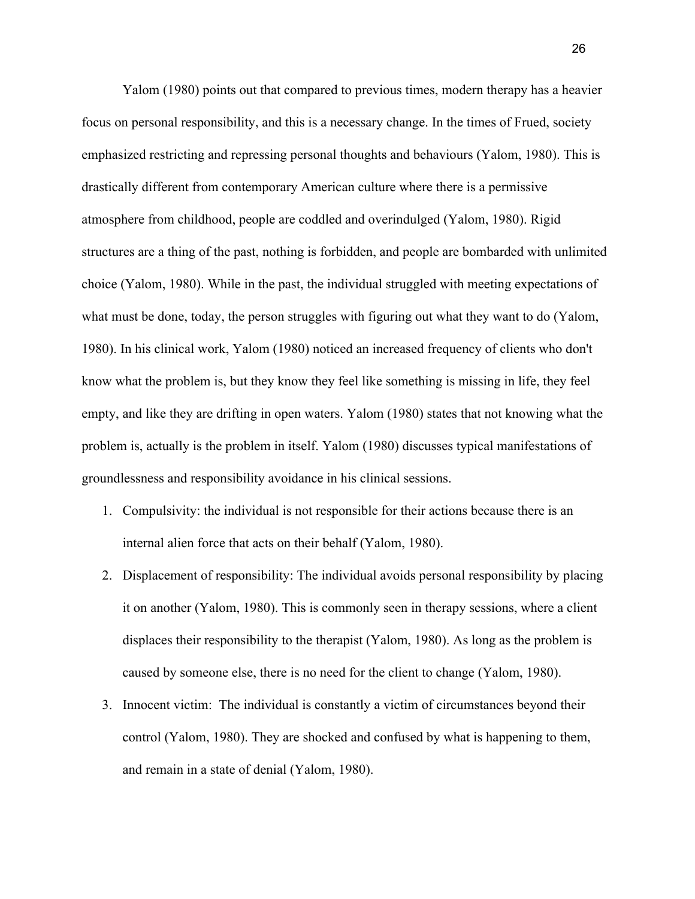Yalom (1980) points out that compared to previous times, modern therapy has a heavier focus on personal responsibility, and this is a necessary change. In the times of Frued, society emphasized restricting and repressing personal thoughts and behaviours (Yalom, 1980). This is drastically different from contemporary American culture where there is a permissive atmosphere from childhood, people are coddled and overindulged (Yalom, 1980). Rigid structures are a thing of the past, nothing is forbidden, and people are bombarded with unlimited choice (Yalom, 1980). While in the past, the individual struggled with meeting expectations of what must be done, today, the person struggles with figuring out what they want to do (Yalom, 1980). In his clinical work, Yalom (1980) noticed an increased frequency of clients who don't know what the problem is, but they know they feel like something is missing in life, they feel empty, and like they are drifting in open waters. Yalom (1980) states that not knowing what the problem is, actually is the problem in itself. Yalom (1980) discusses typical manifestations of groundlessness and responsibility avoidance in his clinical sessions.

1. Compulsivity: the individual is not responsible for their actions because there is an internal alien force that acts on their behalf (Yalom, 1980).
2. Displacement of responsibility: The individual avoids personal responsibility by placing it on another (Yalom, 1980). This is commonly seen in therapy sessions, where a client displaces their responsibility to the therapist (Yalom, 1980). As long as the problem is caused by someone else, there is no need for the client to change (Yalom, 1980).
3. Innocent victim: The individual is constantly a victim of circumstances beyond their control (Yalom, 1980). They are shocked and confused by what is happening to them, and remain in a state of denial (Yalom, 1980).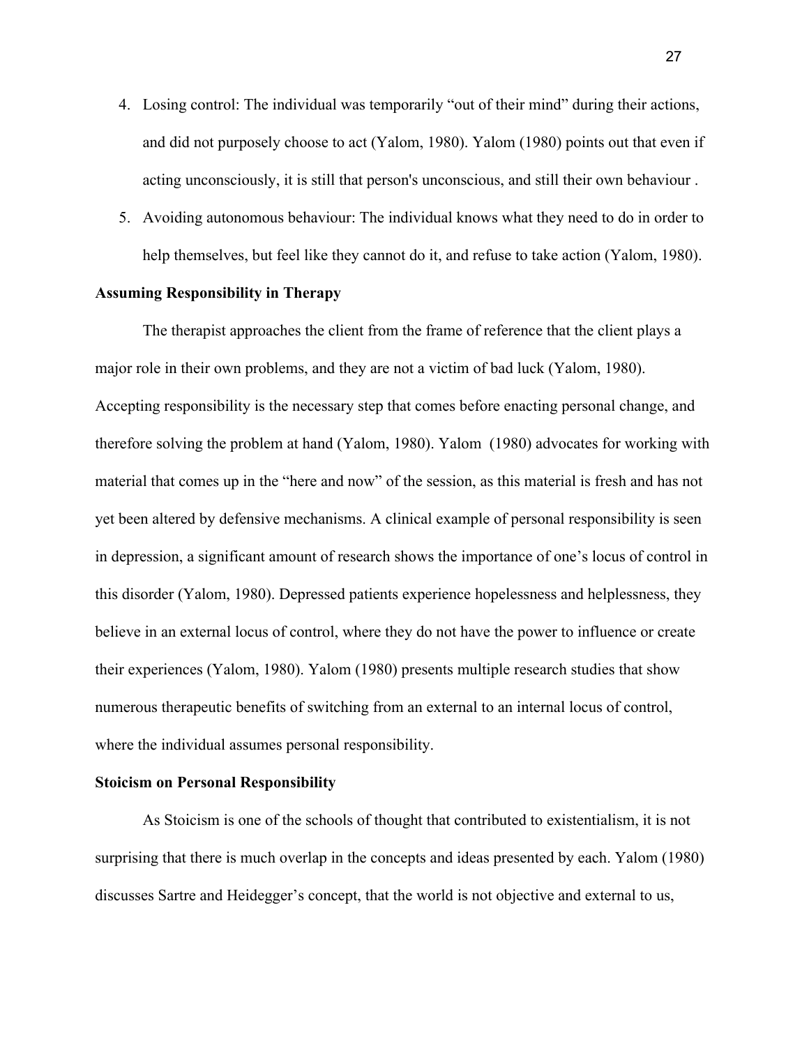4. Losing control: The individual was temporarily "out of their mind" during their actions, and did not purposely choose to act (Yalom, 1980). Yalom (1980) points out that even if acting unconsciously, it is still that person's unconscious, and still their own behaviour .
5. Avoiding autonomous behaviour: The individual knows what they need to do in order to help themselves, but feel like they cannot do it, and refuse to take action (Yalom, 1980).

**Assuming Responsibility in Therapy**

The therapist approaches the client from the frame of reference that the client plays a major role in their own problems, and they are not a victim of bad luck (Yalom, 1980). Accepting responsibility is the necessary step that comes before enacting personal change, and therefore solving the problem at hand (Yalom, 1980). Yalom (1980) advocates for working with material that comes up in the "here and now" of the session, as this material is fresh and has not yet been altered by defensive mechanisms. A clinical example of personal responsibility is seen in depression, a significant amount of research shows the importance of one's locus of control in this disorder (Yalom, 1980). Depressed patients experience hopelessness and helplessness, they believe in an external locus of control, where they do not have the power to influence or create their experiences (Yalom, 1980). Yalom (1980) presents multiple research studies that show numerous therapeutic benefits of switching from an external to an internal locus of control, where the individual assumes personal responsibility.

**Stoicism on Personal Responsibility**

As Stoicism is one of the schools of thought that contributed to existentialism, it is not surprising that there is much overlap in the concepts and ideas presented by each. Yalom (1980) discusses Sartre and Heidegger's concept, that the world is not objective and external to us,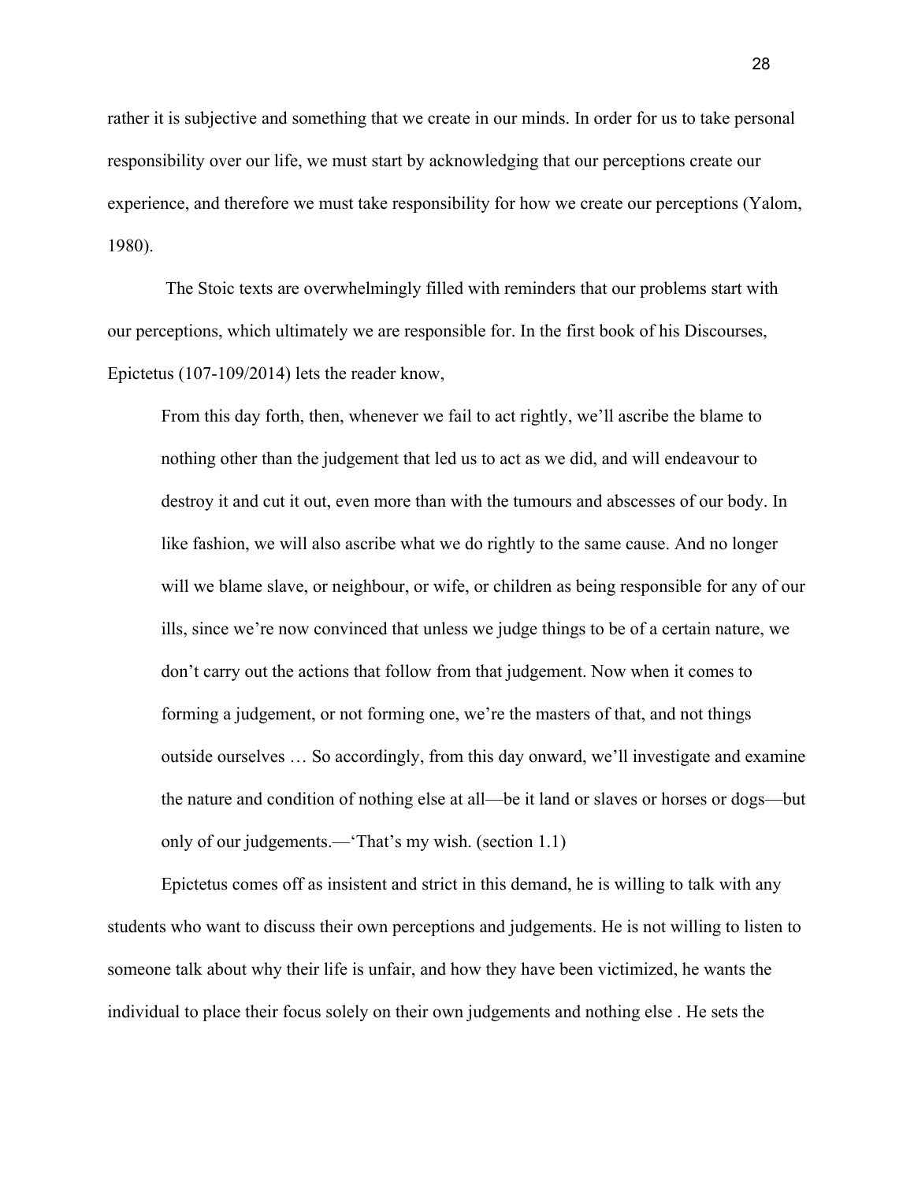rather it is subjective and something that we create in our minds. In order for us to take personal responsibility over our life, we must start by acknowledging that our perceptions create our experience, and therefore we must take responsibility for how we create our perceptions (Yalom, 1980).

The Stoic texts are overwhelmingly filled with reminders that our problems start with our perceptions, which ultimately we are responsible for. In the first book of his Discourses, Epictetus (107-109/2014) lets the reader know,

> From this day forth, then, whenever we fail to act rightly, we'll ascribe the blame to nothing other than the judgement that led us to act as we did, and will endeavour to destroy it and cut it out, even more than with the tumours and abscesses of our body. In like fashion, we will also ascribe what we do rightly to the same cause. And no longer will we blame slave, or neighbour, or wife, or children as being responsible for any of our ills, since we're now convinced that unless we judge things to be of a certain nature, we don't carry out the actions that follow from that judgement. Now when it comes to forming a judgement, or not forming one, we're the masters of that, and not things outside ourselves … So accordingly, from this day onward, we'll investigate and examine the nature and condition of nothing else at all—be it land or slaves or horses or dogs—but only of our judgements.—'That's my wish. (section 1.1)

Epictetus comes off as insistent and strict in this demand, he is willing to talk with any students who want to discuss their own perceptions and judgements. He is not willing to listen to someone talk about why their life is unfair, and how they have been victimized, he wants the individual to place their focus solely on their own judgements and nothing else . He sets the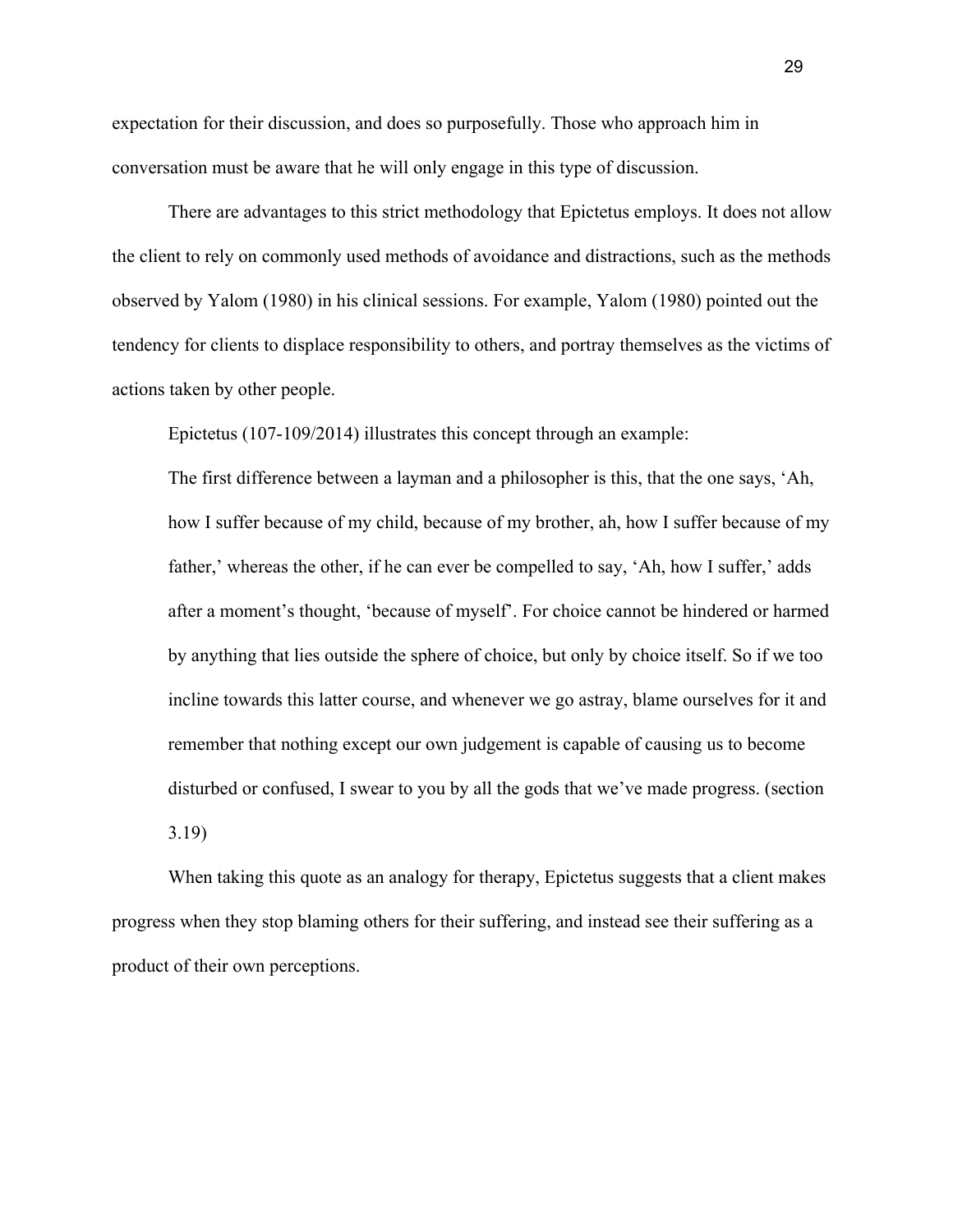expectation for their discussion, and does so purposefully. Those who approach him in conversation must be aware that he will only engage in this type of discussion.

There are advantages to this strict methodology that Epictetus employs. It does not allow the client to rely on commonly used methods of avoidance and distractions, such as the methods observed by Yalom (1980) in his clinical sessions. For example, Yalom (1980) pointed out the tendency for clients to displace responsibility to others, and portray themselves as the victims of actions taken by other people.

Epictetus (107-109/2014) illustrates this concept through an example:

> The first difference between a layman and a philosopher is this, that the one says, 'Ah, how I suffer because of my child, because of my brother, ah, how I suffer because of my father,' whereas the other, if he can ever be compelled to say, 'Ah, how I suffer,' adds after a moment's thought, 'because of myself'. For choice cannot be hindered or harmed by anything that lies outside the sphere of choice, but only by choice itself. So if we too incline towards this latter course, and whenever we go astray, blame ourselves for it and remember that nothing except our own judgement is capable of causing us to become disturbed or confused, I swear to you by all the gods that we've made progress. (section 3.19)

When taking this quote as an analogy for therapy, Epictetus suggests that a client makes progress when they stop blaming others for their suffering, and instead see their suffering as a product of their own perceptions.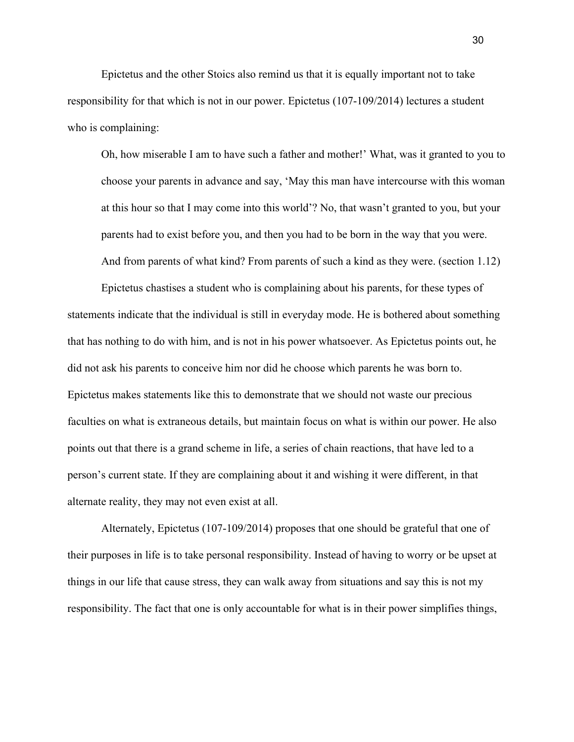Epictetus and the other Stoics also remind us that it is equally important not to take responsibility for that which is not in our power. Epictetus (107-109/2014) lectures a student who is complaining:

> Oh, how miserable I am to have such a father and mother!' What, was it granted to you to choose your parents in advance and say, 'May this man have intercourse with this woman at this hour so that I may come into this world'? No, that wasn't granted to you, but your parents had to exist before you, and then you had to be born in the way that you were. And from parents of what kind? From parents of such a kind as they were. (section 1.12)

Epictetus chastises a student who is complaining about his parents, for these types of statements indicate that the individual is still in everyday mode. He is bothered about something that has nothing to do with him, and is not in his power whatsoever. As Epictetus points out, he did not ask his parents to conceive him nor did he choose which parents he was born to. Epictetus makes statements like this to demonstrate that we should not waste our precious faculties on what is extraneous details, but maintain focus on what is within our power. He also points out that there is a grand scheme in life, a series of chain reactions, that have led to a person's current state. If they are complaining about it and wishing it were different, in that alternate reality, they may not even exist at all.

Alternately, Epictetus (107-109/2014) proposes that one should be grateful that one of their purposes in life is to take personal responsibility. Instead of having to worry or be upset at things in our life that cause stress, they can walk away from situations and say this is not my responsibility. The fact that one is only accountable for what is in their power simplifies things,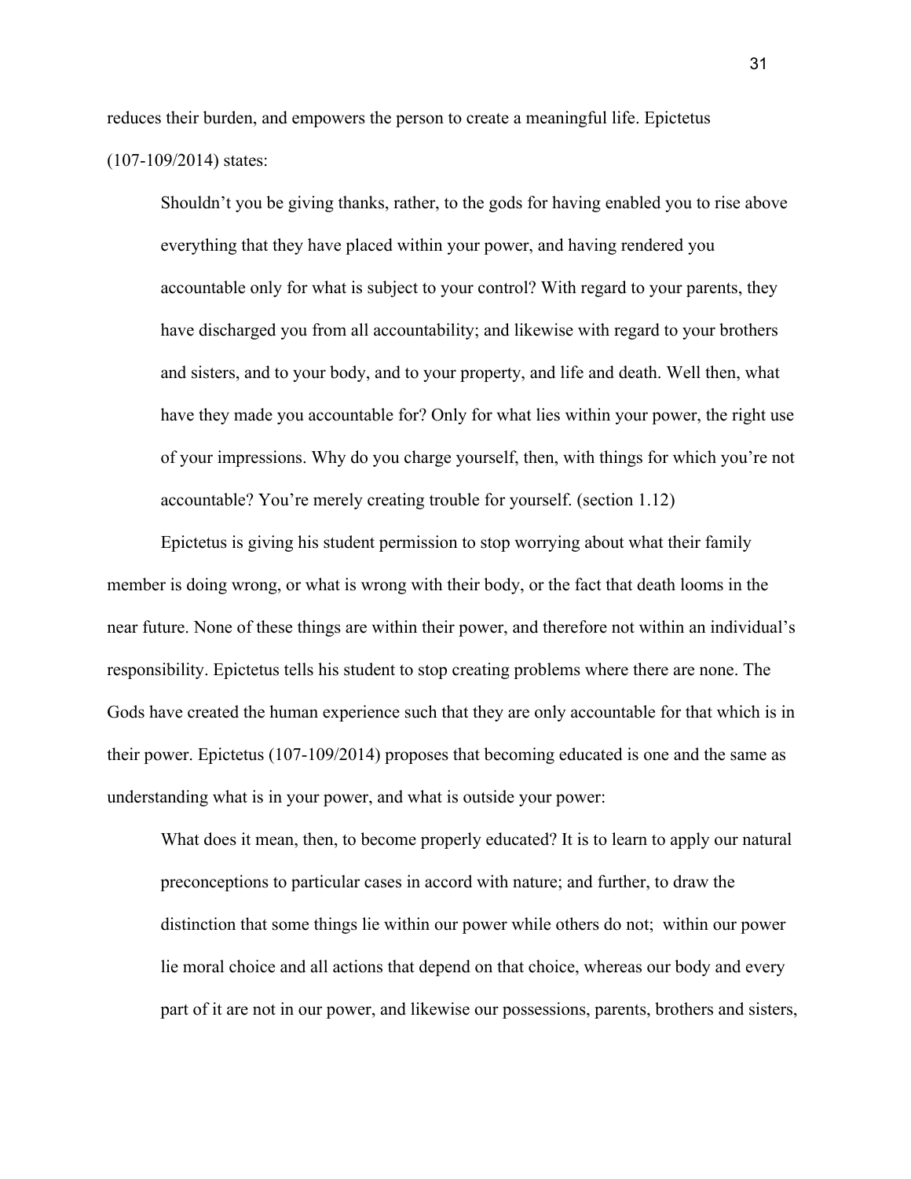reduces their burden, and empowers the person to create a meaningful life. Epictetus (107-109/2014) states:

> Shouldn't you be giving thanks, rather, to the gods for having enabled you to rise above everything that they have placed within your power, and having rendered you accountable only for what is subject to your control? With regard to your parents, they have discharged you from all accountability; and likewise with regard to your brothers and sisters, and to your body, and to your property, and life and death. Well then, what have they made you accountable for? Only for what lies within your power, the right use of your impressions. Why do you charge yourself, then, with things for which you're not accountable? You're merely creating trouble for yourself. (section 1.12)

Epictetus is giving his student permission to stop worrying about what their family member is doing wrong, or what is wrong with their body, or the fact that death looms in the near future. None of these things are within their power, and therefore not within an individual's responsibility. Epictetus tells his student to stop creating problems where there are none. The Gods have created the human experience such that they are only accountable for that which is in their power. Epictetus (107-109/2014) proposes that becoming educated is one and the same as understanding what is in your power, and what is outside your power:

> What does it mean, then, to become properly educated? It is to learn to apply our natural preconceptions to particular cases in accord with nature; and further, to draw the distinction that some things lie within our power while others do not; within our power lie moral choice and all actions that depend on that choice, whereas our body and every part of it are not in our power, and likewise our possessions, parents, brothers and sisters,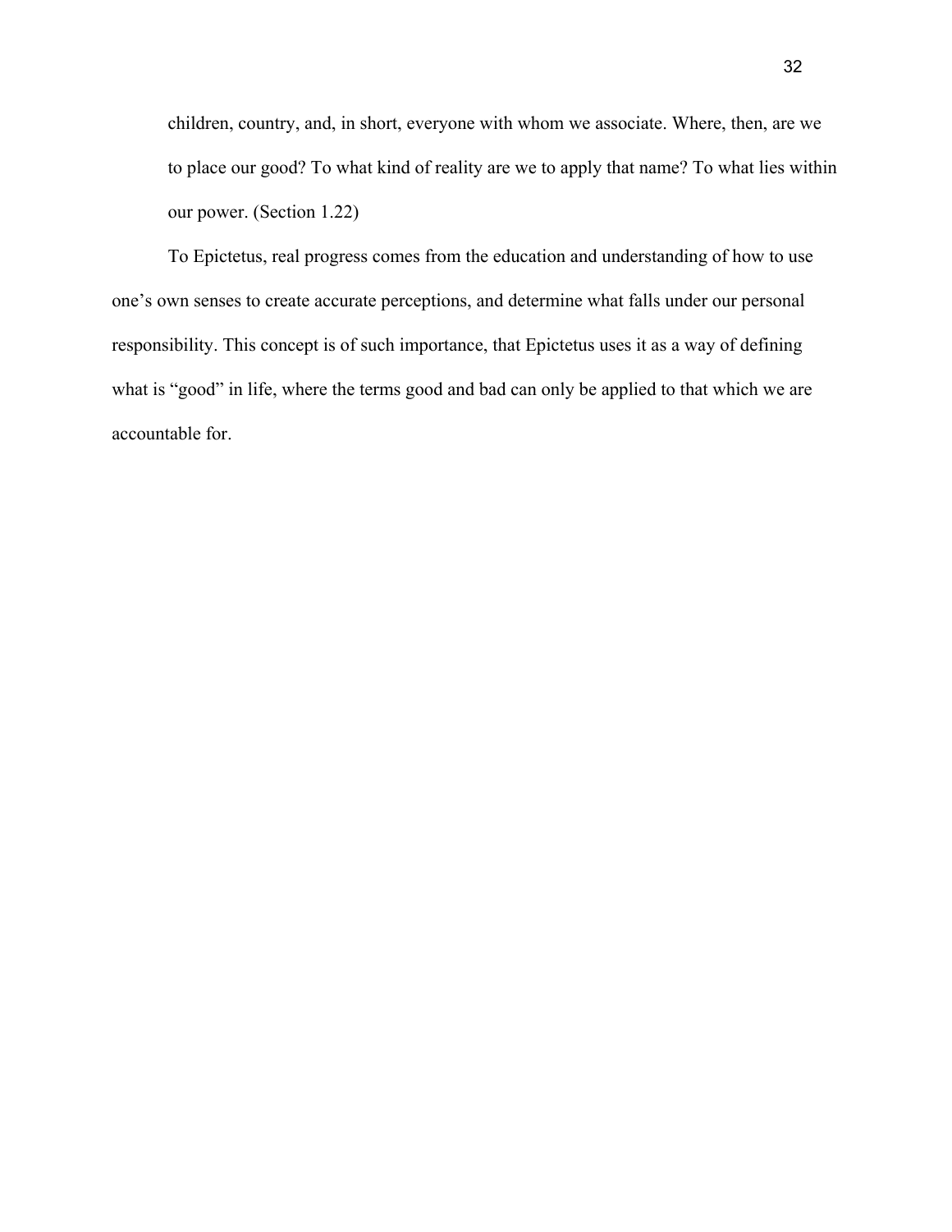> children, country, and, in short, everyone with whom we associate. Where, then, are we to place our good? To what kind of reality are we to apply that name? To what lies within our power. (Section 1.22)

To Epictetus, real progress comes from the education and understanding of how to use one's own senses to create accurate perceptions, and determine what falls under our personal responsibility. This concept is of such importance, that Epictetus uses it as a way of defining what is "good" in life, where the terms good and bad can only be applied to that which we are accountable for.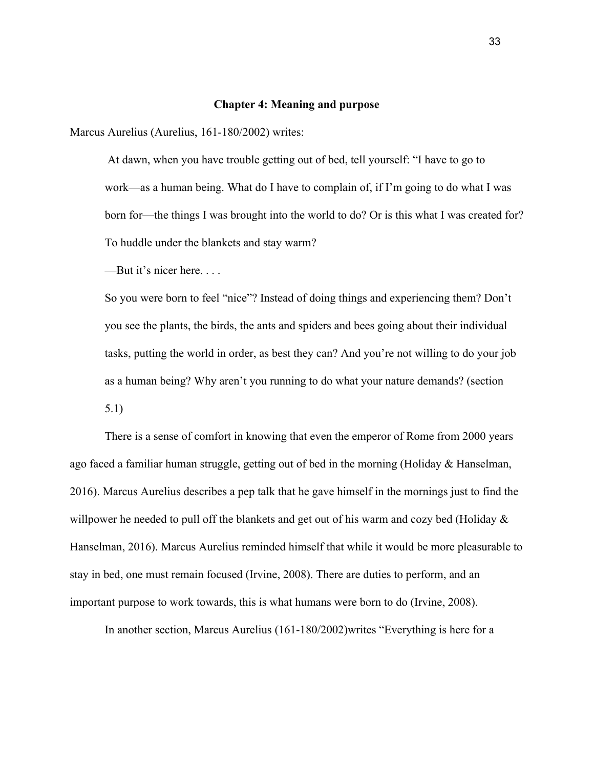## Chapter 4: Meaning and purpose

Marcus Aurelius (Aurelius, 161-180/2002) writes:

> At dawn, when you have trouble getting out of bed, tell yourself: "I have to go to work—as a human being. What do I have to complain of, if I'm going to do what I was born for—the things I was brought into the world to do? Or is this what I was created for? To huddle under the blankets and stay warm?
>
> —But it's nicer here. . . .
>
> So you were born to feel "nice"? Instead of doing things and experiencing them? Don't you see the plants, the birds, the ants and spiders and bees going about their individual tasks, putting the world in order, as best they can? And you're not willing to do your job as a human being? Why aren't you running to do what your nature demands? (section 5.1)

There is a sense of comfort in knowing that even the emperor of Rome from 2000 years ago faced a familiar human struggle, getting out of bed in the morning (Holiday & Hanselman, 2016). Marcus Aurelius describes a pep talk that he gave himself in the mornings just to find the willpower he needed to pull off the blankets and get out of his warm and cozy bed (Holiday & Hanselman, 2016). Marcus Aurelius reminded himself that while it would be more pleasurable to stay in bed, one must remain focused (Irvine, 2008). There are duties to perform, and an important purpose to work towards, this is what humans were born to do (Irvine, 2008).

In another section, Marcus Aurelius (161-180/2002)writes "Everything is here for a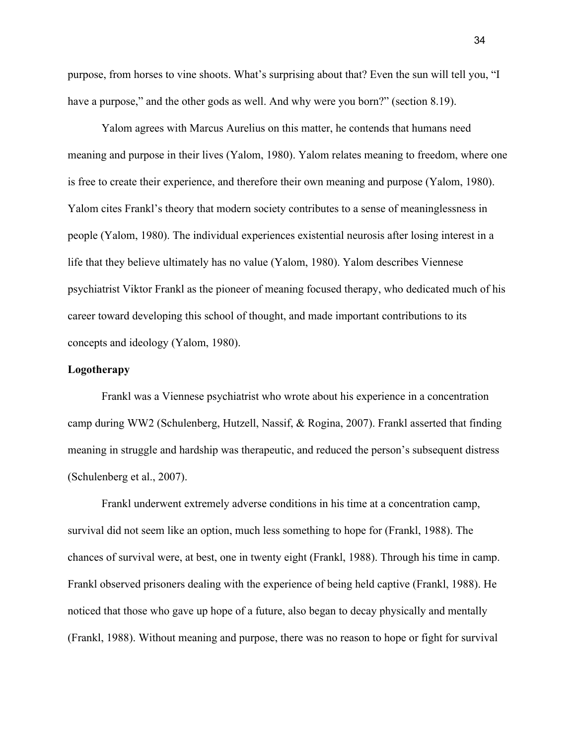purpose, from horses to vine shoots. What's surprising about that? Even the sun will tell you, "I have a purpose," and the other gods as well. And why were you born?" (section 8.19).

Yalom agrees with Marcus Aurelius on this matter, he contends that humans need meaning and purpose in their lives (Yalom, 1980). Yalom relates meaning to freedom, where one is free to create their experience, and therefore their own meaning and purpose (Yalom, 1980). Yalom cites Frankl's theory that modern society contributes to a sense of meaninglessness in people (Yalom, 1980). The individual experiences existential neurosis after losing interest in a life that they believe ultimately has no value (Yalom, 1980). Yalom describes Viennese psychiatrist Viktor Frankl as the pioneer of meaning focused therapy, who dedicated much of his career toward developing this school of thought, and made important contributions to its concepts and ideology (Yalom, 1980).

**Logotherapy**

Frankl was a Viennese psychiatrist who wrote about his experience in a concentration camp during WW2 (Schulenberg, Hutzell, Nassif, & Rogina, 2007). Frankl asserted that finding meaning in struggle and hardship was therapeutic, and reduced the person's subsequent distress (Schulenberg et al., 2007).

Frankl underwent extremely adverse conditions in his time at a concentration camp, survival did not seem like an option, much less something to hope for (Frankl, 1988). The chances of survival were, at best, one in twenty eight (Frankl, 1988). Through his time in camp. Frankl observed prisoners dealing with the experience of being held captive (Frankl, 1988). He noticed that those who gave up hope of a future, also began to decay physically and mentally (Frankl, 1988). Without meaning and purpose, there was no reason to hope or fight for survival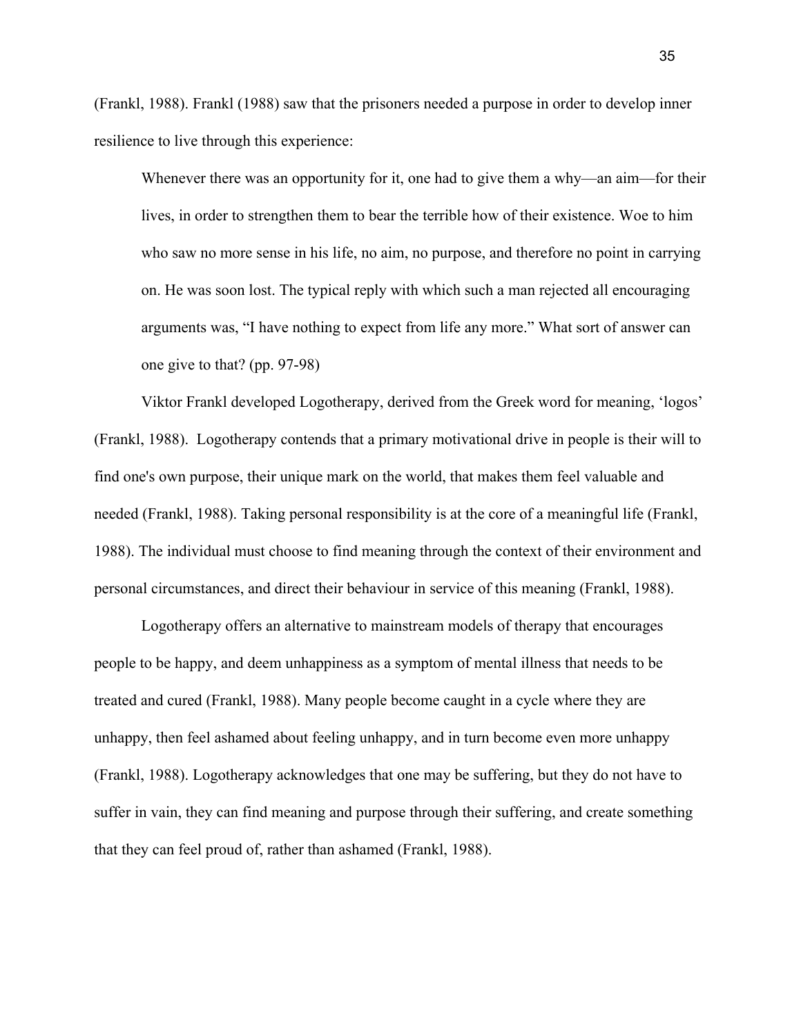(Frankl, 1988). Frankl (1988) saw that the prisoners needed a purpose in order to develop inner resilience to live through this experience:

> Whenever there was an opportunity for it, one had to give them a why—an aim—for their lives, in order to strengthen them to bear the terrible how of their existence. Woe to him who saw no more sense in his life, no aim, no purpose, and therefore no point in carrying on. He was soon lost. The typical reply with which such a man rejected all encouraging arguments was, "I have nothing to expect from life any more." What sort of answer can one give to that? (pp. 97-98)

Viktor Frankl developed Logotherapy, derived from the Greek word for meaning, 'logos' (Frankl, 1988). Logotherapy contends that a primary motivational drive in people is their will to find one's own purpose, their unique mark on the world, that makes them feel valuable and needed (Frankl, 1988). Taking personal responsibility is at the core of a meaningful life (Frankl, 1988). The individual must choose to find meaning through the context of their environment and personal circumstances, and direct their behaviour in service of this meaning (Frankl, 1988).

Logotherapy offers an alternative to mainstream models of therapy that encourages people to be happy, and deem unhappiness as a symptom of mental illness that needs to be treated and cured (Frankl, 1988). Many people become caught in a cycle where they are unhappy, then feel ashamed about feeling unhappy, and in turn become even more unhappy (Frankl, 1988). Logotherapy acknowledges that one may be suffering, but they do not have to suffer in vain, they can find meaning and purpose through their suffering, and create something that they can feel proud of, rather than ashamed (Frankl, 1988).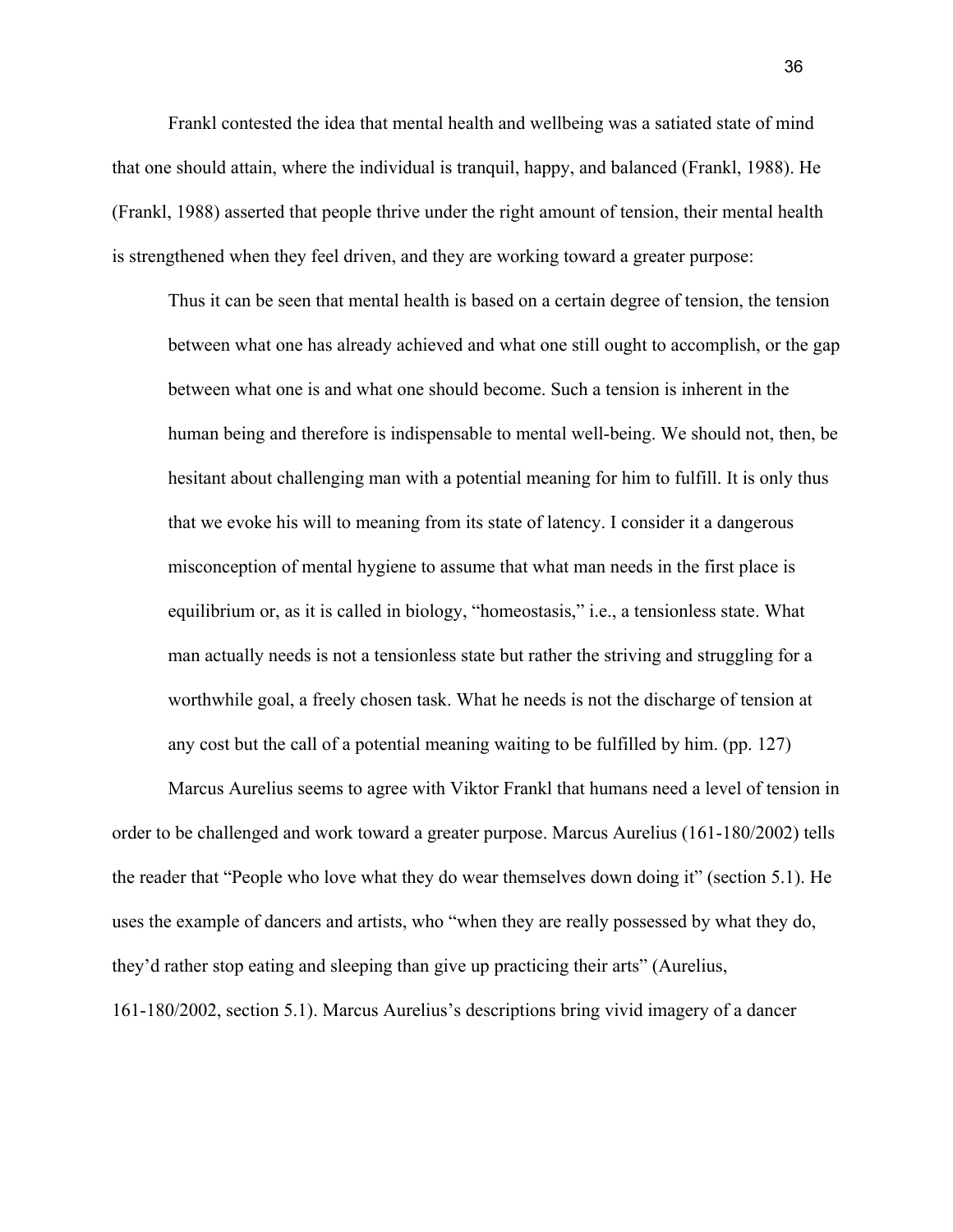Frankl contested the idea that mental health and wellbeing was a satiated state of mind that one should attain, where the individual is tranquil, happy, and balanced (Frankl, 1988). He (Frankl, 1988) asserted that people thrive under the right amount of tension, their mental health is strengthened when they feel driven, and they are working toward a greater purpose:

> Thus it can be seen that mental health is based on a certain degree of tension, the tension between what one has already achieved and what one still ought to accomplish, or the gap between what one is and what one should become. Such a tension is inherent in the human being and therefore is indispensable to mental well-being. We should not, then, be hesitant about challenging man with a potential meaning for him to fulfill. It is only thus that we evoke his will to meaning from its state of latency. I consider it a dangerous misconception of mental hygiene to assume that what man needs in the first place is equilibrium or, as it is called in biology, "homeostasis," i.e., a tensionless state. What man actually needs is not a tensionless state but rather the striving and struggling for a worthwhile goal, a freely chosen task. What he needs is not the discharge of tension at any cost but the call of a potential meaning waiting to be fulfilled by him. (pp. 127)

Marcus Aurelius seems to agree with Viktor Frankl that humans need a level of tension in order to be challenged and work toward a greater purpose. Marcus Aurelius (161-180/2002) tells the reader that "People who love what they do wear themselves down doing it" (section 5.1). He uses the example of dancers and artists, who "when they are really possessed by what they do, they'd rather stop eating and sleeping than give up practicing their arts" (Aurelius, 161-180/2002, section 5.1). Marcus Aurelius's descriptions bring vivid imagery of a dancer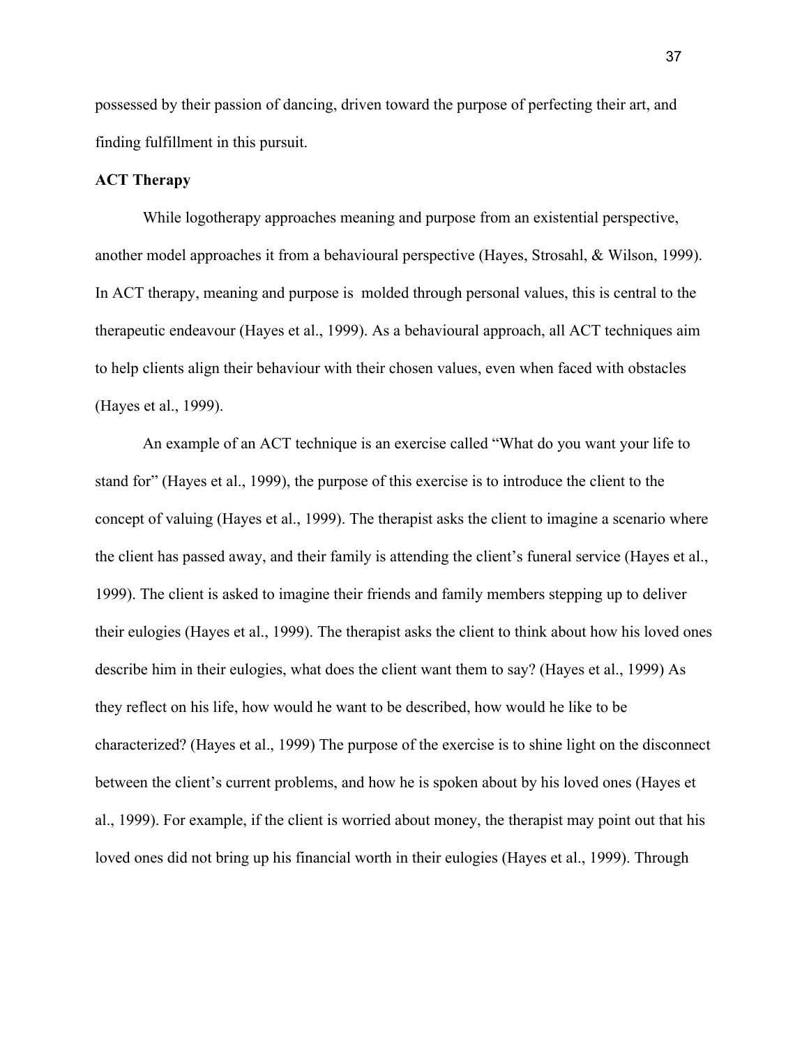possessed by their passion of dancing, driven toward the purpose of perfecting their art, and finding fulfillment in this pursuit.

**ACT Therapy**

While logotherapy approaches meaning and purpose from an existential perspective, another model approaches it from a behavioural perspective (Hayes, Strosahl, & Wilson, 1999). In ACT therapy, meaning and purpose is molded through personal values, this is central to the therapeutic endeavour (Hayes et al., 1999). As a behavioural approach, all ACT techniques aim to help clients align their behaviour with their chosen values, even when faced with obstacles (Hayes et al., 1999).

An example of an ACT technique is an exercise called "What do you want your life to stand for" (Hayes et al., 1999), the purpose of this exercise is to introduce the client to the concept of valuing (Hayes et al., 1999). The therapist asks the client to imagine a scenario where the client has passed away, and their family is attending the client's funeral service (Hayes et al., 1999). The client is asked to imagine their friends and family members stepping up to deliver their eulogies (Hayes et al., 1999). The therapist asks the client to think about how his loved ones describe him in their eulogies, what does the client want them to say? (Hayes et al., 1999) As they reflect on his life, how would he want to be described, how would he like to be characterized? (Hayes et al., 1999) The purpose of the exercise is to shine light on the disconnect between the client's current problems, and how he is spoken about by his loved ones (Hayes et al., 1999). For example, if the client is worried about money, the therapist may point out that his loved ones did not bring up his financial worth in their eulogies (Hayes et al., 1999). Through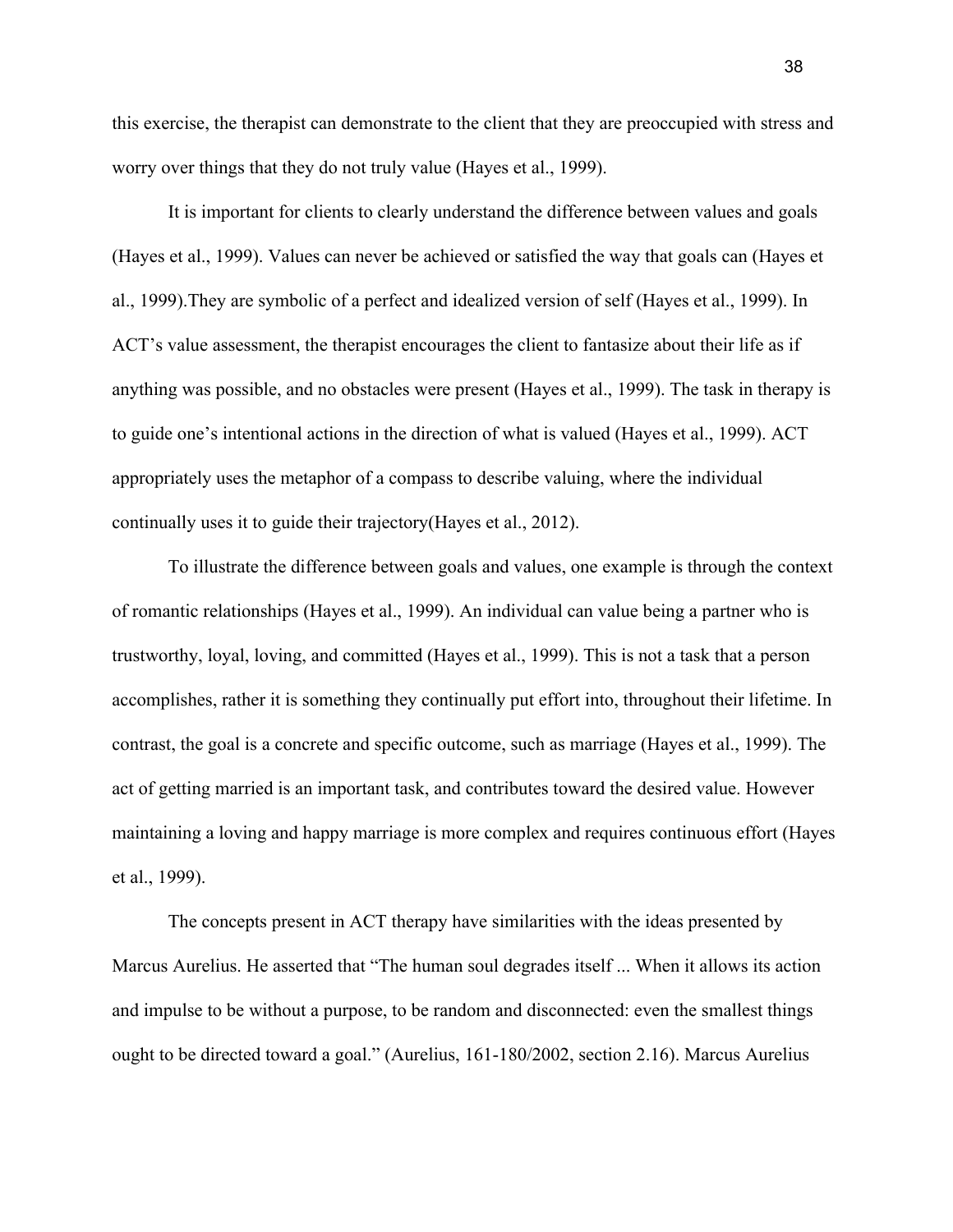this exercise, the therapist can demonstrate to the client that they are preoccupied with stress and worry over things that they do not truly value (Hayes et al., 1999).

It is important for clients to clearly understand the difference between values and goals (Hayes et al., 1999). Values can never be achieved or satisfied the way that goals can (Hayes et al., 1999).They are symbolic of a perfect and idealized version of self (Hayes et al., 1999). In ACT's value assessment, the therapist encourages the client to fantasize about their life as if anything was possible, and no obstacles were present (Hayes et al., 1999). The task in therapy is to guide one's intentional actions in the direction of what is valued (Hayes et al., 1999). ACT appropriately uses the metaphor of a compass to describe valuing, where the individual continually uses it to guide their trajectory(Hayes et al., 2012).

To illustrate the difference between goals and values, one example is through the context of romantic relationships (Hayes et al., 1999). An individual can value being a partner who is trustworthy, loyal, loving, and committed (Hayes et al., 1999). This is not a task that a person accomplishes, rather it is something they continually put effort into, throughout their lifetime. In contrast, the goal is a concrete and specific outcome, such as marriage (Hayes et al., 1999). The act of getting married is an important task, and contributes toward the desired value. However maintaining a loving and happy marriage is more complex and requires continuous effort (Hayes et al., 1999).

The concepts present in ACT therapy have similarities with the ideas presented by Marcus Aurelius. He asserted that "The human soul degrades itself ... When it allows its action and impulse to be without a purpose, to be random and disconnected: even the smallest things ought to be directed toward a goal." (Aurelius, 161-180/2002, section 2.16). Marcus Aurelius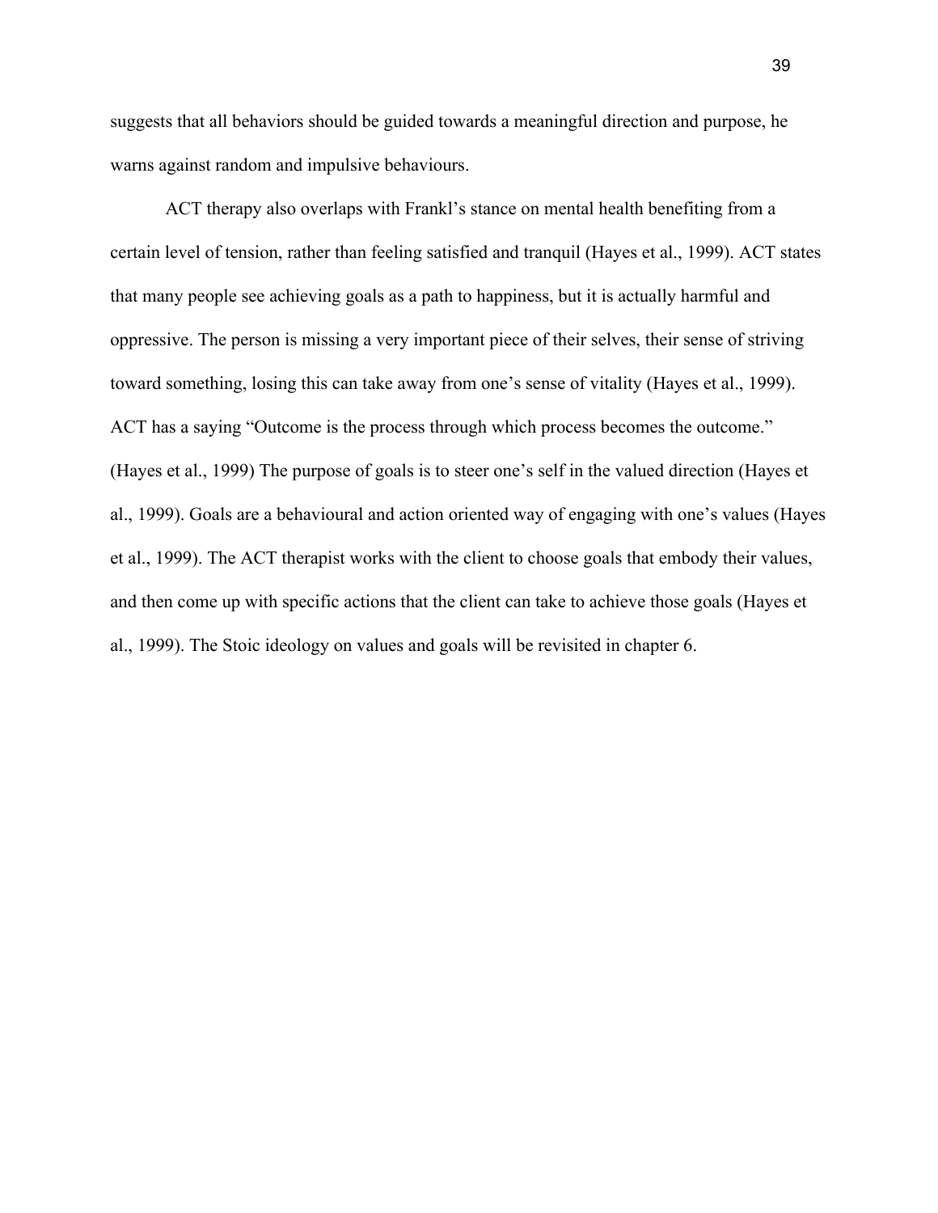suggests that all behaviors should be guided towards a meaningful direction and purpose, he warns against random and impulsive behaviours.

ACT therapy also overlaps with Frankl's stance on mental health benefiting from a certain level of tension, rather than feeling satisfied and tranquil (Hayes et al., 1999). ACT states that many people see achieving goals as a path to happiness, but it is actually harmful and oppressive. The person is missing a very important piece of their selves, their sense of striving toward something, losing this can take away from one's sense of vitality (Hayes et al., 1999). ACT has a saying "Outcome is the process through which process becomes the outcome." (Hayes et al., 1999) The purpose of goals is to steer one's self in the valued direction (Hayes et al., 1999). Goals are a behavioural and action oriented way of engaging with one's values (Hayes et al., 1999). The ACT therapist works with the client to choose goals that embody their values, and then come up with specific actions that the client can take to achieve those goals (Hayes et al., 1999). The Stoic ideology on values and goals will be revisited in chapter 6.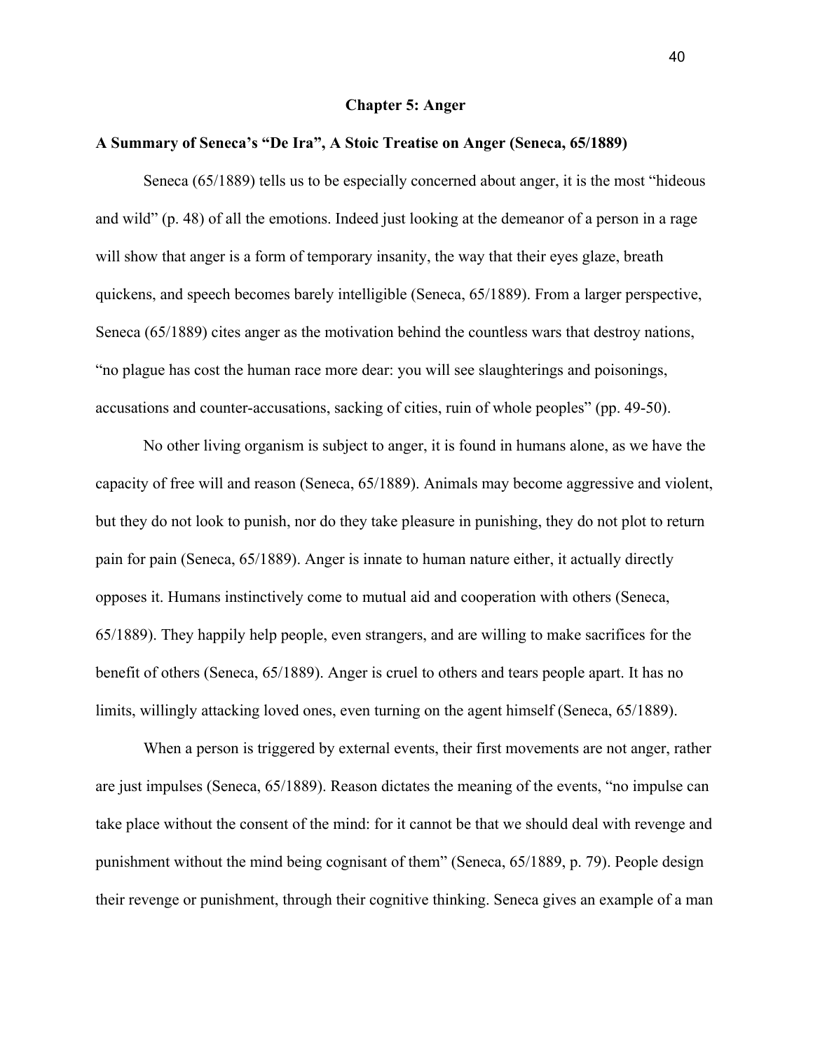## Chapter 5: Anger

### A Summary of Seneca's "De Ira", A Stoic Treatise on Anger (Seneca, 65/1889)

Seneca (65/1889) tells us to be especially concerned about anger, it is the most "hideous and wild" (p. 48) of all the emotions. Indeed just looking at the demeanor of a person in a rage will show that anger is a form of temporary insanity, the way that their eyes glaze, breath quickens, and speech becomes barely intelligible (Seneca, 65/1889). From a larger perspective, Seneca (65/1889) cites anger as the motivation behind the countless wars that destroy nations, "no plague has cost the human race more dear: you will see slaughterings and poisonings, accusations and counter-accusations, sacking of cities, ruin of whole peoples" (pp. 49-50).

No other living organism is subject to anger, it is found in humans alone, as we have the capacity of free will and reason (Seneca, 65/1889). Animals may become aggressive and violent, but they do not look to punish, nor do they take pleasure in punishing, they do not plot to return pain for pain (Seneca, 65/1889). Anger is innate to human nature either, it actually directly opposes it. Humans instinctively come to mutual aid and cooperation with others (Seneca, 65/1889). They happily help people, even strangers, and are willing to make sacrifices for the benefit of others (Seneca, 65/1889). Anger is cruel to others and tears people apart. It has no limits, willingly attacking loved ones, even turning on the agent himself (Seneca, 65/1889).

When a person is triggered by external events, their first movements are not anger, rather are just impulses (Seneca, 65/1889). Reason dictates the meaning of the events, "no impulse can take place without the consent of the mind: for it cannot be that we should deal with revenge and punishment without the mind being cognisant of them" (Seneca, 65/1889, p. 79). People design their revenge or punishment, through their cognitive thinking. Seneca gives an example of a man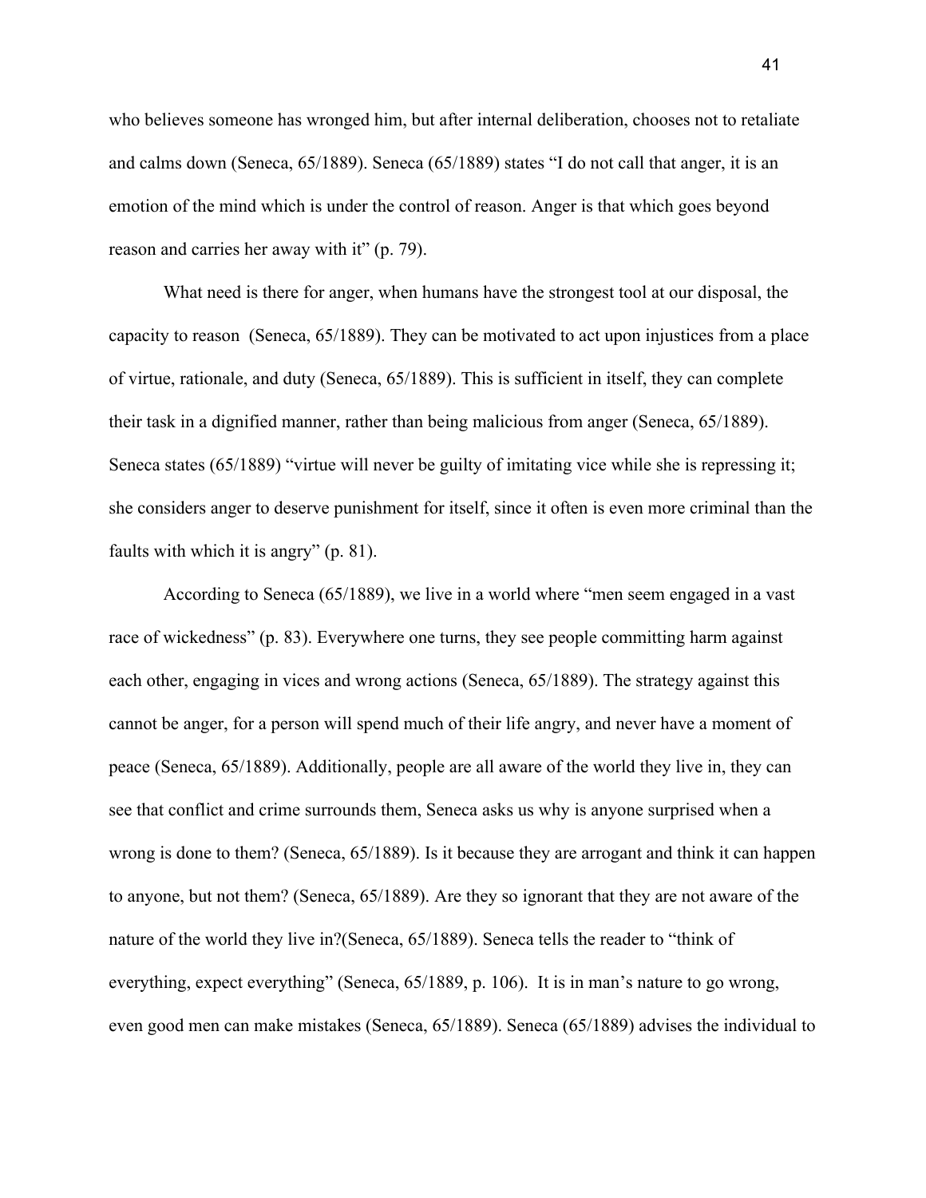who believes someone has wronged him, but after internal deliberation, chooses not to retaliate and calms down (Seneca, 65/1889). Seneca (65/1889) states "I do not call that anger, it is an emotion of the mind which is under the control of reason. Anger is that which goes beyond reason and carries her away with it" (p. 79).

What need is there for anger, when humans have the strongest tool at our disposal, the capacity to reason  (Seneca, 65/1889). They can be motivated to act upon injustices from a place of virtue, rationale, and duty (Seneca, 65/1889). This is sufficient in itself, they can complete their task in a dignified manner, rather than being malicious from anger (Seneca, 65/1889). Seneca states (65/1889) "virtue will never be guilty of imitating vice while she is repressing it; she considers anger to deserve punishment for itself, since it often is even more criminal than the faults with which it is angry" (p. 81).

According to Seneca (65/1889), we live in a world where "men seem engaged in a vast race of wickedness" (p. 83). Everywhere one turns, they see people committing harm against each other, engaging in vices and wrong actions (Seneca, 65/1889). The strategy against this cannot be anger, for a person will spend much of their life angry, and never have a moment of peace (Seneca, 65/1889). Additionally, people are all aware of the world they live in, they can see that conflict and crime surrounds them, Seneca asks us why is anyone surprised when a wrong is done to them? (Seneca, 65/1889). Is it because they are arrogant and think it can happen to anyone, but not them? (Seneca, 65/1889). Are they so ignorant that they are not aware of the nature of the world they live in?(Seneca, 65/1889). Seneca tells the reader to "think of everything, expect everything" (Seneca, 65/1889, p. 106).  It is in man's nature to go wrong, even good men can make mistakes (Seneca, 65/1889). Seneca (65/1889) advises the individual to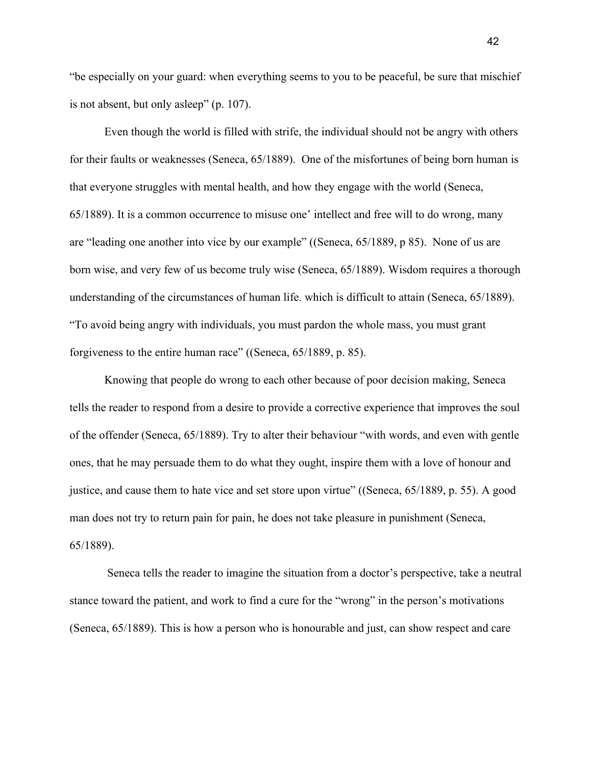"be especially on your guard: when everything seems to you to be peaceful, be sure that mischief is not absent, but only asleep" (p. 107).

Even though the world is filled with strife, the individual should not be angry with others for their faults or weaknesses (Seneca, 65/1889). One of the misfortunes of being born human is that everyone struggles with mental health, and how they engage with the world (Seneca, 65/1889). It is a common occurrence to misuse one' intellect and free will to do wrong, many are "leading one another into vice by our example" ((Seneca, 65/1889, p 85). None of us are born wise, and very few of us become truly wise (Seneca, 65/1889). Wisdom requires a thorough understanding of the circumstances of human life. which is difficult to attain (Seneca, 65/1889). "To avoid being angry with individuals, you must pardon the whole mass, you must grant forgiveness to the entire human race" ((Seneca, 65/1889, p. 85).

Knowing that people do wrong to each other because of poor decision making, Seneca tells the reader to respond from a desire to provide a corrective experience that improves the soul of the offender (Seneca, 65/1889). Try to alter their behaviour "with words, and even with gentle ones, that he may persuade them to do what they ought, inspire them with a love of honour and justice, and cause them to hate vice and set store upon virtue" ((Seneca, 65/1889, p. 55). A good man does not try to return pain for pain, he does not take pleasure in punishment (Seneca, 65/1889).

Seneca tells the reader to imagine the situation from a doctor's perspective, take a neutral stance toward the patient, and work to find a cure for the "wrong" in the person's motivations (Seneca, 65/1889). This is how a person who is honourable and just, can show respect and care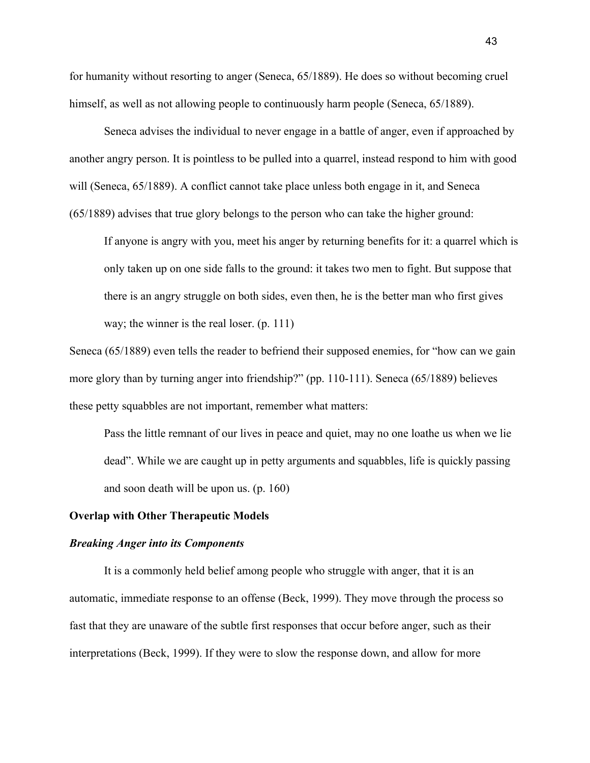for humanity without resorting to anger (Seneca, 65/1889). He does so without becoming cruel himself, as well as not allowing people to continuously harm people (Seneca, 65/1889).

Seneca advises the individual to never engage in a battle of anger, even if approached by another angry person. It is pointless to be pulled into a quarrel, instead respond to him with good will (Seneca, 65/1889). A conflict cannot take place unless both engage in it, and Seneca (65/1889) advises that true glory belongs to the person who can take the higher ground:

> If anyone is angry with you, meet his anger by returning benefits for it: a quarrel which is only taken up on one side falls to the ground: it takes two men to fight. But suppose that there is an angry struggle on both sides, even then, he is the better man who first gives way; the winner is the real loser. (p. 111)

Seneca (65/1889) even tells the reader to befriend their supposed enemies, for "how can we gain more glory than by turning anger into friendship?" (pp. 110-111). Seneca (65/1889) believes these petty squabbles are not important, remember what matters:

> Pass the little remnant of our lives in peace and quiet, may no one loathe us when we lie dead". While we are caught up in petty arguments and squabbles, life is quickly passing and soon death will be upon us. (p. 160)

## Overlap with Other Therapeutic Models

### *Breaking Anger into its Components*

It is a commonly held belief among people who struggle with anger, that it is an automatic, immediate response to an offense (Beck, 1999). They move through the process so fast that they are unaware of the subtle first responses that occur before anger, such as their interpretations (Beck, 1999). If they were to slow the response down, and allow for more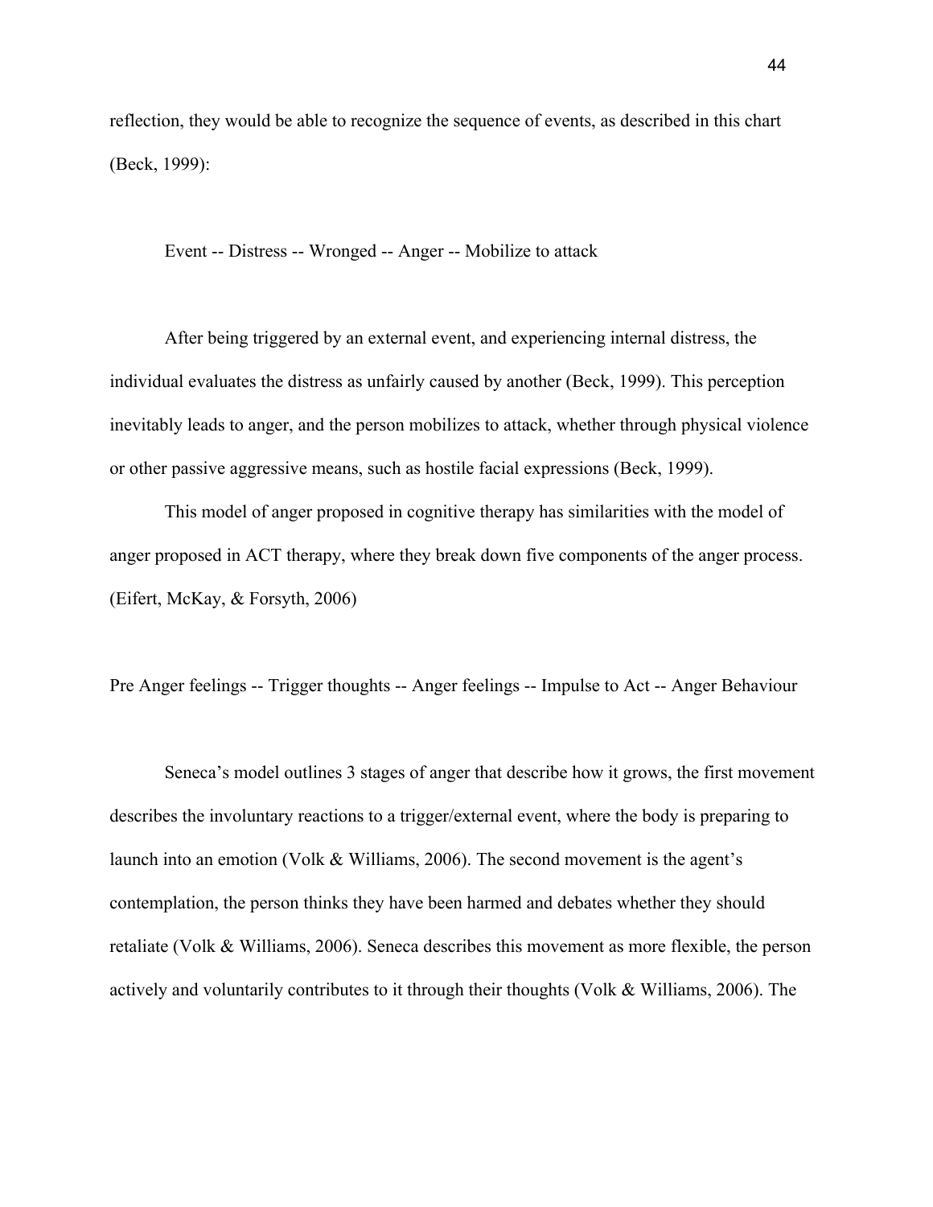reflection, they would be able to recognize the sequence of events, as described in this chart (Beck, 1999):

Event -- Distress -- Wronged -- Anger -- Mobilize to attack

After being triggered by an external event, and experiencing internal distress, the individual evaluates the distress as unfairly caused by another (Beck, 1999). This perception inevitably leads to anger, and the person mobilizes to attack, whether through physical violence or other passive aggressive means, such as hostile facial expressions (Beck, 1999).

This model of anger proposed in cognitive therapy has similarities with the model of anger proposed in ACT therapy, where they break down five components of the anger process. (Eifert, McKay, & Forsyth, 2006)

Pre Anger feelings -- Trigger thoughts -- Anger feelings -- Impulse to Act -- Anger Behaviour

Seneca's model outlines 3 stages of anger that describe how it grows, the first movement describes the involuntary reactions to a trigger/external event, where the body is preparing to launch into an emotion (Volk & Williams, 2006). The second movement is the agent's contemplation, the person thinks they have been harmed and debates whether they should retaliate (Volk & Williams, 2006). Seneca describes this movement as more flexible, the person actively and voluntarily contributes to it through their thoughts (Volk & Williams, 2006). The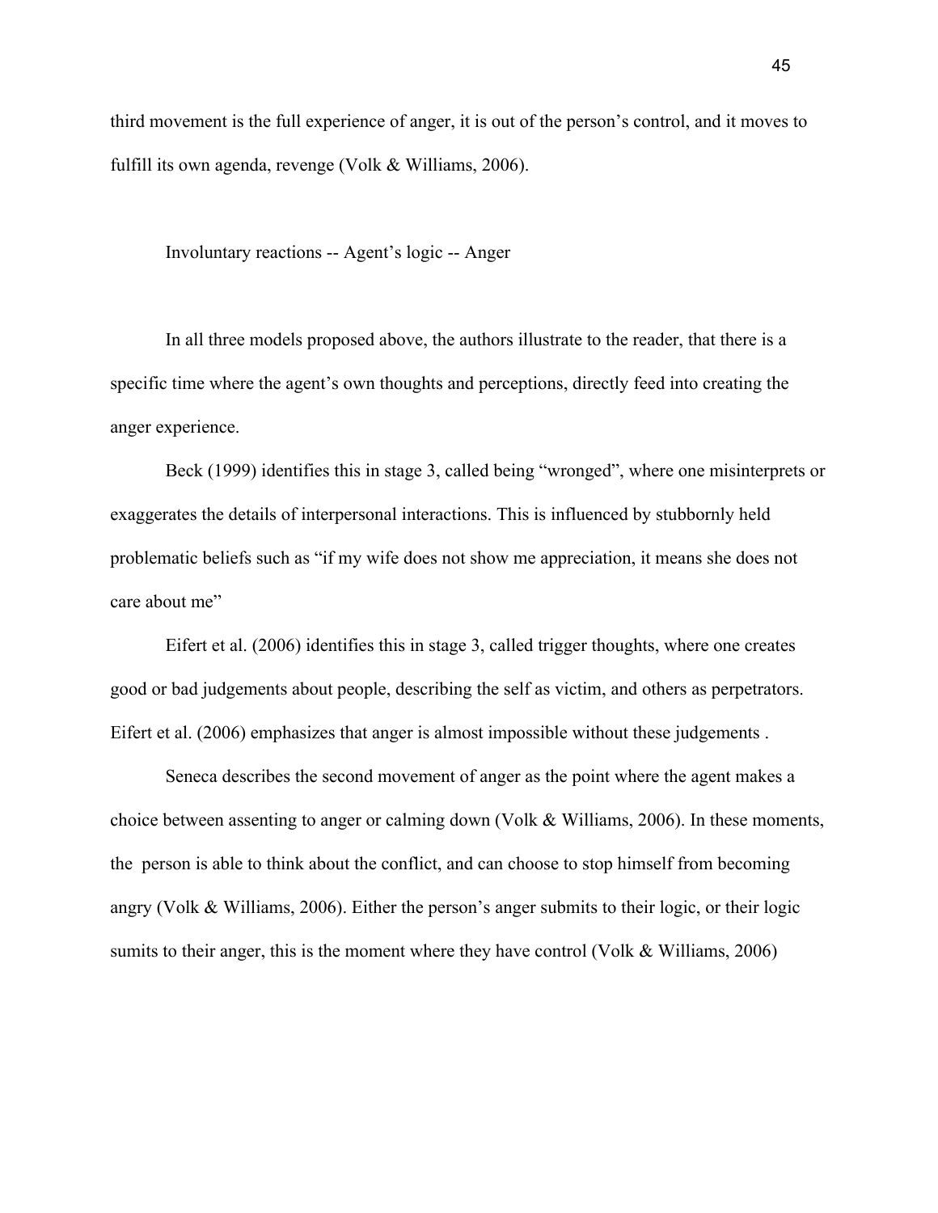third movement is the full experience of anger, it is out of the person's control, and it moves to fulfill its own agenda, revenge (Volk & Williams, 2006).

Involuntary reactions -- Agent's logic -- Anger

In all three models proposed above, the authors illustrate to the reader, that there is a specific time where the agent's own thoughts and perceptions, directly feed into creating the anger experience.

Beck (1999) identifies this in stage 3, called being "wronged", where one misinterprets or exaggerates the details of interpersonal interactions. This is influenced by stubbornly held problematic beliefs such as "if my wife does not show me appreciation, it means she does not care about me"

Eifert et al. (2006) identifies this in stage 3, called trigger thoughts, where one creates good or bad judgements about people, describing the self as victim, and others as perpetrators. Eifert et al. (2006) emphasizes that anger is almost impossible without these judgements .

Seneca describes the second movement of anger as the point where the agent makes a choice between assenting to anger or calming down (Volk & Williams, 2006). In these moments, the person is able to think about the conflict, and can choose to stop himself from becoming angry (Volk & Williams, 2006). Either the person's anger submits to their logic, or their logic sumits to their anger, this is the moment where they have control (Volk & Williams, 2006)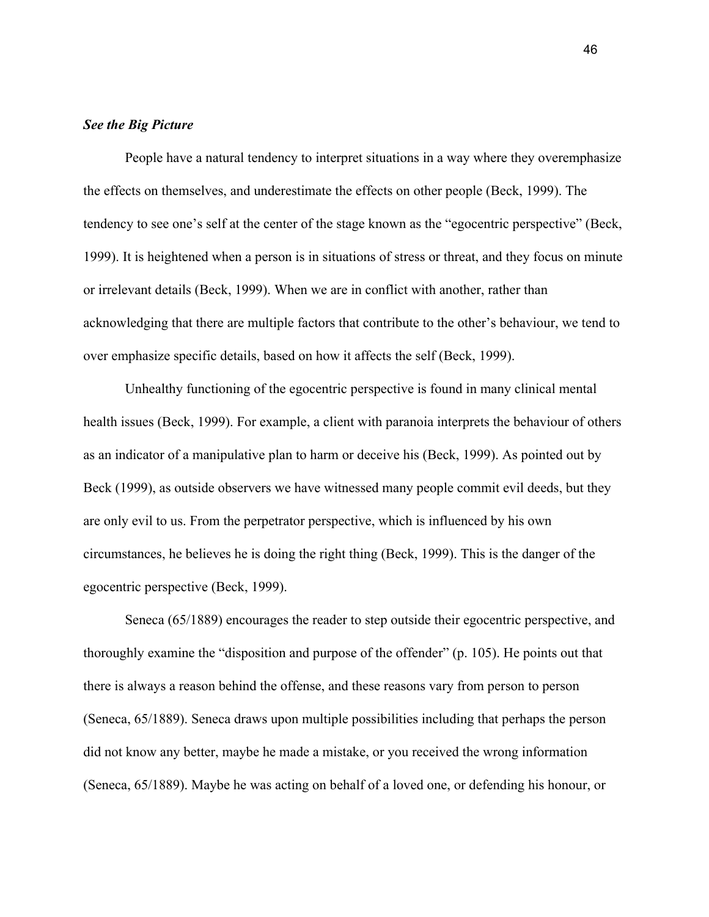### ***See the Big Picture***

People have a natural tendency to interpret situations in a way where they overemphasize the effects on themselves, and underestimate the effects on other people (Beck, 1999). The tendency to see one's self at the center of the stage known as the "egocentric perspective" (Beck, 1999). It is heightened when a person is in situations of stress or threat, and they focus on minute or irrelevant details (Beck, 1999). When we are in conflict with another, rather than acknowledging that there are multiple factors that contribute to the other's behaviour, we tend to over emphasize specific details, based on how it affects the self (Beck, 1999).

Unhealthy functioning of the egocentric perspective is found in many clinical mental health issues (Beck, 1999). For example, a client with paranoia interprets the behaviour of others as an indicator of a manipulative plan to harm or deceive his (Beck, 1999). As pointed out by Beck (1999), as outside observers we have witnessed many people commit evil deeds, but they are only evil to us. From the perpetrator perspective, which is influenced by his own circumstances, he believes he is doing the right thing (Beck, 1999). This is the danger of the egocentric perspective (Beck, 1999).

Seneca (65/1889) encourages the reader to step outside their egocentric perspective, and thoroughly examine the "disposition and purpose of the offender" (p. 105). He points out that there is always a reason behind the offense, and these reasons vary from person to person (Seneca, 65/1889). Seneca draws upon multiple possibilities including that perhaps the person did not know any better, maybe he made a mistake, or you received the wrong information (Seneca, 65/1889). Maybe he was acting on behalf of a loved one, or defending his honour, or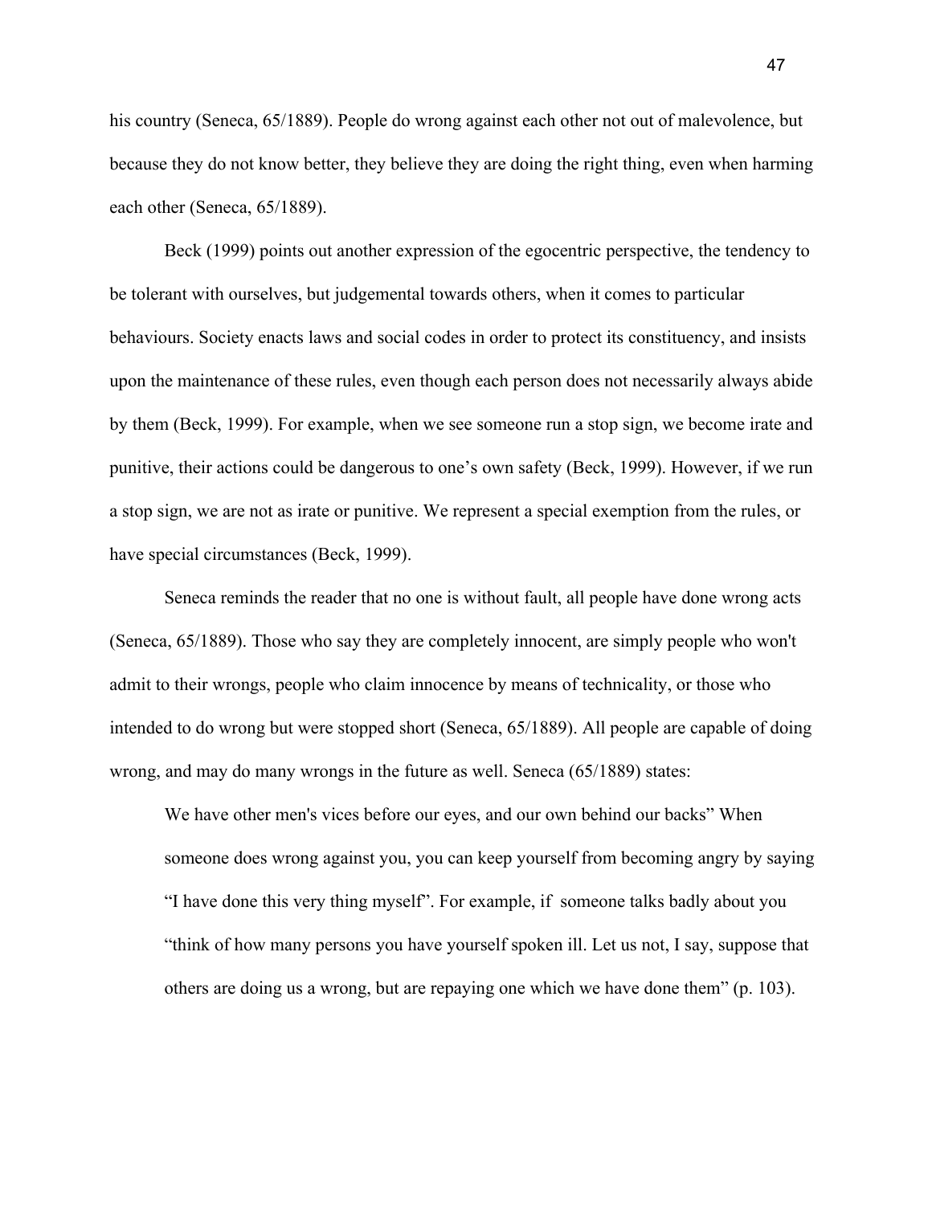his country (Seneca, 65/1889). People do wrong against each other not out of malevolence, but because they do not know better, they believe they are doing the right thing, even when harming each other (Seneca, 65/1889).

Beck (1999) points out another expression of the egocentric perspective, the tendency to be tolerant with ourselves, but judgemental towards others, when it comes to particular behaviours. Society enacts laws and social codes in order to protect its constituency, and insists upon the maintenance of these rules, even though each person does not necessarily always abide by them (Beck, 1999). For example, when we see someone run a stop sign, we become irate and punitive, their actions could be dangerous to one's own safety (Beck, 1999). However, if we run a stop sign, we are not as irate or punitive. We represent a special exemption from the rules, or have special circumstances (Beck, 1999).

Seneca reminds the reader that no one is without fault, all people have done wrong acts (Seneca, 65/1889). Those who say they are completely innocent, are simply people who won't admit to their wrongs, people who claim innocence by means of technicality, or those who intended to do wrong but were stopped short (Seneca, 65/1889). All people are capable of doing wrong, and may do many wrongs in the future as well. Seneca (65/1889) states:

> We have other men's vices before our eyes, and our own behind our backs" When someone does wrong against you, you can keep yourself from becoming angry by saying "I have done this very thing myself". For example, if someone talks badly about you "think of how many persons you have yourself spoken ill. Let us not, I say, suppose that others are doing us a wrong, but are repaying one which we have done them" (p. 103).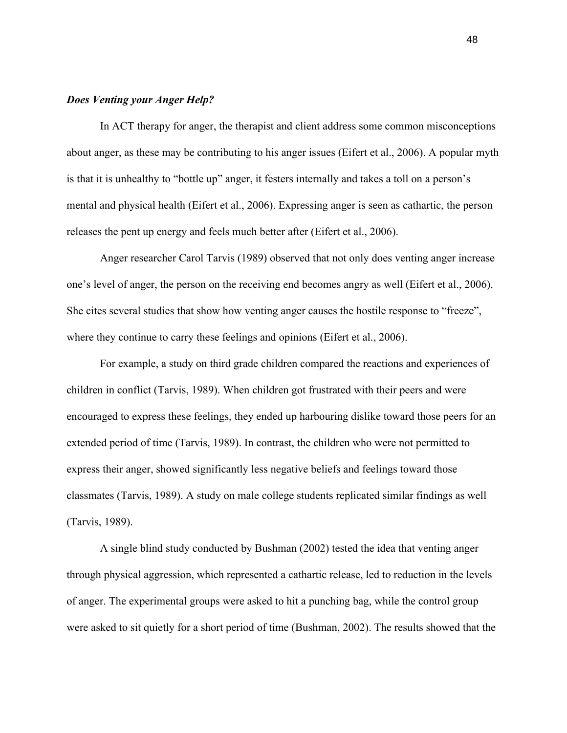***Does Venting your Anger Help?***

In ACT therapy for anger, the therapist and client address some common misconceptions about anger, as these may be contributing to his anger issues (Eifert et al., 2006). A popular myth is that it is unhealthy to “bottle up” anger, it festers internally and takes a toll on a person’s mental and physical health (Eifert et al., 2006). Expressing anger is seen as cathartic, the person releases the pent up energy and feels much better after (Eifert et al., 2006).

Anger researcher Carol Tarvis (1989) observed that not only does venting anger increase one’s level of anger, the person on the receiving end becomes angry as well (Eifert et al., 2006). She cites several studies that show how venting anger causes the hostile response to “freeze”, where they continue to carry these feelings and opinions (Eifert et al., 2006).

For example, a study on third grade children compared the reactions and experiences of children in conflict (Tarvis, 1989). When children got frustrated with their peers and were encouraged to express these feelings, they ended up harbouring dislike toward those peers for an extended period of time (Tarvis, 1989). In contrast, the children who were not permitted to express their anger, showed significantly less negative beliefs and feelings toward those classmates (Tarvis, 1989). A study on male college students replicated similar findings as well (Tarvis, 1989).

A single blind study conducted by Bushman (2002) tested the idea that venting anger through physical aggression, which represented a cathartic release, led to reduction in the levels of anger. The experimental groups were asked to hit a punching bag, while the control group were asked to sit quietly for a short period of time (Bushman, 2002). The results showed that the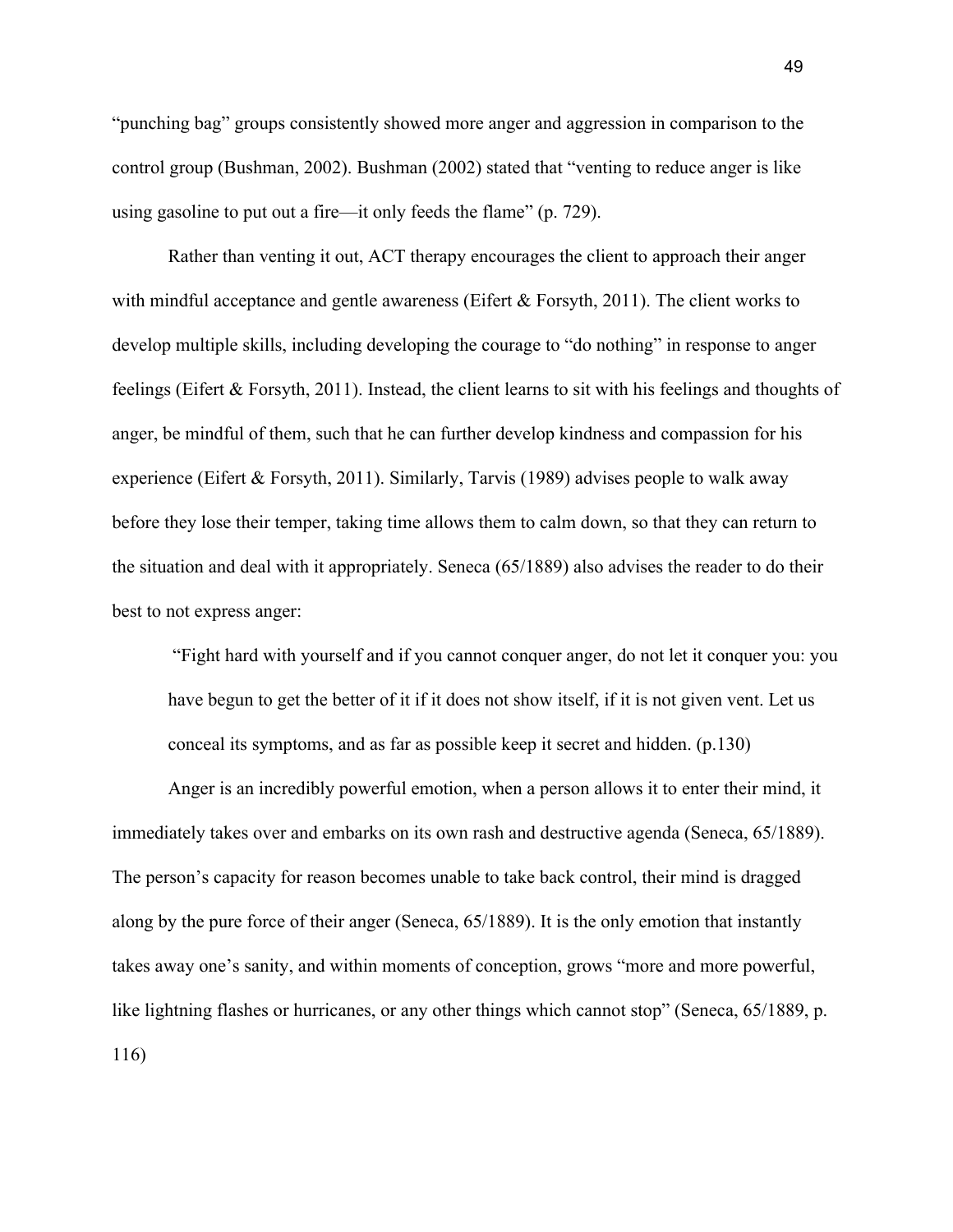"punching bag" groups consistently showed more anger and aggression in comparison to the control group (Bushman, 2002). Bushman (2002) stated that "venting to reduce anger is like using gasoline to put out a fire—it only feeds the flame" (p. 729).

Rather than venting it out, ACT therapy encourages the client to approach their anger with mindful acceptance and gentle awareness (Eifert & Forsyth, 2011). The client works to develop multiple skills, including developing the courage to "do nothing" in response to anger feelings (Eifert & Forsyth, 2011). Instead, the client learns to sit with his feelings and thoughts of anger, be mindful of them, such that he can further develop kindness and compassion for his experience (Eifert & Forsyth, 2011). Similarly, Tarvis (1989) advises people to walk away before they lose their temper, taking time allows them to calm down, so that they can return to the situation and deal with it appropriately. Seneca (65/1889) also advises the reader to do their best to not express anger:

> "Fight hard with yourself and if you cannot conquer anger, do not let it conquer you: you have begun to get the better of it if it does not show itself, if it is not given vent. Let us conceal its symptoms, and as far as possible keep it secret and hidden. (p.130)

Anger is an incredibly powerful emotion, when a person allows it to enter their mind, it immediately takes over and embarks on its own rash and destructive agenda (Seneca, 65/1889). The person's capacity for reason becomes unable to take back control, their mind is dragged along by the pure force of their anger (Seneca, 65/1889). It is the only emotion that instantly takes away one's sanity, and within moments of conception, grows "more and more powerful, like lightning flashes or hurricanes, or any other things which cannot stop" (Seneca, 65/1889, p. 116)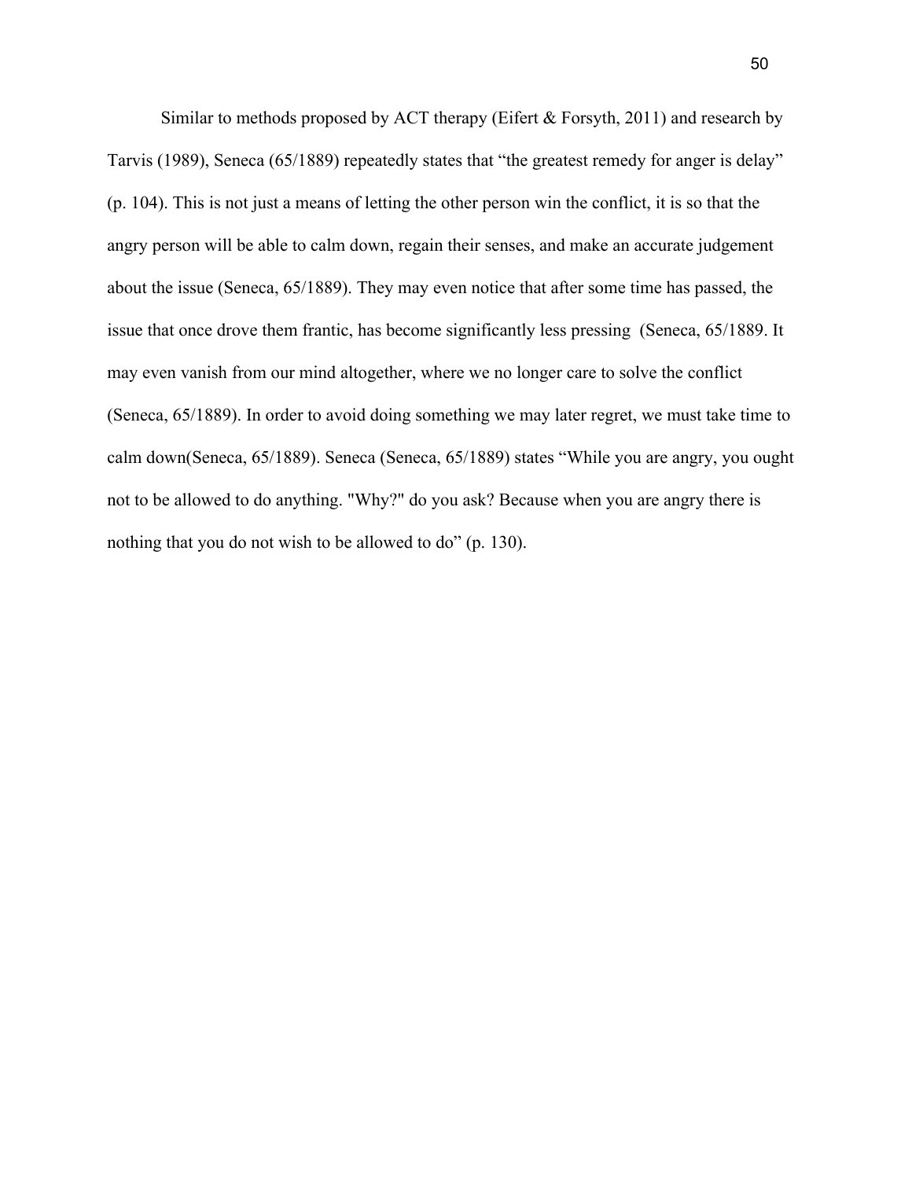Similar to methods proposed by ACT therapy (Eifert & Forsyth, 2011) and research by Tarvis (1989), Seneca (65/1889) repeatedly states that "the greatest remedy for anger is delay" (p. 104). This is not just a means of letting the other person win the conflict, it is so that the angry person will be able to calm down, regain their senses, and make an accurate judgement about the issue (Seneca, 65/1889). They may even notice that after some time has passed, the issue that once drove them frantic, has become significantly less pressing (Seneca, 65/1889. It may even vanish from our mind altogether, where we no longer care to solve the conflict (Seneca, 65/1889). In order to avoid doing something we may later regret, we must take time to calm down(Seneca, 65/1889). Seneca (Seneca, 65/1889) states "While you are angry, you ought not to be allowed to do anything. "Why?" do you ask? Because when you are angry there is nothing that you do not wish to be allowed to do" (p. 130).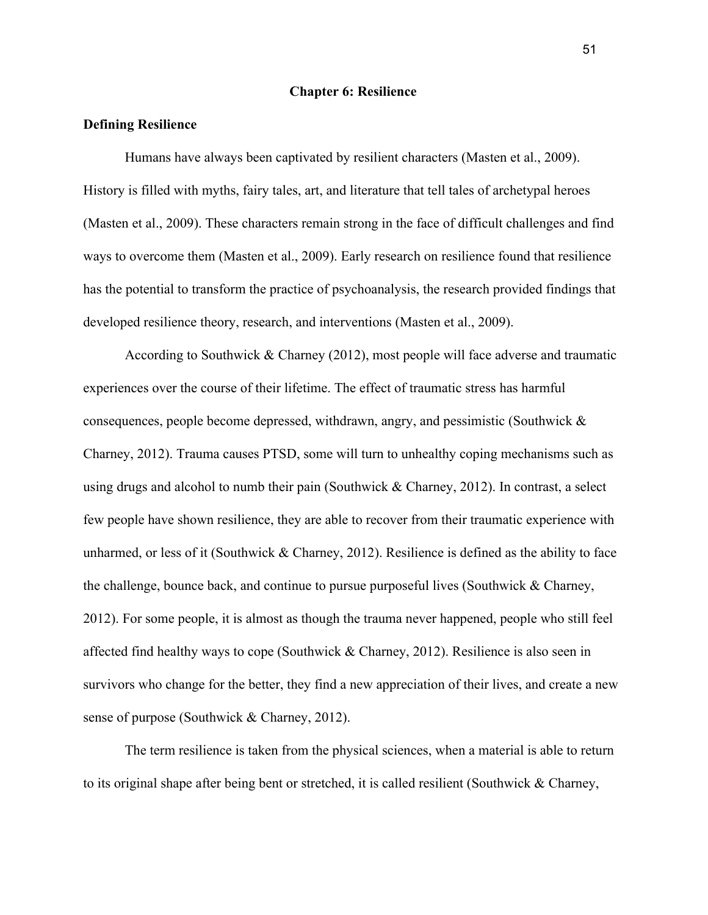# Chapter 6: Resilience

## Defining Resilience

Humans have always been captivated by resilient characters (Masten et al., 2009). History is filled with myths, fairy tales, art, and literature that tell tales of archetypal heroes (Masten et al., 2009). These characters remain strong in the face of difficult challenges and find ways to overcome them (Masten et al., 2009). Early research on resilience found that resilience has the potential to transform the practice of psychoanalysis, the research provided findings that developed resilience theory, research, and interventions (Masten et al., 2009).

According to Southwick & Charney (2012), most people will face adverse and traumatic experiences over the course of their lifetime. The effect of traumatic stress has harmful consequences, people become depressed, withdrawn, angry, and pessimistic (Southwick & Charney, 2012). Trauma causes PTSD, some will turn to unhealthy coping mechanisms such as using drugs and alcohol to numb their pain (Southwick & Charney, 2012). In contrast, a select few people have shown resilience, they are able to recover from their traumatic experience with unharmed, or less of it (Southwick & Charney, 2012). Resilience is defined as the ability to face the challenge, bounce back, and continue to pursue purposeful lives (Southwick & Charney, 2012). For some people, it is almost as though the trauma never happened, people who still feel affected find healthy ways to cope (Southwick & Charney, 2012). Resilience is also seen in survivors who change for the better, they find a new appreciation of their lives, and create a new sense of purpose (Southwick & Charney, 2012).

The term resilience is taken from the physical sciences, when a material is able to return to its original shape after being bent or stretched, it is called resilient (Southwick & Charney,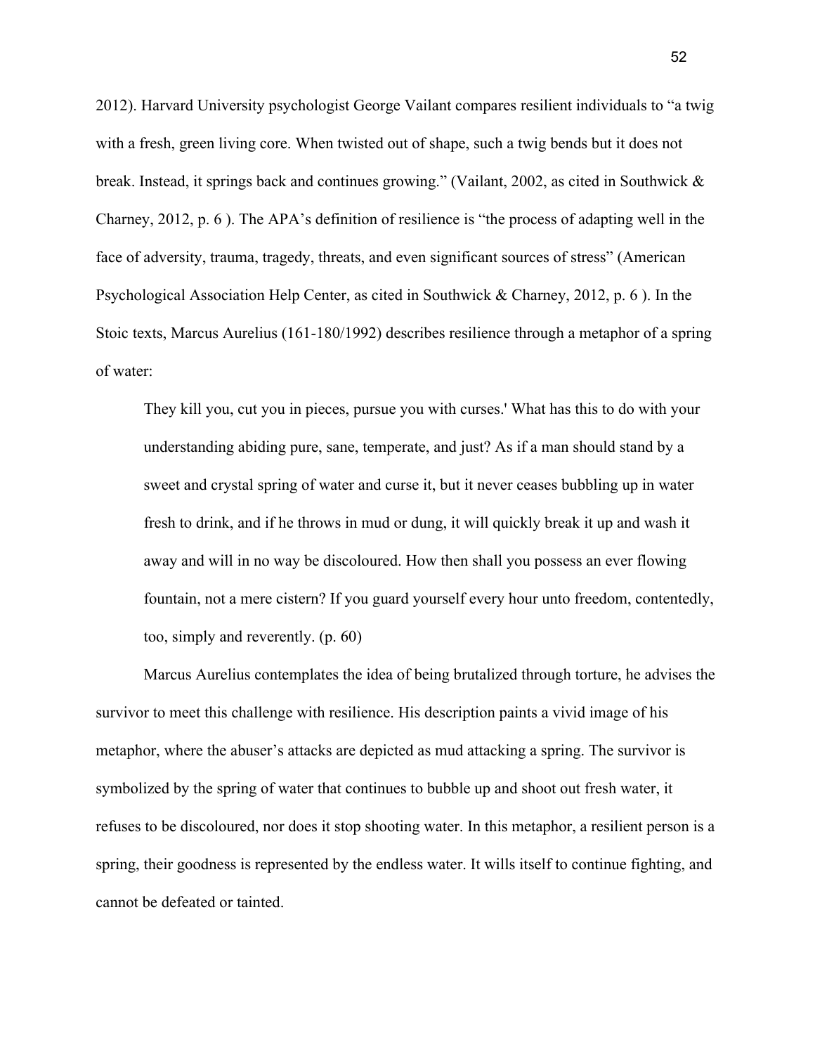2012). Harvard University psychologist George Vailant compares resilient individuals to “a twig with a fresh, green living core. When twisted out of shape, such a twig bends but it does not break. Instead, it springs back and continues growing.” (Vailant, 2002, as cited in Southwick & Charney, 2012, p. 6 ). The APA’s definition of resilience is “the process of adapting well in the face of adversity, trauma, tragedy, threats, and even significant sources of stress” (American Psychological Association Help Center, as cited in Southwick & Charney, 2012, p. 6 ). In the Stoic texts, Marcus Aurelius (161-180/1992) describes resilience through a metaphor of a spring of water:

> They kill you, cut you in pieces, pursue you with curses.' What has this to do with your understanding abiding pure, sane, temperate, and just? As if a man should stand by a sweet and crystal spring of water and curse it, but it never ceases bubbling up in water fresh to drink, and if he throws in mud or dung, it will quickly break it up and wash it away and will in no way be discoloured. How then shall you possess an ever flowing fountain, not a mere cistern? If you guard yourself every hour unto freedom, contentedly, too, simply and reverently. (p. 60)

Marcus Aurelius contemplates the idea of being brutalized through torture, he advises the survivor to meet this challenge with resilience. His description paints a vivid image of his metaphor, where the abuser’s attacks are depicted as mud attacking a spring. The survivor is symbolized by the spring of water that continues to bubble up and shoot out fresh water, it refuses to be discoloured, nor does it stop shooting water. In this metaphor, a resilient person is a spring, their goodness is represented by the endless water. It wills itself to continue fighting, and cannot be defeated or tainted.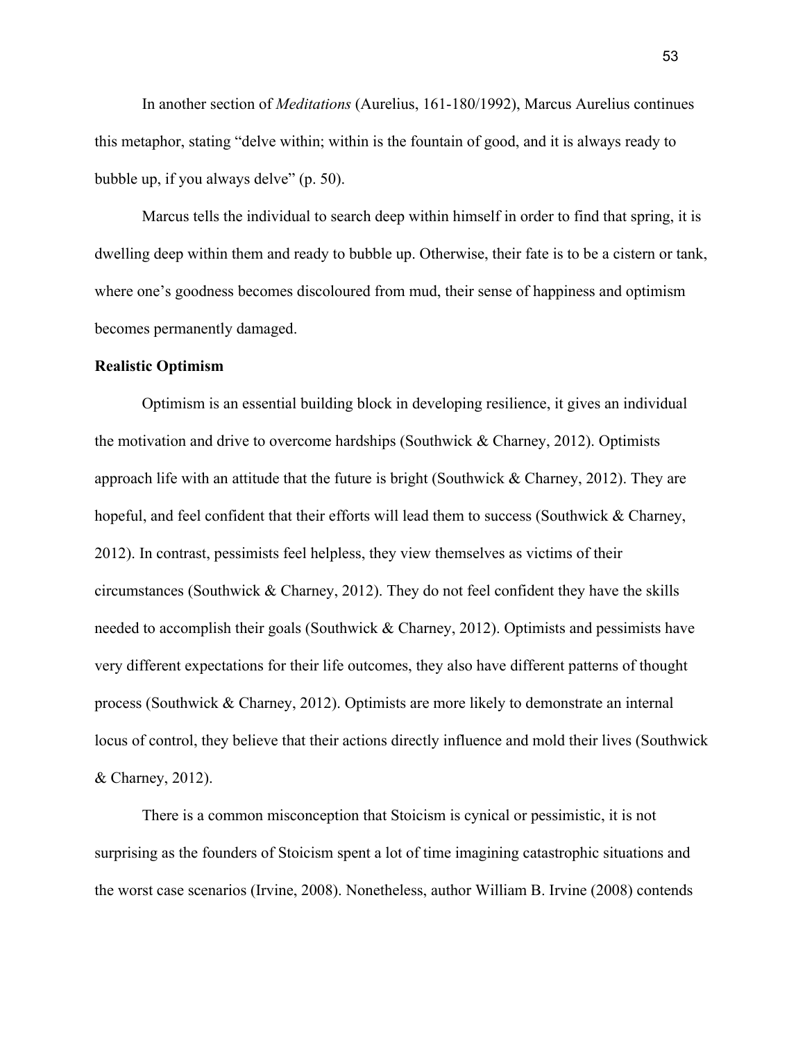In another section of *Meditations* (Aurelius, 161-180/1992), Marcus Aurelius continues this metaphor, stating “delve within; within is the fountain of good, and it is always ready to bubble up, if you always delve” (p. 50).

Marcus tells the individual to search deep within himself in order to find that spring, it is dwelling deep within them and ready to bubble up. Otherwise, their fate is to be a cistern or tank, where one’s goodness becomes discoloured from mud, their sense of happiness and optimism becomes permanently damaged.

**Realistic Optimism**

Optimism is an essential building block in developing resilience, it gives an individual the motivation and drive to overcome hardships (Southwick & Charney, 2012). Optimists approach life with an attitude that the future is bright (Southwick & Charney, 2012). They are hopeful, and feel confident that their efforts will lead them to success (Southwick & Charney, 2012). In contrast, pessimists feel helpless, they view themselves as victims of their circumstances (Southwick & Charney, 2012). They do not feel confident they have the skills needed to accomplish their goals (Southwick & Charney, 2012). Optimists and pessimists have very different expectations for their life outcomes, they also have different patterns of thought process (Southwick & Charney, 2012). Optimists are more likely to demonstrate an internal locus of control, they believe that their actions directly influence and mold their lives (Southwick & Charney, 2012).

There is a common misconception that Stoicism is cynical or pessimistic, it is not surprising as the founders of Stoicism spent a lot of time imagining catastrophic situations and the worst case scenarios (Irvine, 2008). Nonetheless, author William B. Irvine (2008) contends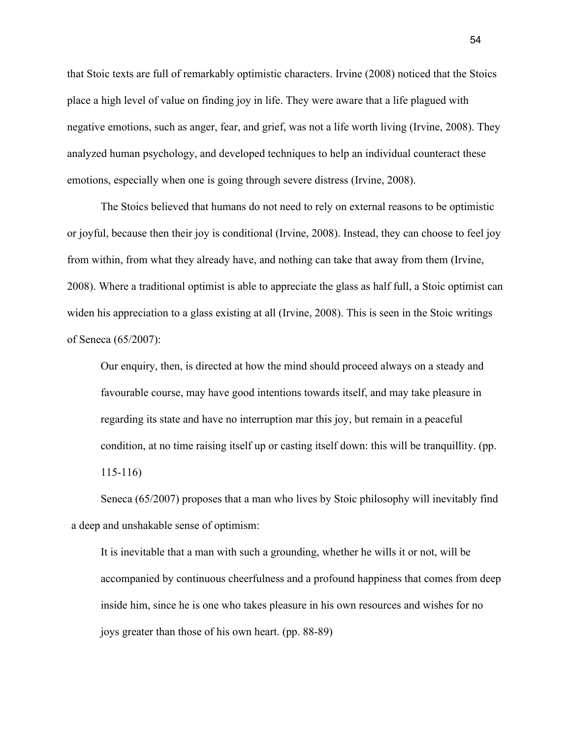that Stoic texts are full of remarkably optimistic characters. Irvine (2008) noticed that the Stoics place a high level of value on finding joy in life. They were aware that a life plagued with negative emotions, such as anger, fear, and grief, was not a life worth living (Irvine, 2008). They analyzed human psychology, and developed techniques to help an individual counteract these emotions, especially when one is going through severe distress (Irvine, 2008).

The Stoics believed that humans do not need to rely on external reasons to be optimistic or joyful, because then their joy is conditional (Irvine, 2008). Instead, they can choose to feel joy from within, from what they already have, and nothing can take that away from them (Irvine, 2008). Where a traditional optimist is able to appreciate the glass as half full, a Stoic optimist can widen his appreciation to a glass existing at all (Irvine, 2008). This is seen in the Stoic writings of Seneca (65/2007):

> Our enquiry, then, is directed at how the mind should proceed always on a steady and favourable course, may have good intentions towards itself, and may take pleasure in regarding its state and have no interruption mar this joy, but remain in a peaceful condition, at no time raising itself up or casting itself down: this will be tranquillity. (pp. 115-116)

Seneca (65/2007) proposes that a man who lives by Stoic philosophy will inevitably find a deep and unshakable sense of optimism:

> It is inevitable that a man with such a grounding, whether he wills it or not, will be accompanied by continuous cheerfulness and a profound happiness that comes from deep inside him, since he is one who takes pleasure in his own resources and wishes for no joys greater than those of his own heart. (pp. 88-89)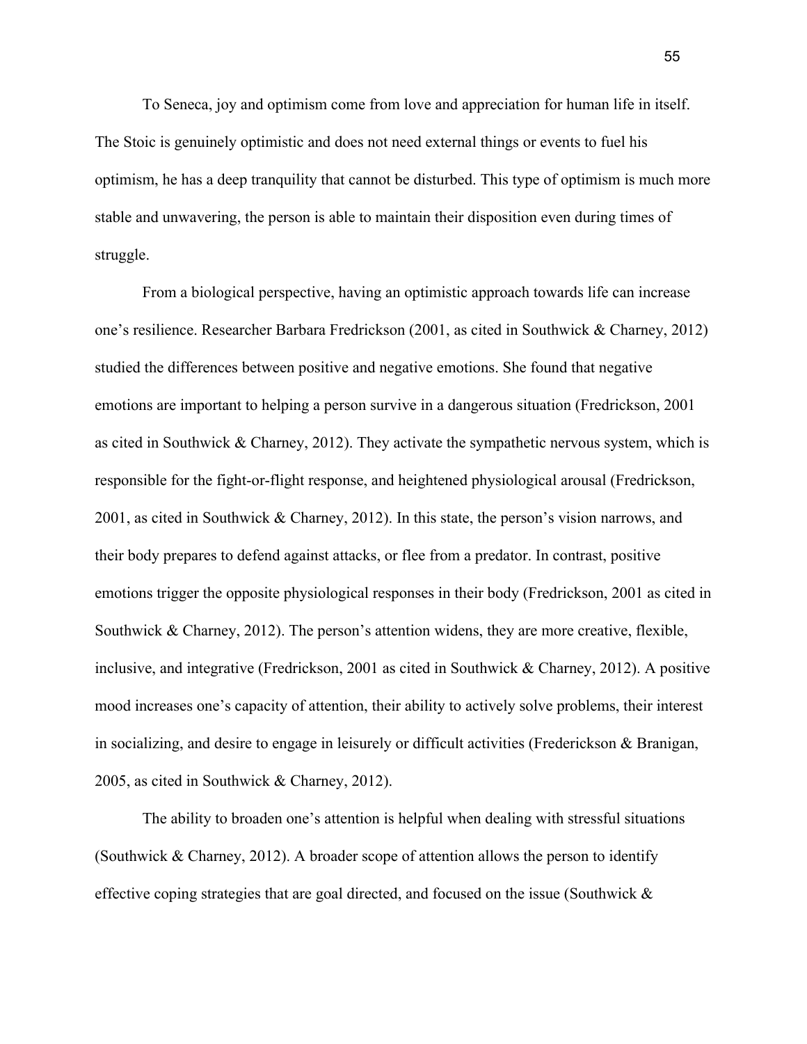To Seneca, joy and optimism come from love and appreciation for human life in itself. The Stoic is genuinely optimistic and does not need external things or events to fuel his optimism, he has a deep tranquility that cannot be disturbed. This type of optimism is much more stable and unwavering, the person is able to maintain their disposition even during times of struggle.

From a biological perspective, having an optimistic approach towards life can increase one's resilience. Researcher Barbara Fredrickson (2001, as cited in Southwick & Charney, 2012) studied the differences between positive and negative emotions. She found that negative emotions are important to helping a person survive in a dangerous situation (Fredrickson, 2001 as cited in Southwick & Charney, 2012). They activate the sympathetic nervous system, which is responsible for the fight-or-flight response, and heightened physiological arousal (Fredrickson, 2001, as cited in Southwick & Charney, 2012). In this state, the person's vision narrows, and their body prepares to defend against attacks, or flee from a predator. In contrast, positive emotions trigger the opposite physiological responses in their body (Fredrickson, 2001 as cited in Southwick & Charney, 2012). The person's attention widens, they are more creative, flexible, inclusive, and integrative (Fredrickson, 2001 as cited in Southwick & Charney, 2012). A positive mood increases one's capacity of attention, their ability to actively solve problems, their interest in socializing, and desire to engage in leisurely or difficult activities (Frederickson & Branigan, 2005, as cited in Southwick & Charney, 2012).

The ability to broaden one's attention is helpful when dealing with stressful situations (Southwick & Charney, 2012). A broader scope of attention allows the person to identify effective coping strategies that are goal directed, and focused on the issue (Southwick &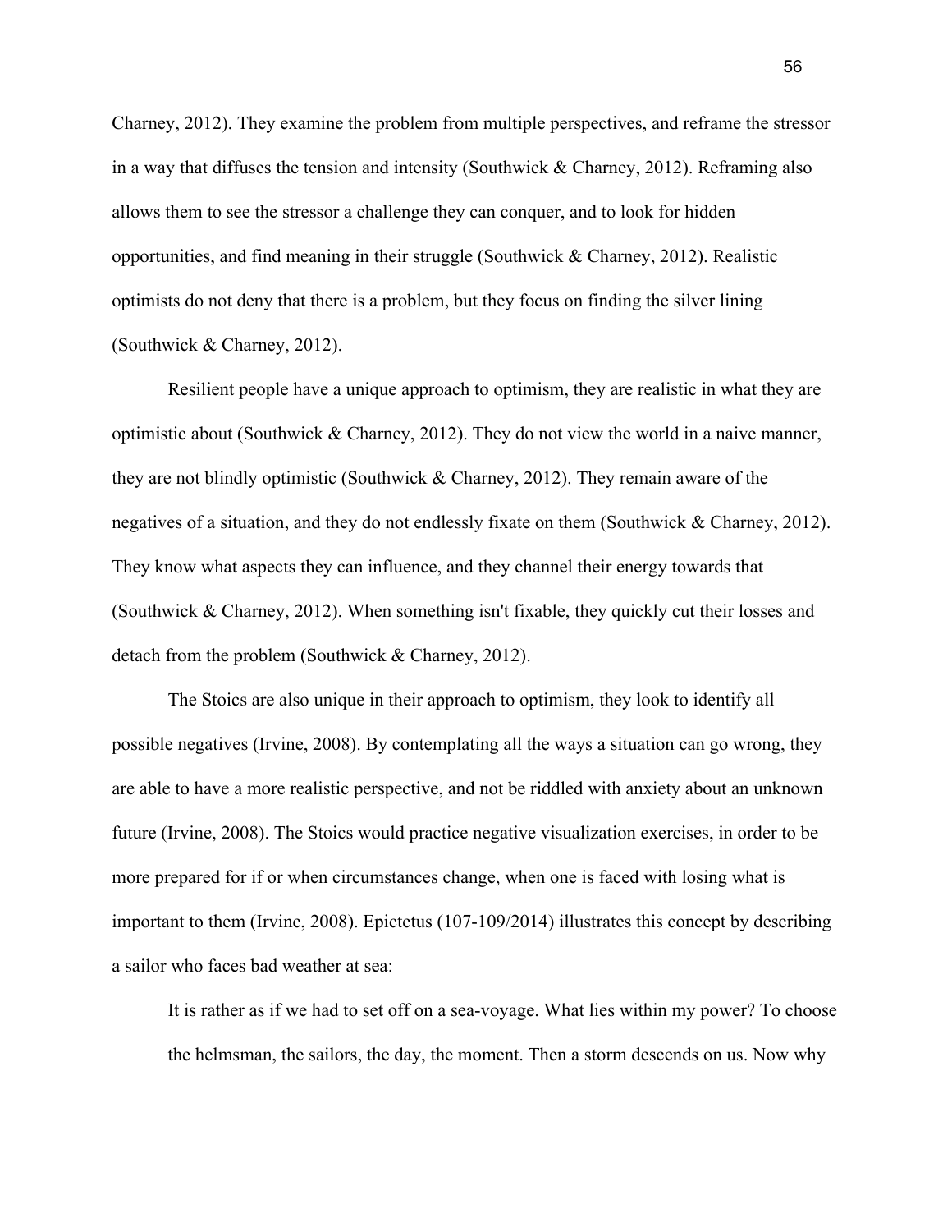Charney, 2012). They examine the problem from multiple perspectives, and reframe the stressor in a way that diffuses the tension and intensity (Southwick & Charney, 2012). Reframing also allows them to see the stressor a challenge they can conquer, and to look for hidden opportunities, and find meaning in their struggle (Southwick & Charney, 2012). Realistic optimists do not deny that there is a problem, but they focus on finding the silver lining (Southwick & Charney, 2012).

Resilient people have a unique approach to optimism, they are realistic in what they are optimistic about (Southwick & Charney, 2012). They do not view the world in a naive manner, they are not blindly optimistic (Southwick & Charney, 2012). They remain aware of the negatives of a situation, and they do not endlessly fixate on them (Southwick & Charney, 2012). They know what aspects they can influence, and they channel their energy towards that (Southwick & Charney, 2012). When something isn't fixable, they quickly cut their losses and detach from the problem (Southwick & Charney, 2012).

The Stoics are also unique in their approach to optimism, they look to identify all possible negatives (Irvine, 2008). By contemplating all the ways a situation can go wrong, they are able to have a more realistic perspective, and not be riddled with anxiety about an unknown future (Irvine, 2008). The Stoics would practice negative visualization exercises, in order to be more prepared for if or when circumstances change, when one is faced with losing what is important to them (Irvine, 2008). Epictetus (107-109/2014) illustrates this concept by describing a sailor who faces bad weather at sea:

> It is rather as if we had to set off on a sea-voyage. What lies within my power? To choose the helmsman, the sailors, the day, the moment. Then a storm descends on us. Now why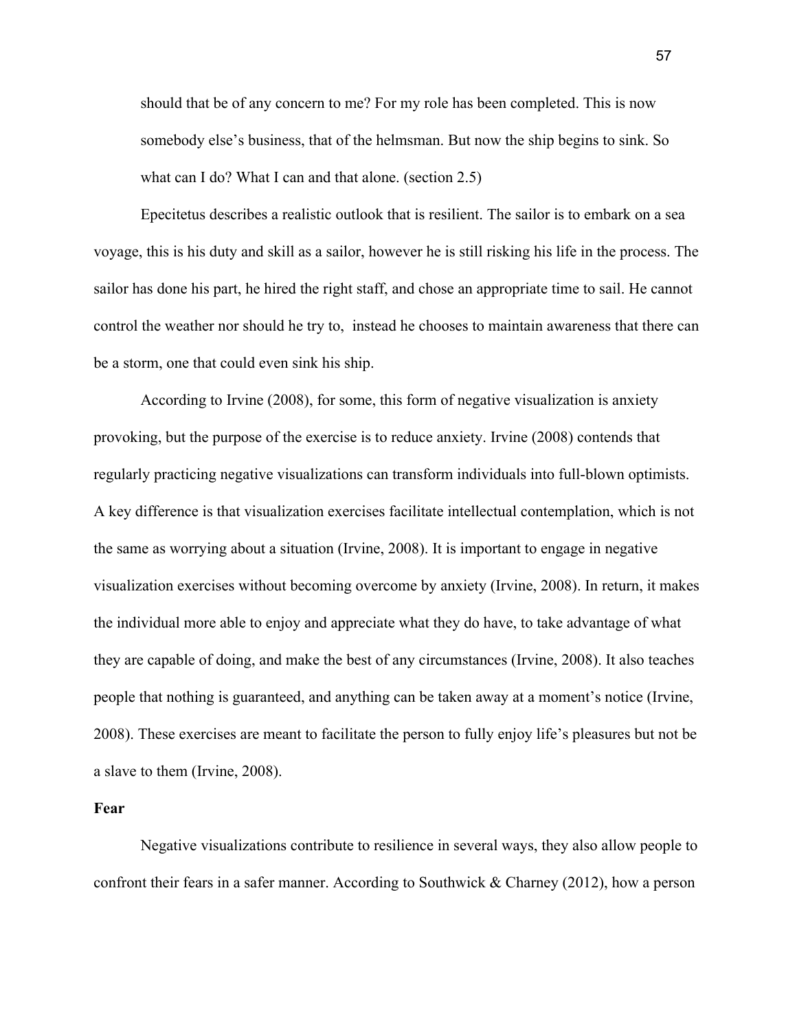should that be of any concern to me? For my role has been completed. This is now somebody else's business, that of the helmsman. But now the ship begins to sink. So what can I do? What I can and that alone. (section 2.5)

Epecitetus describes a realistic outlook that is resilient. The sailor is to embark on a sea voyage, this is his duty and skill as a sailor, however he is still risking his life in the process. The sailor has done his part, he hired the right staff, and chose an appropriate time to sail. He cannot control the weather nor should he try to,  instead he chooses to maintain awareness that there can be a storm, one that could even sink his ship.

According to Irvine (2008), for some, this form of negative visualization is anxiety provoking, but the purpose of the exercise is to reduce anxiety. Irvine (2008) contends that regularly practicing negative visualizations can transform individuals into full-blown optimists. A key difference is that visualization exercises facilitate intellectual contemplation, which is not the same as worrying about a situation (Irvine, 2008). It is important to engage in negative visualization exercises without becoming overcome by anxiety (Irvine, 2008). In return, it makes the individual more able to enjoy and appreciate what they do have, to take advantage of what they are capable of doing, and make the best of any circumstances (Irvine, 2008). It also teaches people that nothing is guaranteed, and anything can be taken away at a moment's notice (Irvine, 2008). These exercises are meant to facilitate the person to fully enjoy life's pleasures but not be a slave to them (Irvine, 2008).

**Fear**

Negative visualizations contribute to resilience in several ways, they also allow people to confront their fears in a safer manner. According to Southwick & Charney (2012), how a person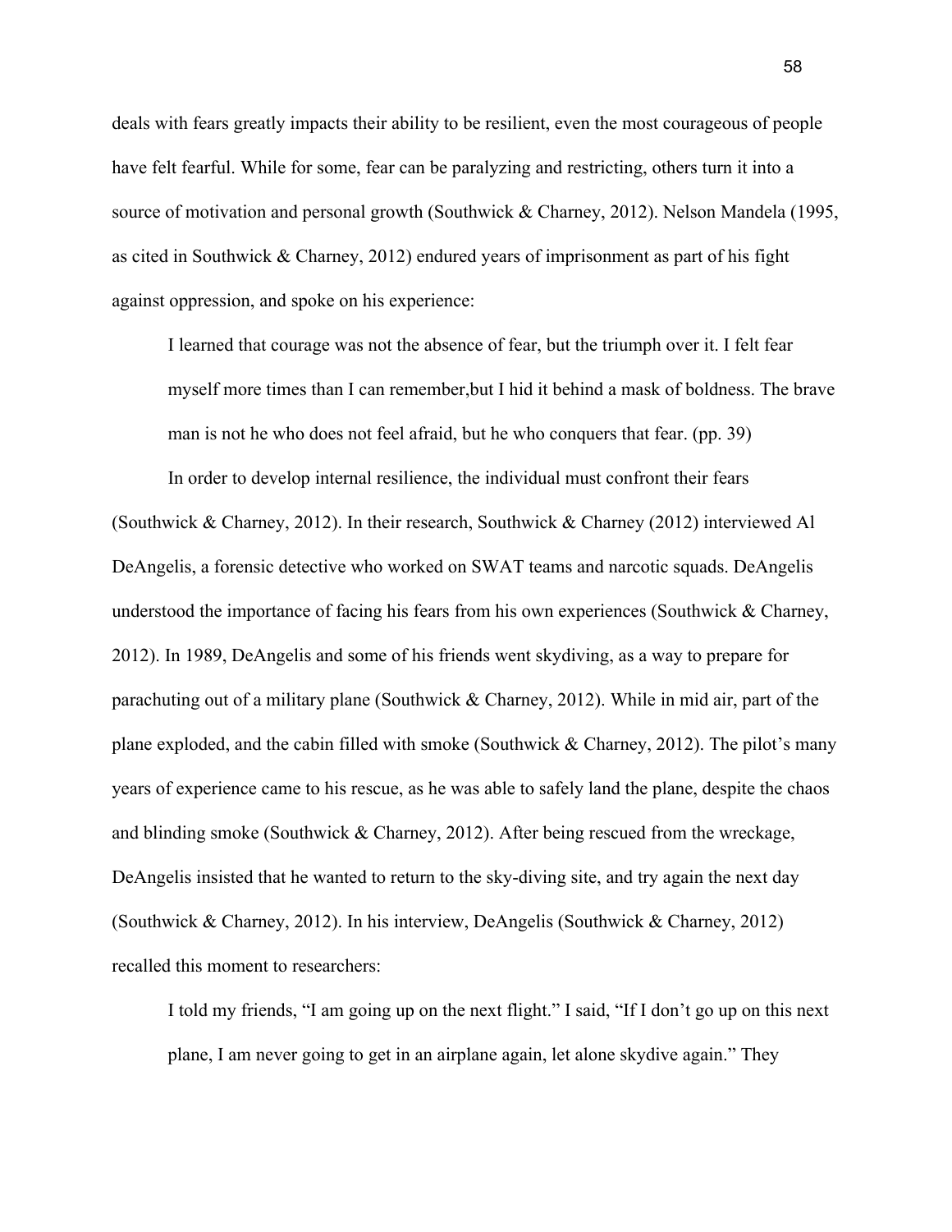deals with fears greatly impacts their ability to be resilient, even the most courageous of people have felt fearful. While for some, fear can be paralyzing and restricting, others turn it into a source of motivation and personal growth (Southwick & Charney, 2012). Nelson Mandela (1995, as cited in Southwick & Charney, 2012) endured years of imprisonment as part of his fight against oppression, and spoke on his experience:

> I learned that courage was not the absence of fear, but the triumph over it. I felt fear myself more times than I can remember,but I hid it behind a mask of boldness. The brave man is not he who does not feel afraid, but he who conquers that fear. (pp. 39)

In order to develop internal resilience, the individual must confront their fears (Southwick & Charney, 2012). In their research, Southwick & Charney (2012) interviewed Al DeAngelis, a forensic detective who worked on SWAT teams and narcotic squads. DeAngelis understood the importance of facing his fears from his own experiences (Southwick & Charney, 2012). In 1989, DeAngelis and some of his friends went skydiving, as a way to prepare for parachuting out of a military plane (Southwick & Charney, 2012). While in mid air, part of the plane exploded, and the cabin filled with smoke (Southwick & Charney, 2012). The pilot's many years of experience came to his rescue, as he was able to safely land the plane, despite the chaos and blinding smoke (Southwick & Charney, 2012). After being rescued from the wreckage, DeAngelis insisted that he wanted to return to the sky-diving site, and try again the next day (Southwick & Charney, 2012). In his interview, DeAngelis (Southwick & Charney, 2012) recalled this moment to researchers:

> I told my friends, "I am going up on the next flight." I said, "If I don't go up on this next plane, I am never going to get in an airplane again, let alone skydive again." They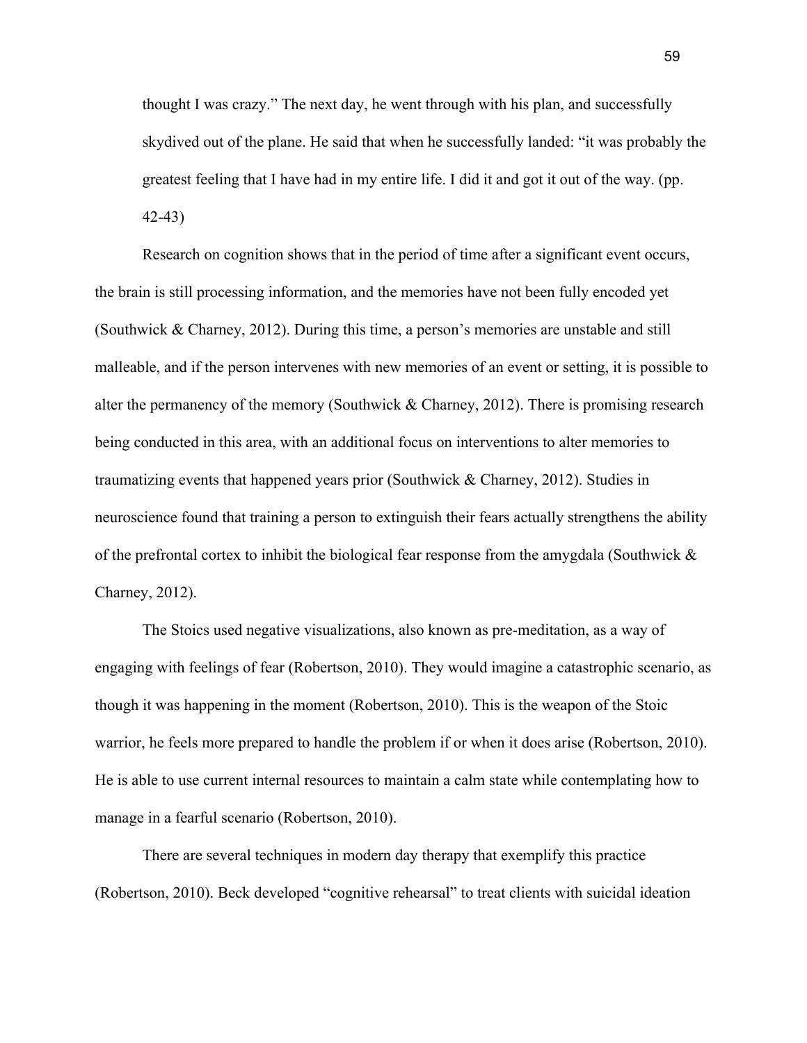> thought I was crazy." The next day, he went through with his plan, and successfully skydived out of the plane. He said that when he successfully landed: "it was probably the greatest feeling that I have had in my entire life. I did it and got it out of the way. (pp. 42-43)

Research on cognition shows that in the period of time after a significant event occurs, the brain is still processing information, and the memories have not been fully encoded yet (Southwick & Charney, 2012). During this time, a person's memories are unstable and still malleable, and if the person intervenes with new memories of an event or setting, it is possible to alter the permanency of the memory (Southwick & Charney, 2012). There is promising research being conducted in this area, with an additional focus on interventions to alter memories to traumatizing events that happened years prior (Southwick & Charney, 2012). Studies in neuroscience found that training a person to extinguish their fears actually strengthens the ability of the prefrontal cortex to inhibit the biological fear response from the amygdala (Southwick & Charney, 2012).

The Stoics used negative visualizations, also known as pre-meditation, as a way of engaging with feelings of fear (Robertson, 2010). They would imagine a catastrophic scenario, as though it was happening in the moment (Robertson, 2010). This is the weapon of the Stoic warrior, he feels more prepared to handle the problem if or when it does arise (Robertson, 2010). He is able to use current internal resources to maintain a calm state while contemplating how to manage in a fearful scenario (Robertson, 2010).

There are several techniques in modern day therapy that exemplify this practice (Robertson, 2010). Beck developed "cognitive rehearsal" to treat clients with suicidal ideation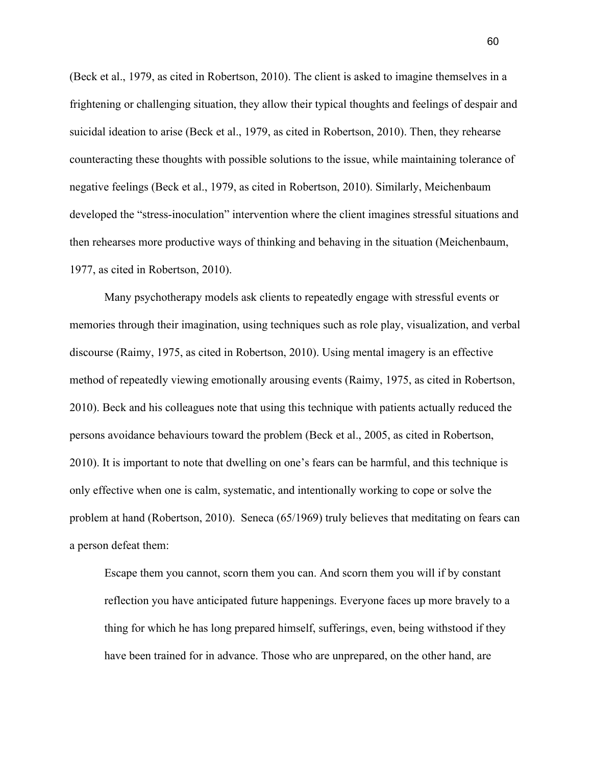(Beck et al., 1979, as cited in Robertson, 2010). The client is asked to imagine themselves in a frightening or challenging situation, they allow their typical thoughts and feelings of despair and suicidal ideation to arise (Beck et al., 1979, as cited in Robertson, 2010). Then, they rehearse counteracting these thoughts with possible solutions to the issue, while maintaining tolerance of negative feelings (Beck et al., 1979, as cited in Robertson, 2010). Similarly, Meichenbaum developed the "stress-inoculation" intervention where the client imagines stressful situations and then rehearses more productive ways of thinking and behaving in the situation (Meichenbaum, 1977, as cited in Robertson, 2010).

Many psychotherapy models ask clients to repeatedly engage with stressful events or memories through their imagination, using techniques such as role play, visualization, and verbal discourse (Raimy, 1975, as cited in Robertson, 2010). Using mental imagery is an effective method of repeatedly viewing emotionally arousing events (Raimy, 1975, as cited in Robertson, 2010). Beck and his colleagues note that using this technique with patients actually reduced the persons avoidance behaviours toward the problem (Beck et al., 2005, as cited in Robertson, 2010). It is important to note that dwelling on one's fears can be harmful, and this technique is only effective when one is calm, systematic, and intentionally working to cope or solve the problem at hand (Robertson, 2010). Seneca (65/1969) truly believes that meditating on fears can a person defeat them:

> Escape them you cannot, scorn them you can. And scorn them you will if by constant reflection you have anticipated future happenings. Everyone faces up more bravely to a thing for which he has long prepared himself, sufferings, even, being withstood if they have been trained for in advance. Those who are unprepared, on the other hand, are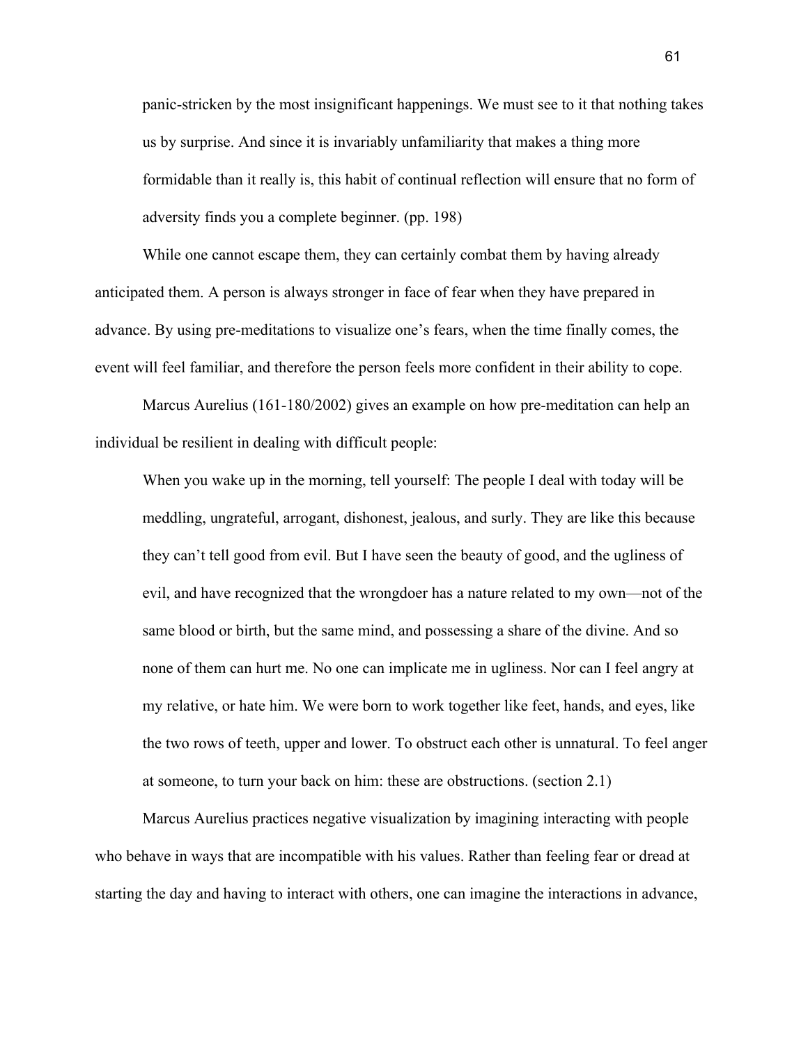> panic-stricken by the most insignificant happenings. We must see to it that nothing takes us by surprise. And since it is invariably unfamiliarity that makes a thing more formidable than it really is, this habit of continual reflection will ensure that no form of adversity finds you a complete beginner. (pp. 198)

While one cannot escape them, they can certainly combat them by having already anticipated them. A person is always stronger in face of fear when they have prepared in advance. By using pre-meditations to visualize one's fears, when the time finally comes, the event will feel familiar, and therefore the person feels more confident in their ability to cope.

Marcus Aurelius (161-180/2002) gives an example on how pre-meditation can help an individual be resilient in dealing with difficult people:

> When you wake up in the morning, tell yourself: The people I deal with today will be meddling, ungrateful, arrogant, dishonest, jealous, and surly. They are like this because they can't tell good from evil. But I have seen the beauty of good, and the ugliness of evil, and have recognized that the wrongdoer has a nature related to my own—not of the same blood or birth, but the same mind, and possessing a share of the divine. And so none of them can hurt me. No one can implicate me in ugliness. Nor can I feel angry at my relative, or hate him. We were born to work together like feet, hands, and eyes, like the two rows of teeth, upper and lower. To obstruct each other is unnatural. To feel anger at someone, to turn your back on him: these are obstructions. (section 2.1)

Marcus Aurelius practices negative visualization by imagining interacting with people who behave in ways that are incompatible with his values. Rather than feeling fear or dread at starting the day and having to interact with others, one can imagine the interactions in advance,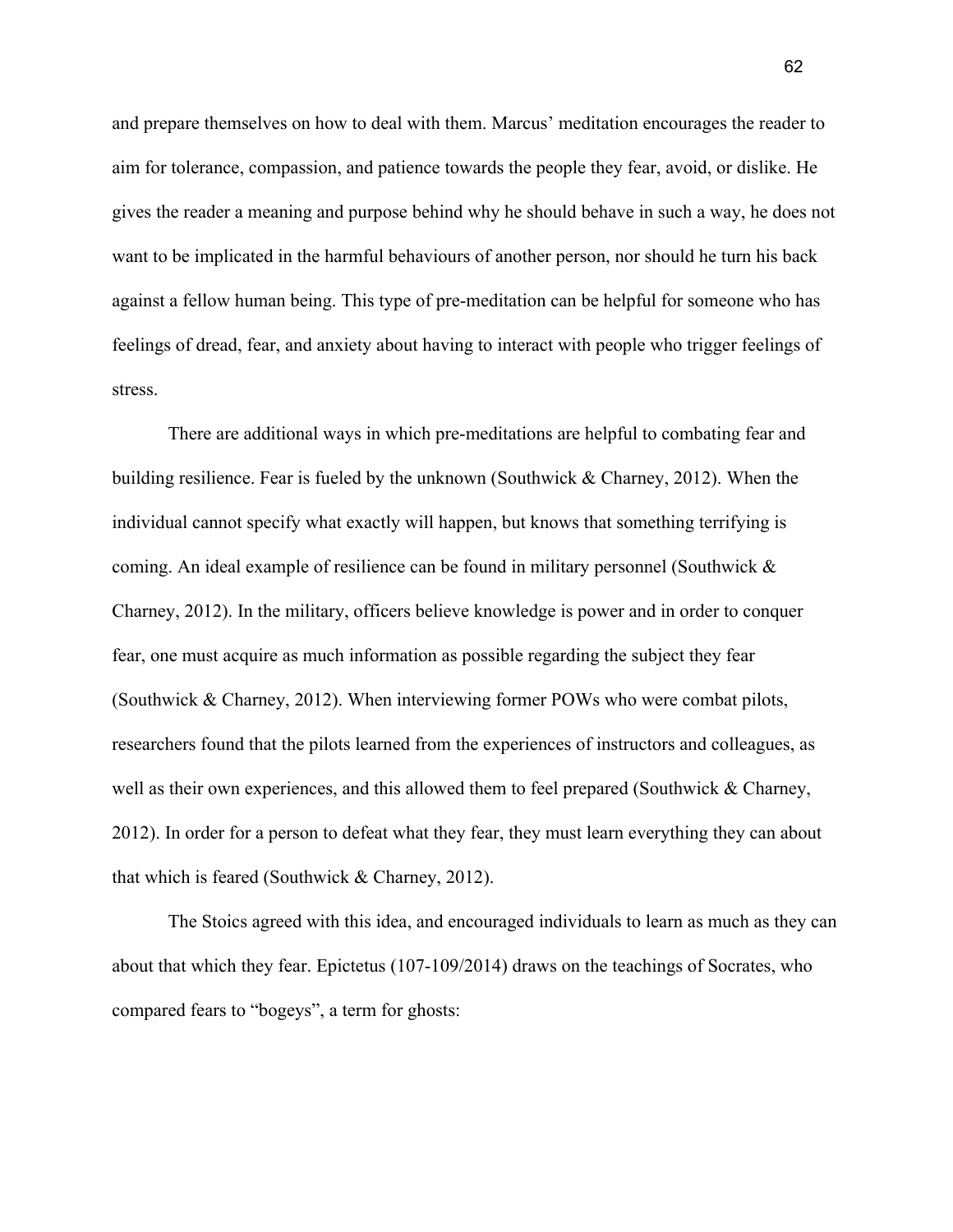and prepare themselves on how to deal with them. Marcus' meditation encourages the reader to aim for tolerance, compassion, and patience towards the people they fear, avoid, or dislike. He gives the reader a meaning and purpose behind why he should behave in such a way, he does not want to be implicated in the harmful behaviours of another person, nor should he turn his back against a fellow human being. This type of pre-meditation can be helpful for someone who has feelings of dread, fear, and anxiety about having to interact with people who trigger feelings of stress.

There are additional ways in which pre-meditations are helpful to combating fear and building resilience. Fear is fueled by the unknown (Southwick & Charney, 2012). When the individual cannot specify what exactly will happen, but knows that something terrifying is coming. An ideal example of resilience can be found in military personnel (Southwick & Charney, 2012). In the military, officers believe knowledge is power and in order to conquer fear, one must acquire as much information as possible regarding the subject they fear (Southwick & Charney, 2012). When interviewing former POWs who were combat pilots, researchers found that the pilots learned from the experiences of instructors and colleagues, as well as their own experiences, and this allowed them to feel prepared (Southwick & Charney, 2012). In order for a person to defeat what they fear, they must learn everything they can about that which is feared (Southwick & Charney, 2012).

The Stoics agreed with this idea, and encouraged individuals to learn as much as they can about that which they fear. Epictetus (107-109/2014) draws on the teachings of Socrates, who compared fears to "bogeys", a term for ghosts: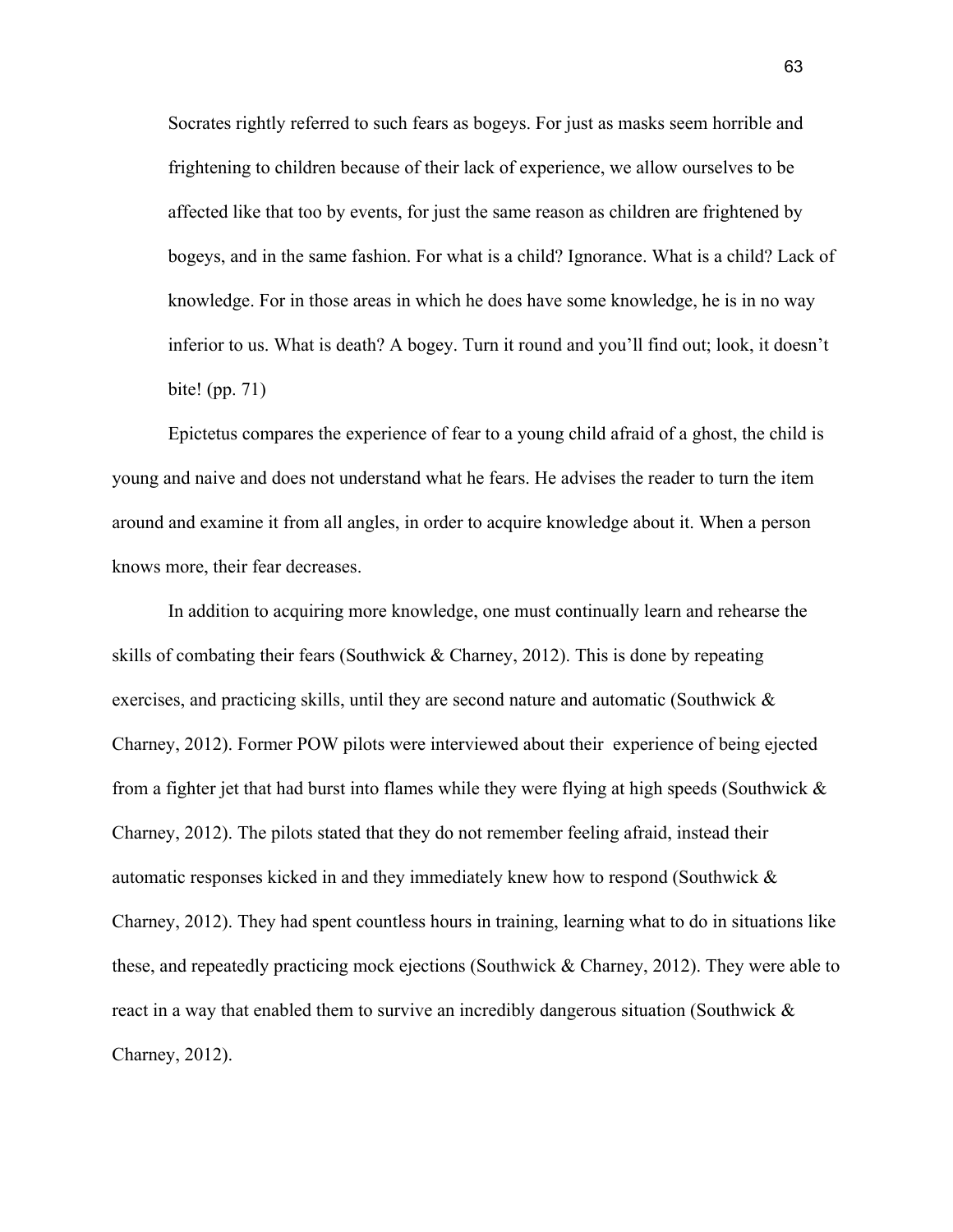> Socrates rightly referred to such fears as bogeys. For just as masks seem horrible and frightening to children because of their lack of experience, we allow ourselves to be affected like that too by events, for just the same reason as children are frightened by bogeys, and in the same fashion. For what is a child? Ignorance. What is a child? Lack of knowledge. For in those areas in which he does have some knowledge, he is in no way inferior to us. What is death? A bogey. Turn it round and you'll find out; look, it doesn't bite! (pp. 71)

Epictetus compares the experience of fear to a young child afraid of a ghost, the child is young and naive and does not understand what he fears. He advises the reader to turn the item around and examine it from all angles, in order to acquire knowledge about it. When a person knows more, their fear decreases.

In addition to acquiring more knowledge, one must continually learn and rehearse the skills of combating their fears (Southwick & Charney, 2012). This is done by repeating exercises, and practicing skills, until they are second nature and automatic (Southwick & Charney, 2012). Former POW pilots were interviewed about their experience of being ejected from a fighter jet that had burst into flames while they were flying at high speeds (Southwick & Charney, 2012). The pilots stated that they do not remember feeling afraid, instead their automatic responses kicked in and they immediately knew how to respond (Southwick & Charney, 2012). They had spent countless hours in training, learning what to do in situations like these, and repeatedly practicing mock ejections (Southwick & Charney, 2012). They were able to react in a way that enabled them to survive an incredibly dangerous situation (Southwick & Charney, 2012).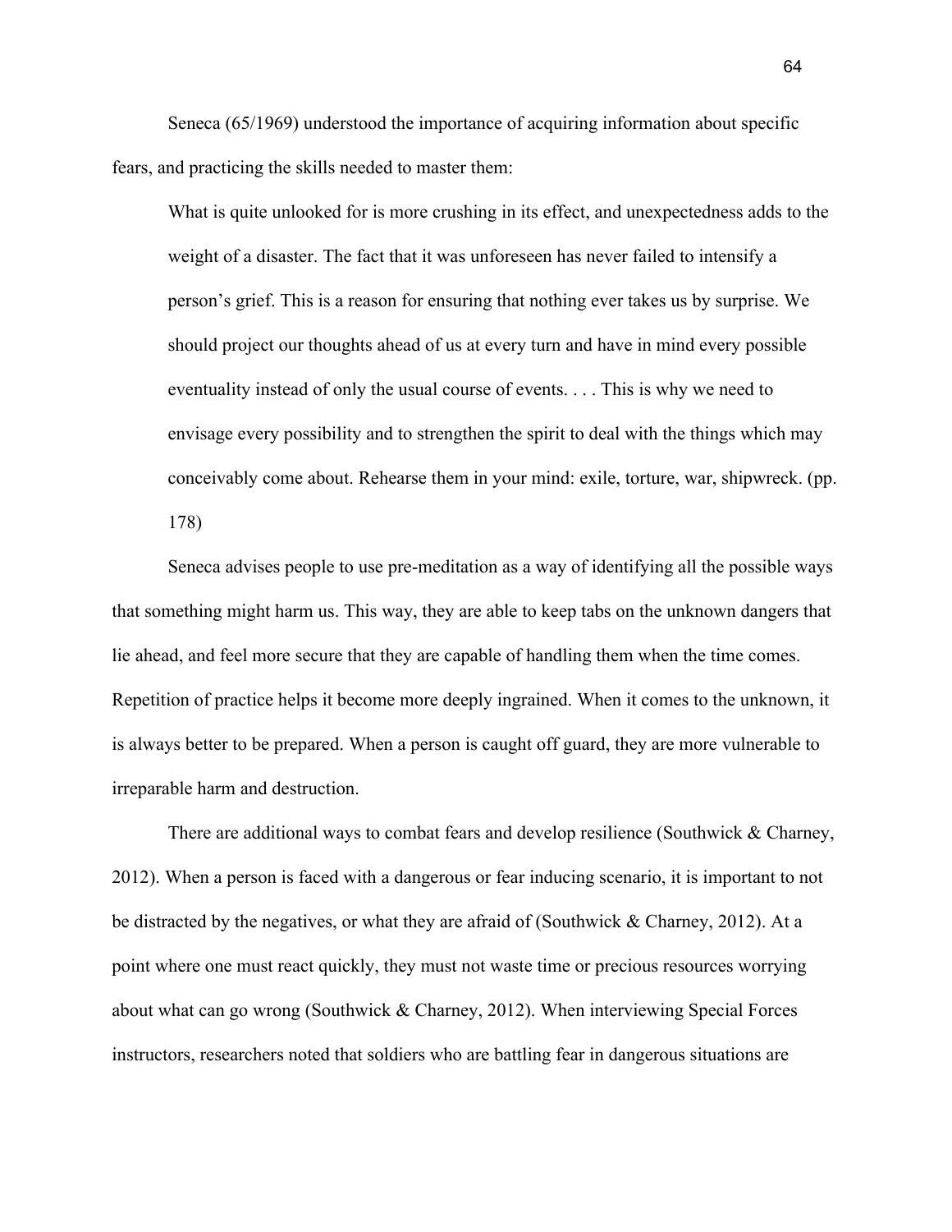Seneca (65/1969) understood the importance of acquiring information about specific fears, and practicing the skills needed to master them:

> What is quite unlooked for is more crushing in its effect, and unexpectedness adds to the weight of a disaster. The fact that it was unforeseen has never failed to intensify a person's grief. This is a reason for ensuring that nothing ever takes us by surprise. We should project our thoughts ahead of us at every turn and have in mind every possible eventuality instead of only the usual course of events. . . . This is why we need to envisage every possibility and to strengthen the spirit to deal with the things which may conceivably come about. Rehearse them in your mind: exile, torture, war, shipwreck. (pp. 178)

Seneca advises people to use pre-meditation as a way of identifying all the possible ways that something might harm us. This way, they are able to keep tabs on the unknown dangers that lie ahead, and feel more secure that they are capable of handling them when the time comes. Repetition of practice helps it become more deeply ingrained. When it comes to the unknown, it is always better to be prepared. When a person is caught off guard, they are more vulnerable to irreparable harm and destruction.

There are additional ways to combat fears and develop resilience (Southwick & Charney, 2012). When a person is faced with a dangerous or fear inducing scenario, it is important to not be distracted by the negatives, or what they are afraid of (Southwick & Charney, 2012). At a point where one must react quickly, they must not waste time or precious resources worrying about what can go wrong (Southwick & Charney, 2012). When interviewing Special Forces instructors, researchers noted that soldiers who are battling fear in dangerous situations are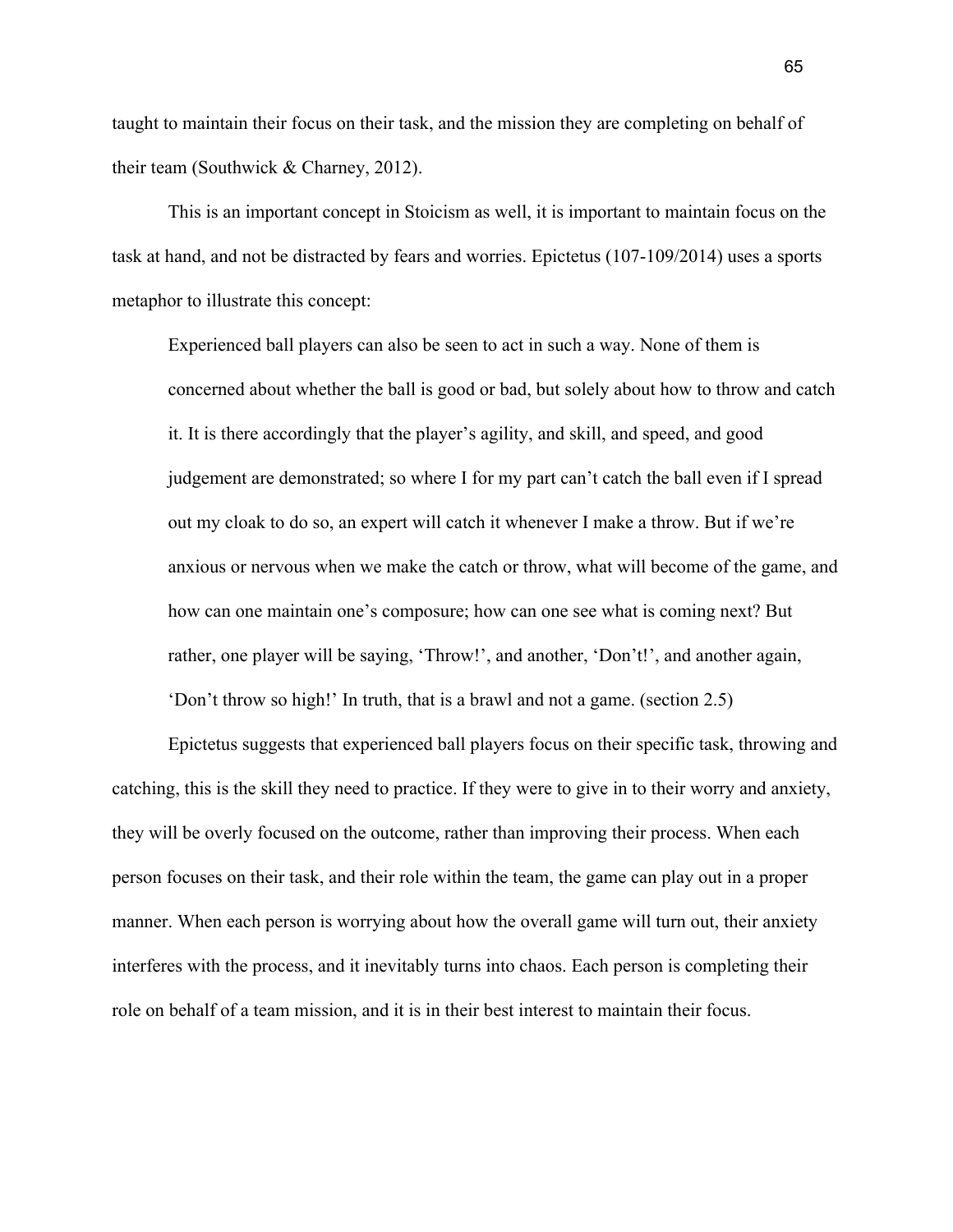taught to maintain their focus on their task, and the mission they are completing on behalf of their team (Southwick & Charney, 2012).

This is an important concept in Stoicism as well, it is important to maintain focus on the task at hand, and not be distracted by fears and worries. Epictetus (107-109/2014) uses a sports metaphor to illustrate this concept:

> Experienced ball players can also be seen to act in such a way. None of them is concerned about whether the ball is good or bad, but solely about how to throw and catch it. It is there accordingly that the player's agility, and skill, and speed, and good judgement are demonstrated; so where I for my part can't catch the ball even if I spread out my cloak to do so, an expert will catch it whenever I make a throw. But if we're anxious or nervous when we make the catch or throw, what will become of the game, and how can one maintain one's composure; how can one see what is coming next? But rather, one player will be saying, 'Throw!', and another, 'Don't!', and another again, 'Don't throw so high!' In truth, that is a brawl and not a game. (section 2.5)

Epictetus suggests that experienced ball players focus on their specific task, throwing and catching, this is the skill they need to practice. If they were to give in to their worry and anxiety, they will be overly focused on the outcome, rather than improving their process. When each person focuses on their task, and their role within the team, the game can play out in a proper manner. When each person is worrying about how the overall game will turn out, their anxiety interferes with the process, and it inevitably turns into chaos. Each person is completing their role on behalf of a team mission, and it is in their best interest to maintain their focus.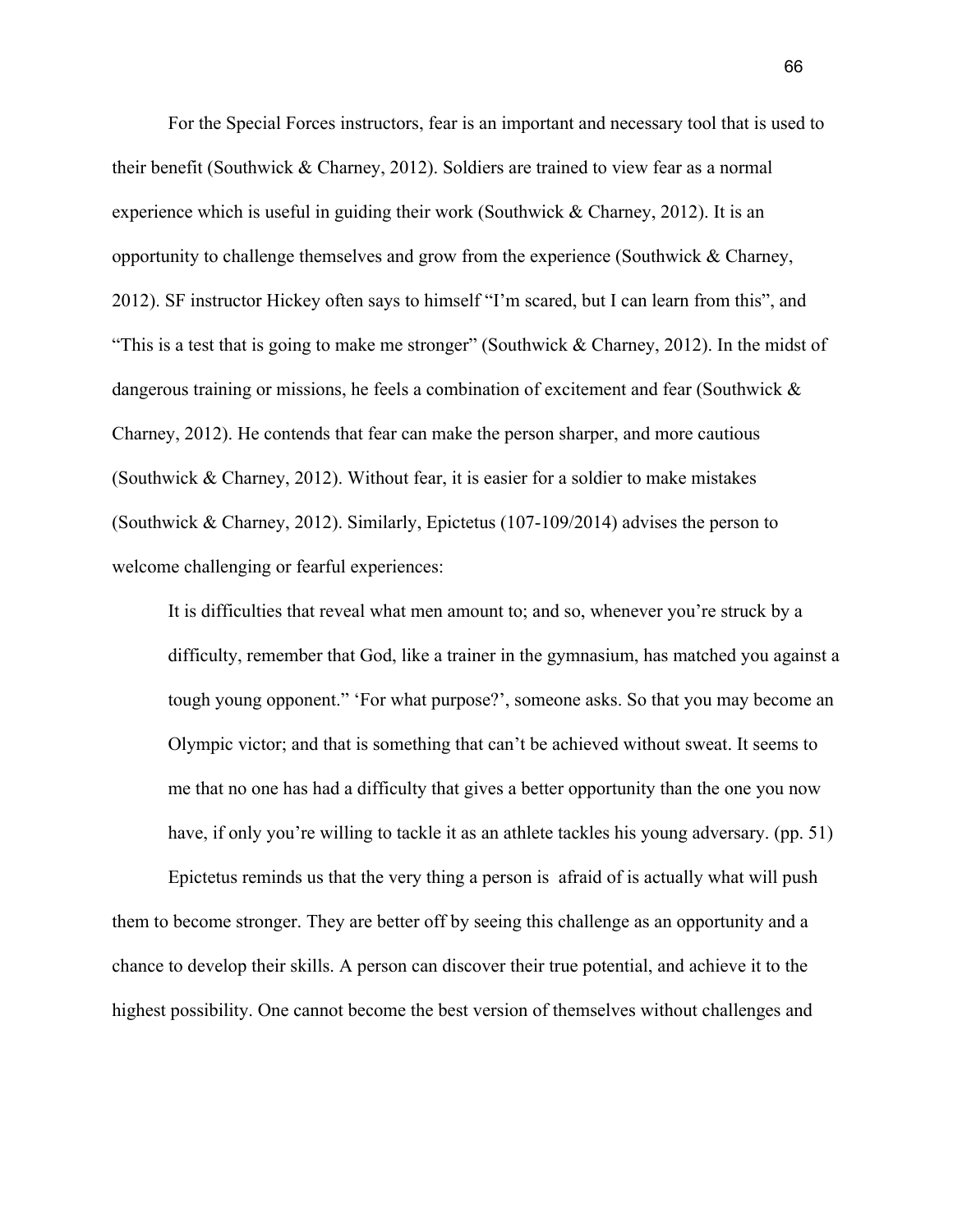For the Special Forces instructors, fear is an important and necessary tool that is used to their benefit (Southwick & Charney, 2012). Soldiers are trained to view fear as a normal experience which is useful in guiding their work (Southwick & Charney, 2012). It is an opportunity to challenge themselves and grow from the experience (Southwick & Charney, 2012). SF instructor Hickey often says to himself "I'm scared, but I can learn from this", and "This is a test that is going to make me stronger" (Southwick & Charney, 2012). In the midst of dangerous training or missions, he feels a combination of excitement and fear (Southwick & Charney, 2012). He contends that fear can make the person sharper, and more cautious (Southwick & Charney, 2012). Without fear, it is easier for a soldier to make mistakes (Southwick & Charney, 2012). Similarly, Epictetus (107-109/2014) advises the person to welcome challenging or fearful experiences:

> It is difficulties that reveal what men amount to; and so, whenever you're struck by a difficulty, remember that God, like a trainer in the gymnasium, has matched you against a tough young opponent." 'For what purpose?', someone asks. So that you may become an Olympic victor; and that is something that can't be achieved without sweat. It seems to me that no one has had a difficulty that gives a better opportunity than the one you now have, if only you're willing to tackle it as an athlete tackles his young adversary. (pp. 51)

Epictetus reminds us that the very thing a person is afraid of is actually what will push them to become stronger. They are better off by seeing this challenge as an opportunity and a chance to develop their skills. A person can discover their true potential, and achieve it to the highest possibility. One cannot become the best version of themselves without challenges and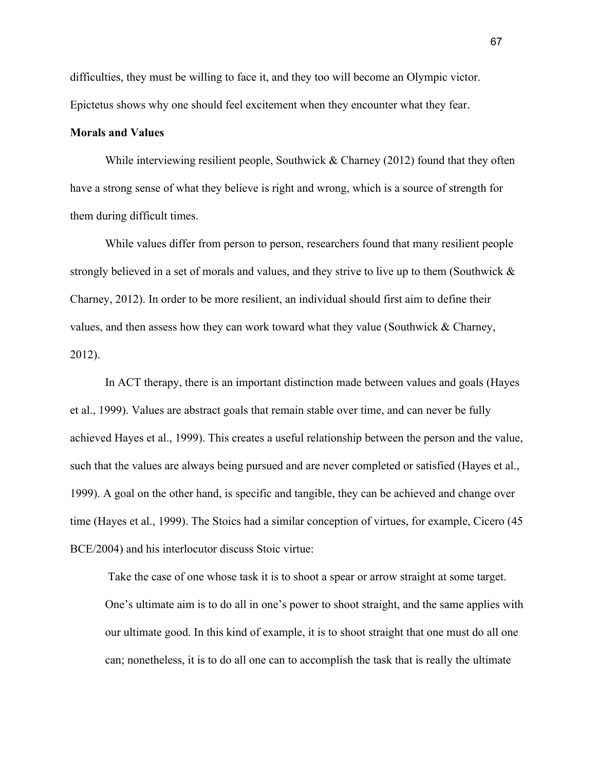difficulties, they must be willing to face it, and they too will become an Olympic victor. Epictetus shows why one should feel excitement when they encounter what they fear.

**Morals and Values**

While interviewing resilient people, Southwick & Charney (2012) found that they often have a strong sense of what they believe is right and wrong, which is a source of strength for them during difficult times.

While values differ from person to person, researchers found that many resilient people strongly believed in a set of morals and values, and they strive to live up to them (Southwick & Charney, 2012). In order to be more resilient, an individual should first aim to define their values, and then assess how they can work toward what they value (Southwick & Charney, 2012).

In ACT therapy, there is an important distinction made between values and goals (Hayes et al., 1999). Values are abstract goals that remain stable over time, and can never be fully achieved Hayes et al., 1999). This creates a useful relationship between the person and the value, such that the values are always being pursued and are never completed or satisfied (Hayes et al., 1999). A goal on the other hand, is specific and tangible, they can be achieved and change over time (Hayes et al., 1999). The Stoics had a similar conception of virtues, for example, Cicero (45 BCE/2004) and his interlocutor discuss Stoic virtue:

> Take the case of one whose task it is to shoot a spear or arrow straight at some target. One's ultimate aim is to do all in one's power to shoot straight, and the same applies with our ultimate good. In this kind of example, it is to shoot straight that one must do all one can; nonetheless, it is to do all one can to accomplish the task that is really the ultimate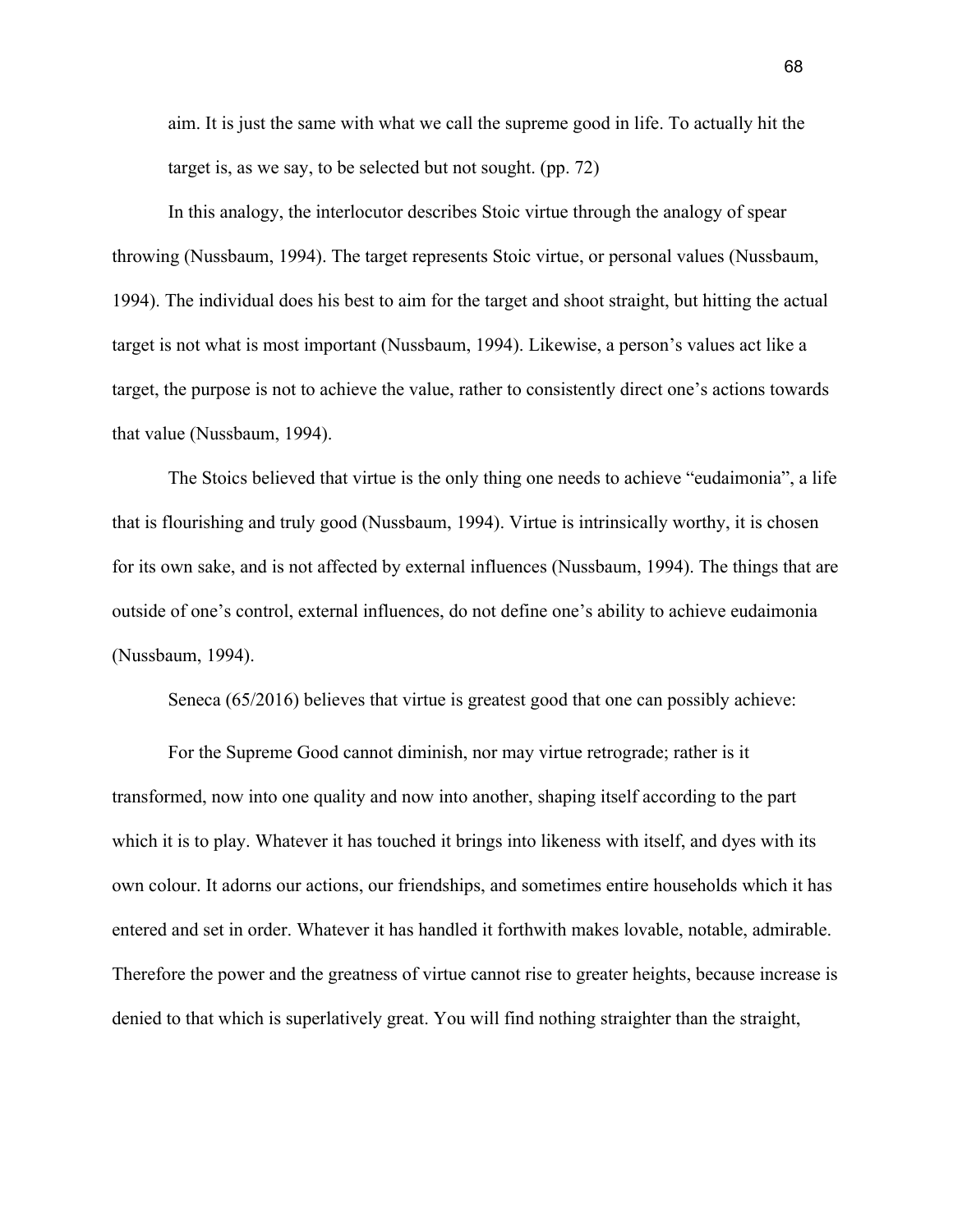> aim. It is just the same with what we call the supreme good in life. To actually hit the target is, as we say, to be selected but not sought. (pp. 72)

In this analogy, the interlocutor describes Stoic virtue through the analogy of spear throwing (Nussbaum, 1994). The target represents Stoic virtue, or personal values (Nussbaum, 1994). The individual does his best to aim for the target and shoot straight, but hitting the actual target is not what is most important (Nussbaum, 1994). Likewise, a person's values act like a target, the purpose is not to achieve the value, rather to consistently direct one's actions towards that value (Nussbaum, 1994).

The Stoics believed that virtue is the only thing one needs to achieve "eudaimonia", a life that is flourishing and truly good (Nussbaum, 1994). Virtue is intrinsically worthy, it is chosen for its own sake, and is not affected by external influences (Nussbaum, 1994). The things that are outside of one's control, external influences, do not define one's ability to achieve eudaimonia (Nussbaum, 1994).

Seneca (65/2016) believes that virtue is greatest good that one can possibly achieve:

For the Supreme Good cannot diminish, nor may virtue retrograde; rather is it transformed, now into one quality and now into another, shaping itself according to the part which it is to play. Whatever it has touched it brings into likeness with itself, and dyes with its own colour. It adorns our actions, our friendships, and sometimes entire households which it has entered and set in order. Whatever it has handled it forthwith makes lovable, notable, admirable. Therefore the power and the greatness of virtue cannot rise to greater heights, because increase is denied to that which is superlatively great. You will find nothing straighter than the straight,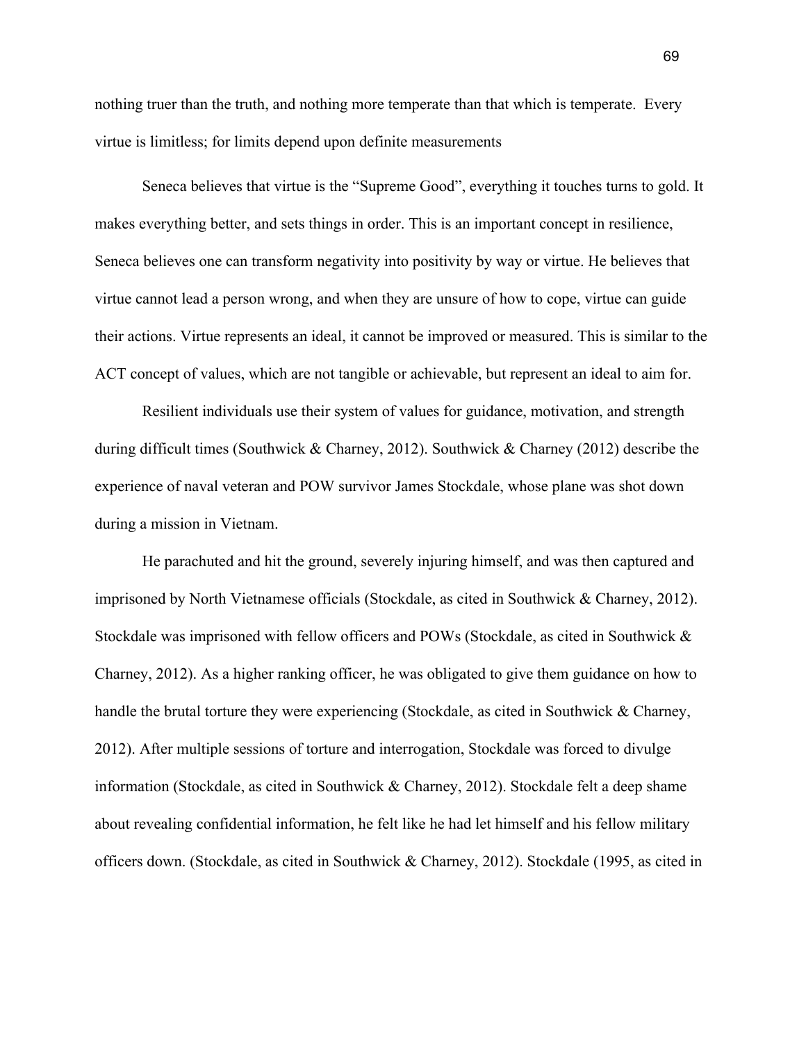nothing truer than the truth, and nothing more temperate than that which is temperate. Every virtue is limitless; for limits depend upon definite measurements

Seneca believes that virtue is the "Supreme Good", everything it touches turns to gold. It makes everything better, and sets things in order. This is an important concept in resilience, Seneca believes one can transform negativity into positivity by way or virtue. He believes that virtue cannot lead a person wrong, and when they are unsure of how to cope, virtue can guide their actions. Virtue represents an ideal, it cannot be improved or measured. This is similar to the ACT concept of values, which are not tangible or achievable, but represent an ideal to aim for.

Resilient individuals use their system of values for guidance, motivation, and strength during difficult times (Southwick & Charney, 2012). Southwick & Charney (2012) describe the experience of naval veteran and POW survivor James Stockdale, whose plane was shot down during a mission in Vietnam.

He parachuted and hit the ground, severely injuring himself, and was then captured and imprisoned by North Vietnamese officials (Stockdale, as cited in Southwick & Charney, 2012). Stockdale was imprisoned with fellow officers and POWs (Stockdale, as cited in Southwick & Charney, 2012). As a higher ranking officer, he was obligated to give them guidance on how to handle the brutal torture they were experiencing (Stockdale, as cited in Southwick & Charney, 2012). After multiple sessions of torture and interrogation, Stockdale was forced to divulge information (Stockdale, as cited in Southwick & Charney, 2012). Stockdale felt a deep shame about revealing confidential information, he felt like he had let himself and his fellow military officers down. (Stockdale, as cited in Southwick & Charney, 2012). Stockdale (1995, as cited in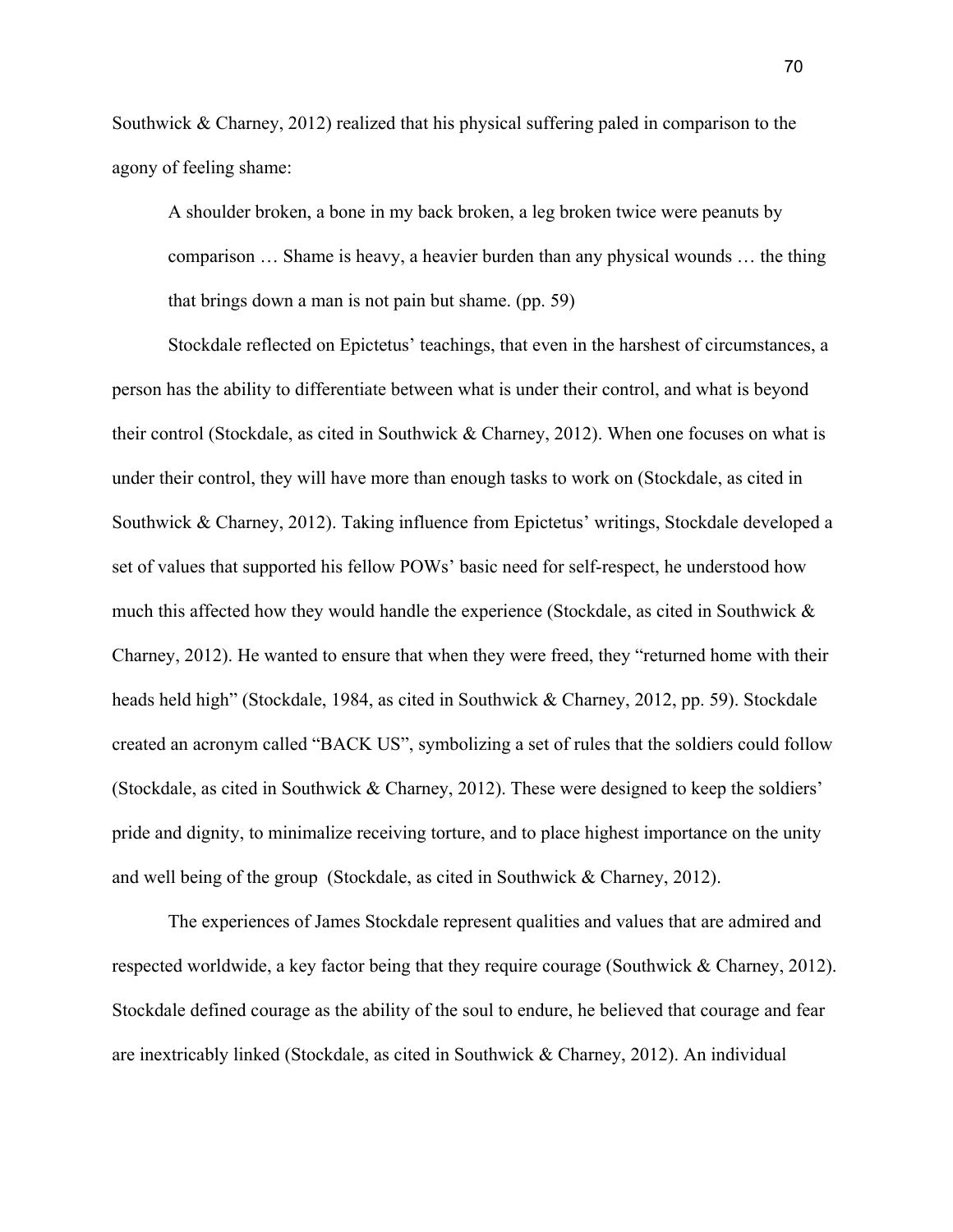Southwick & Charney, 2012) realized that his physical suffering paled in comparison to the agony of feeling shame:

> A shoulder broken, a bone in my back broken, a leg broken twice were peanuts by comparison … Shame is heavy, a heavier burden than any physical wounds … the thing that brings down a man is not pain but shame. (pp. 59)

Stockdale reflected on Epictetus' teachings, that even in the harshest of circumstances, a person has the ability to differentiate between what is under their control, and what is beyond their control (Stockdale, as cited in Southwick & Charney, 2012). When one focuses on what is under their control, they will have more than enough tasks to work on (Stockdale, as cited in Southwick & Charney, 2012). Taking influence from Epictetus' writings, Stockdale developed a set of values that supported his fellow POWs' basic need for self-respect, he understood how much this affected how they would handle the experience (Stockdale, as cited in Southwick & Charney, 2012). He wanted to ensure that when they were freed, they "returned home with their heads held high" (Stockdale, 1984, as cited in Southwick & Charney, 2012, pp. 59). Stockdale created an acronym called "BACK US", symbolizing a set of rules that the soldiers could follow (Stockdale, as cited in Southwick & Charney, 2012). These were designed to keep the soldiers' pride and dignity, to minimalize receiving torture, and to place highest importance on the unity and well being of the group (Stockdale, as cited in Southwick & Charney, 2012).

The experiences of James Stockdale represent qualities and values that are admired and respected worldwide, a key factor being that they require courage (Southwick & Charney, 2012). Stockdale defined courage as the ability of the soul to endure, he believed that courage and fear are inextricably linked (Stockdale, as cited in Southwick & Charney, 2012). An individual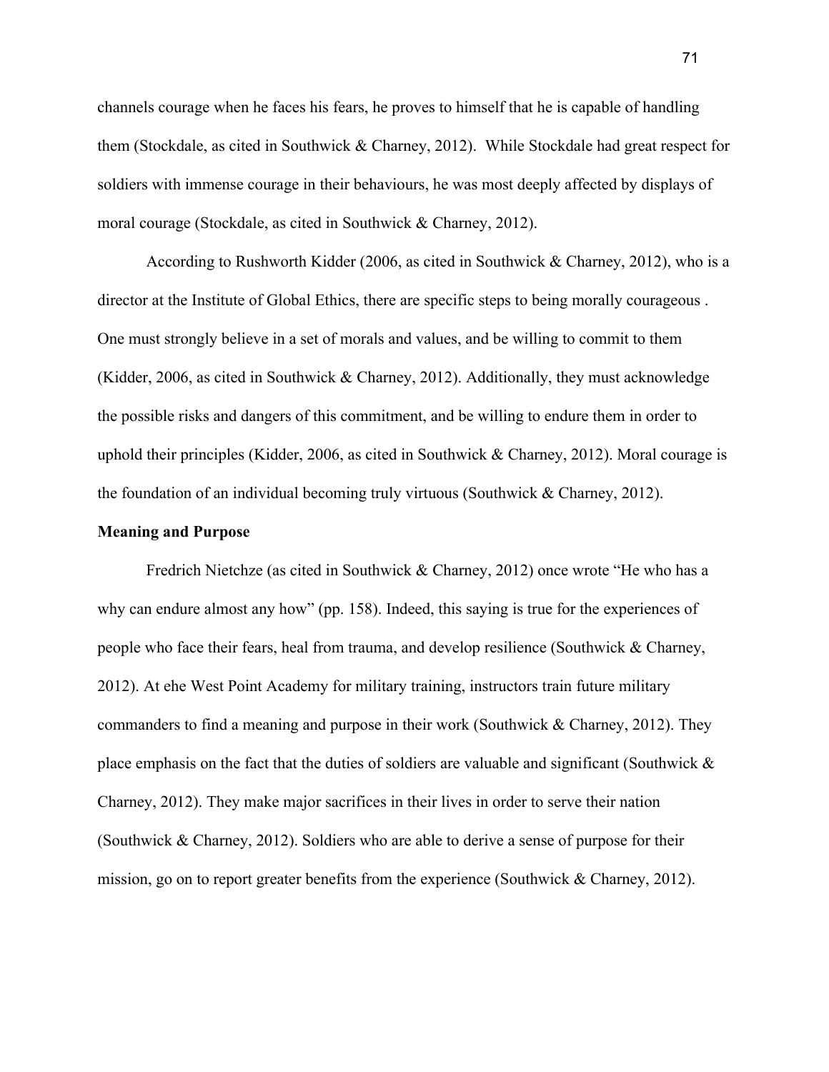channels courage when he faces his fears, he proves to himself that he is capable of handling them (Stockdale, as cited in Southwick & Charney, 2012). While Stockdale had great respect for soldiers with immense courage in their behaviours, he was most deeply affected by displays of moral courage (Stockdale, as cited in Southwick & Charney, 2012).

According to Rushworth Kidder (2006, as cited in Southwick & Charney, 2012), who is a director at the Institute of Global Ethics, there are specific steps to being morally courageous . One must strongly believe in a set of morals and values, and be willing to commit to them (Kidder, 2006, as cited in Southwick & Charney, 2012). Additionally, they must acknowledge the possible risks and dangers of this commitment, and be willing to endure them in order to uphold their principles (Kidder, 2006, as cited in Southwick & Charney, 2012). Moral courage is the foundation of an individual becoming truly virtuous (Southwick & Charney, 2012).

**Meaning and Purpose**

Fredrich Nietchze (as cited in Southwick & Charney, 2012) once wrote "He who has a why can endure almost any how" (pp. 158). Indeed, this saying is true for the experiences of people who face their fears, heal from trauma, and develop resilience (Southwick & Charney, 2012). At ehe West Point Academy for military training, instructors train future military commanders to find a meaning and purpose in their work (Southwick & Charney, 2012). They place emphasis on the fact that the duties of soldiers are valuable and significant (Southwick & Charney, 2012). They make major sacrifices in their lives in order to serve their nation (Southwick & Charney, 2012). Soldiers who are able to derive a sense of purpose for their mission, go on to report greater benefits from the experience (Southwick & Charney, 2012).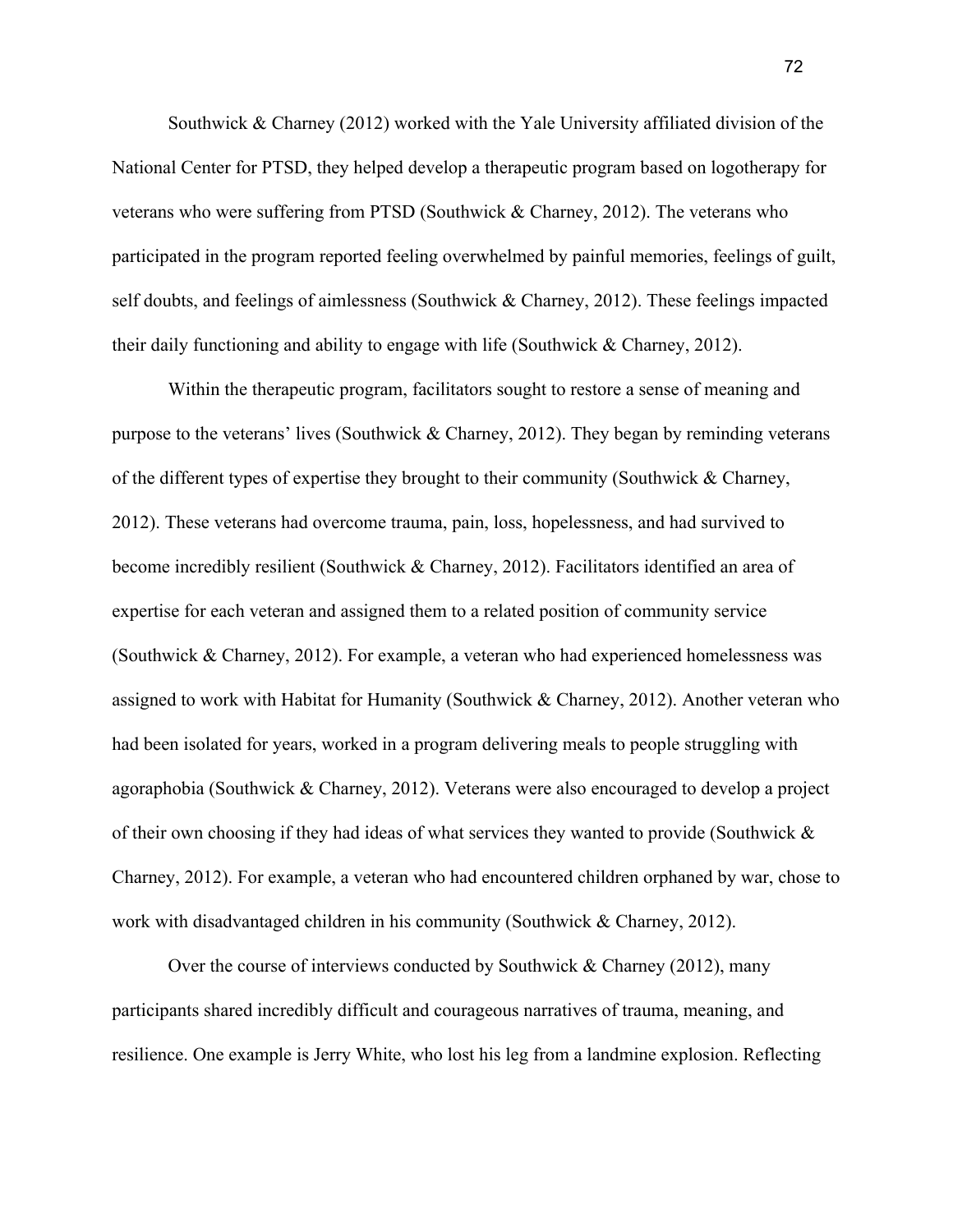Southwick & Charney (2012) worked with the Yale University affiliated division of the National Center for PTSD, they helped develop a therapeutic program based on logotherapy for veterans who were suffering from PTSD (Southwick & Charney, 2012). The veterans who participated in the program reported feeling overwhelmed by painful memories, feelings of guilt, self doubts, and feelings of aimlessness (Southwick & Charney, 2012). These feelings impacted their daily functioning and ability to engage with life (Southwick & Charney, 2012).

Within the therapeutic program, facilitators sought to restore a sense of meaning and purpose to the veterans' lives (Southwick & Charney, 2012). They began by reminding veterans of the different types of expertise they brought to their community (Southwick & Charney, 2012). These veterans had overcome trauma, pain, loss, hopelessness, and had survived to become incredibly resilient (Southwick & Charney, 2012). Facilitators identified an area of expertise for each veteran and assigned them to a related position of community service (Southwick & Charney, 2012). For example, a veteran who had experienced homelessness was assigned to work with Habitat for Humanity (Southwick & Charney, 2012). Another veteran who had been isolated for years, worked in a program delivering meals to people struggling with agoraphobia (Southwick & Charney, 2012). Veterans were also encouraged to develop a project of their own choosing if they had ideas of what services they wanted to provide (Southwick & Charney, 2012). For example, a veteran who had encountered children orphaned by war, chose to work with disadvantaged children in his community (Southwick & Charney, 2012).

Over the course of interviews conducted by Southwick & Charney (2012), many participants shared incredibly difficult and courageous narratives of trauma, meaning, and resilience. One example is Jerry White, who lost his leg from a landmine explosion. Reflecting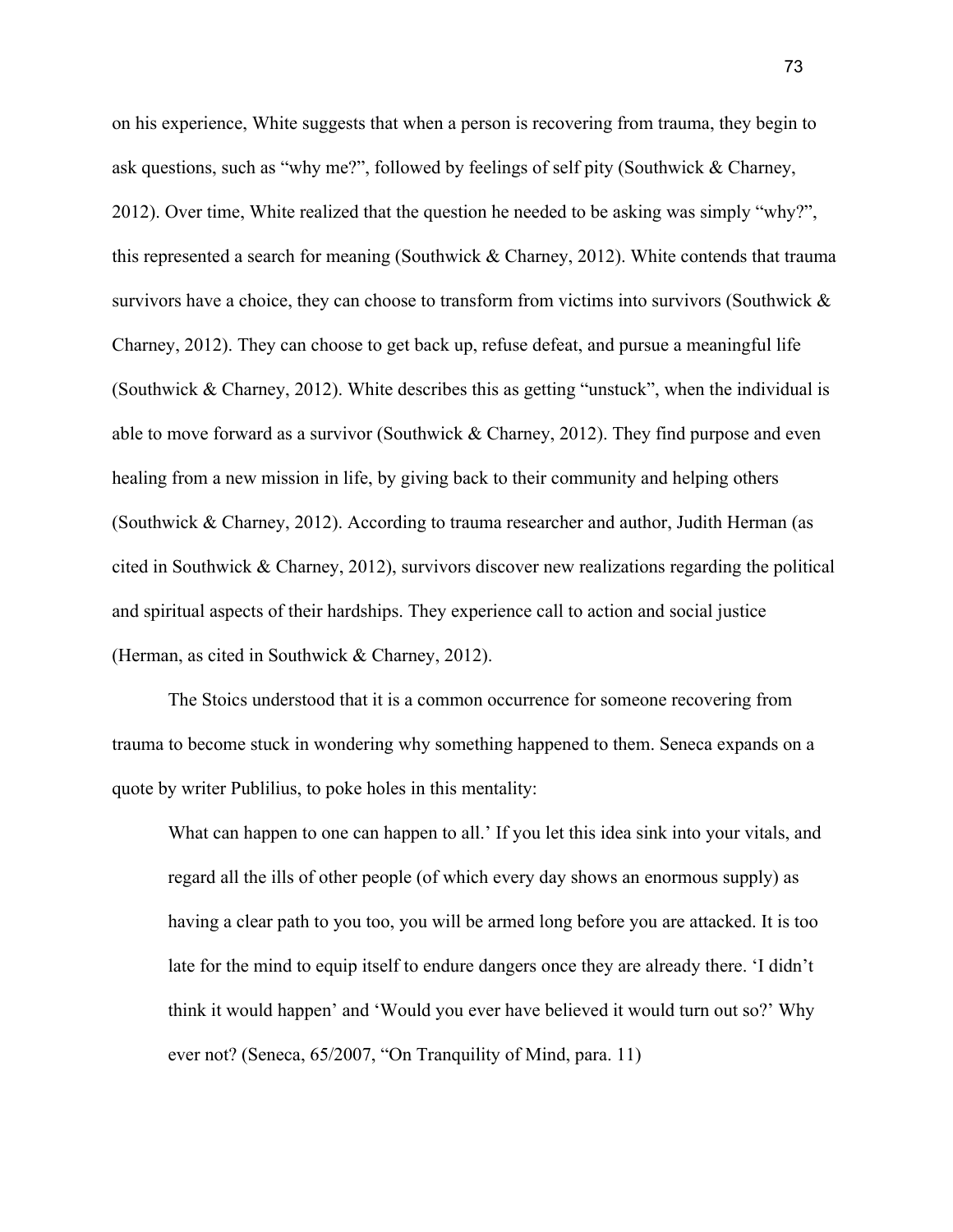on his experience, White suggests that when a person is recovering from trauma, they begin to ask questions, such as “why me?”, followed by feelings of self pity (Southwick & Charney, 2012). Over time, White realized that the question he needed to be asking was simply “why?”, this represented a search for meaning (Southwick & Charney, 2012). White contends that trauma survivors have a choice, they can choose to transform from victims into survivors (Southwick & Charney, 2012). They can choose to get back up, refuse defeat, and pursue a meaningful life (Southwick & Charney, 2012). White describes this as getting “unstuck”, when the individual is able to move forward as a survivor (Southwick & Charney, 2012). They find purpose and even healing from a new mission in life, by giving back to their community and helping others (Southwick & Charney, 2012). According to trauma researcher and author, Judith Herman (as cited in Southwick & Charney, 2012), survivors discover new realizations regarding the political and spiritual aspects of their hardships. They experience call to action and social justice (Herman, as cited in Southwick & Charney, 2012).

The Stoics understood that it is a common occurrence for someone recovering from trauma to become stuck in wondering why something happened to them. Seneca expands on a quote by writer Publilius, to poke holes in this mentality:

> What can happen to one can happen to all.’ If you let this idea sink into your vitals, and regard all the ills of other people (of which every day shows an enormous supply) as having a clear path to you too, you will be armed long before you are attacked. It is too late for the mind to equip itself to endure dangers once they are already there. ‘I didn’t think it would happen’ and ‘Would you ever have believed it would turn out so?’ Why ever not? (Seneca, 65/2007, “On Tranquility of Mind, para. 11)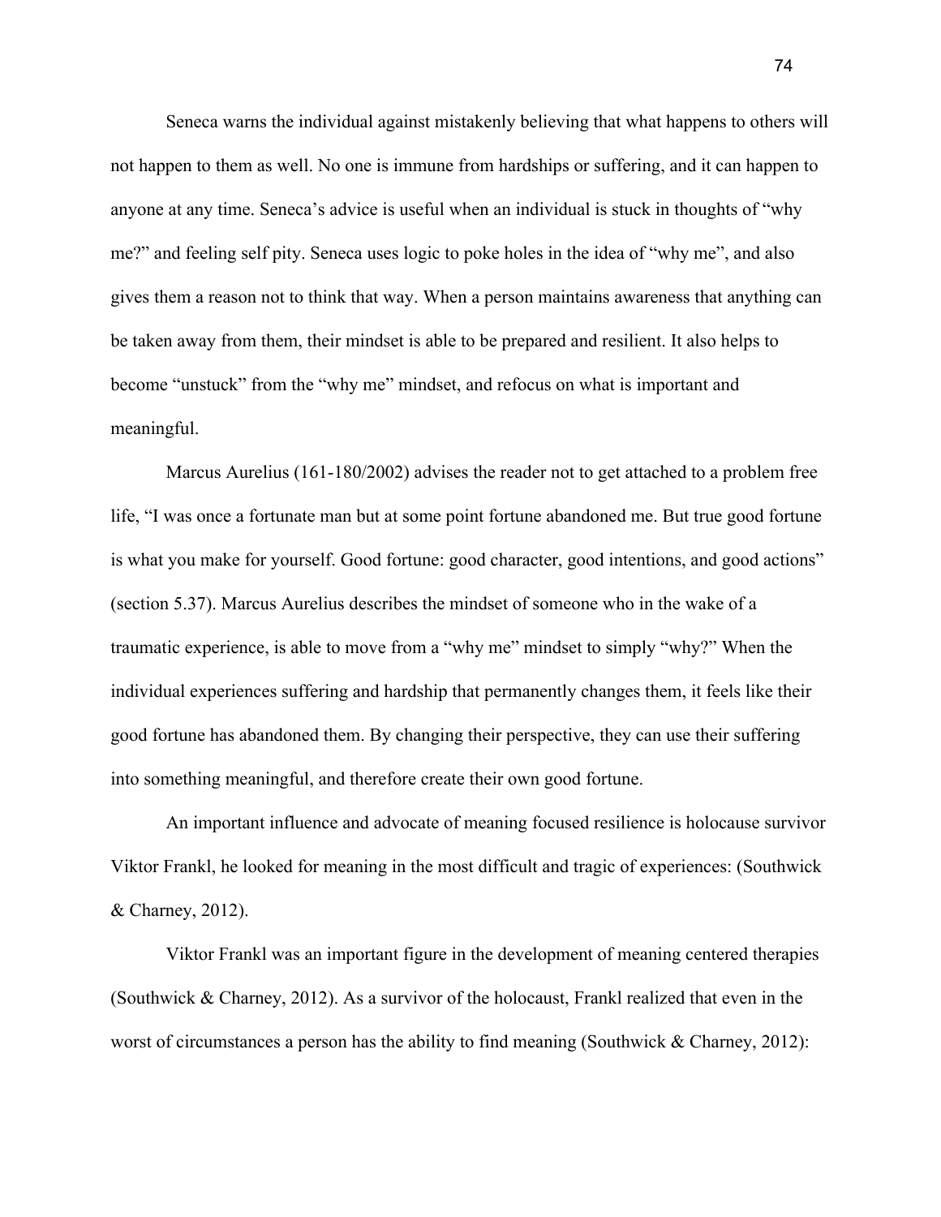Seneca warns the individual against mistakenly believing that what happens to others will not happen to them as well. No one is immune from hardships or suffering, and it can happen to anyone at any time. Seneca's advice is useful when an individual is stuck in thoughts of "why me?" and feeling self pity. Seneca uses logic to poke holes in the idea of "why me", and also gives them a reason not to think that way. When a person maintains awareness that anything can be taken away from them, their mindset is able to be prepared and resilient. It also helps to become "unstuck" from the "why me" mindset, and refocus on what is important and meaningful.

Marcus Aurelius (161-180/2002) advises the reader not to get attached to a problem free life, "I was once a fortunate man but at some point fortune abandoned me. But true good fortune is what you make for yourself. Good fortune: good character, good intentions, and good actions" (section 5.37). Marcus Aurelius describes the mindset of someone who in the wake of a traumatic experience, is able to move from a "why me" mindset to simply "why?" When the individual experiences suffering and hardship that permanently changes them, it feels like their good fortune has abandoned them. By changing their perspective, they can use their suffering into something meaningful, and therefore create their own good fortune.

An important influence and advocate of meaning focused resilience is holocause survivor Viktor Frankl, he looked for meaning in the most difficult and tragic of experiences: (Southwick & Charney, 2012).

Viktor Frankl was an important figure in the development of meaning centered therapies (Southwick & Charney, 2012). As a survivor of the holocaust, Frankl realized that even in the worst of circumstances a person has the ability to find meaning (Southwick & Charney, 2012):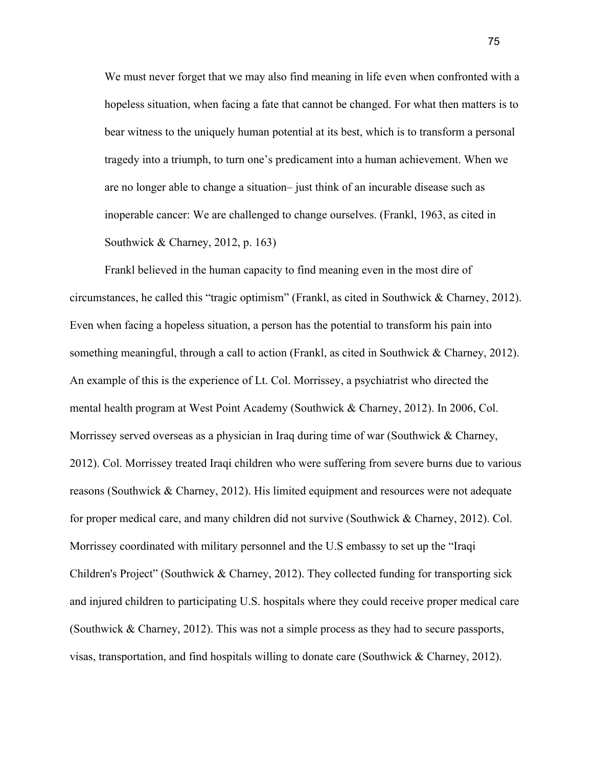> We must never forget that we may also find meaning in life even when confronted with a hopeless situation, when facing a fate that cannot be changed. For what then matters is to bear witness to the uniquely human potential at its best, which is to transform a personal tragedy into a triumph, to turn one's predicament into a human achievement. When we are no longer able to change a situation– just think of an incurable disease such as inoperable cancer: We are challenged to change ourselves. (Frankl, 1963, as cited in Southwick & Charney, 2012, p. 163)

Frankl believed in the human capacity to find meaning even in the most dire of circumstances, he called this "tragic optimism" (Frankl, as cited in Southwick & Charney, 2012). Even when facing a hopeless situation, a person has the potential to transform his pain into something meaningful, through a call to action (Frankl, as cited in Southwick & Charney, 2012). An example of this is the experience of Lt. Col. Morrissey, a psychiatrist who directed the mental health program at West Point Academy (Southwick & Charney, 2012). In 2006, Col. Morrissey served overseas as a physician in Iraq during time of war (Southwick & Charney, 2012). Col. Morrissey treated Iraqi children who were suffering from severe burns due to various reasons (Southwick & Charney, 2012). His limited equipment and resources were not adequate for proper medical care, and many children did not survive (Southwick & Charney, 2012). Col. Morrissey coordinated with military personnel and the U.S embassy to set up the "Iraqi Children's Project" (Southwick & Charney, 2012). They collected funding for transporting sick and injured children to participating U.S. hospitals where they could receive proper medical care (Southwick & Charney, 2012). This was not a simple process as they had to secure passports, visas, transportation, and find hospitals willing to donate care (Southwick & Charney, 2012).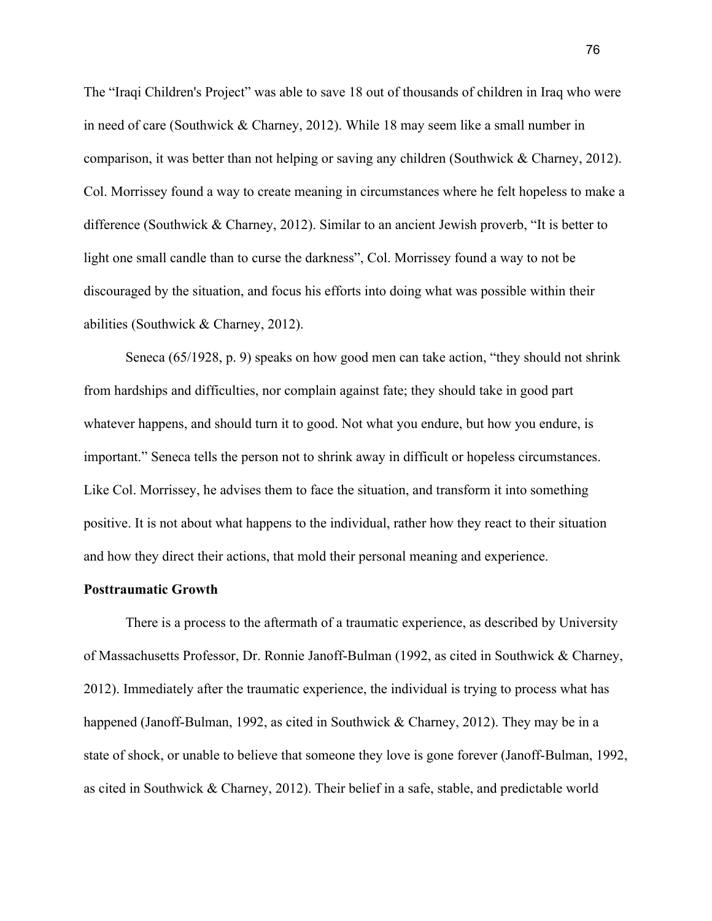The "Iraqi Children's Project" was able to save 18 out of thousands of children in Iraq who were in need of care (Southwick & Charney, 2012). While 18 may seem like a small number in comparison, it was better than not helping or saving any children (Southwick & Charney, 2012). Col. Morrissey found a way to create meaning in circumstances where he felt hopeless to make a difference (Southwick & Charney, 2012). Similar to an ancient Jewish proverb, "It is better to light one small candle than to curse the darkness", Col. Morrissey found a way to not be discouraged by the situation, and focus his efforts into doing what was possible within their abilities (Southwick & Charney, 2012).

Seneca (65/1928, p. 9) speaks on how good men can take action, "they should not shrink from hardships and difficulties, nor complain against fate; they should take in good part whatever happens, and should turn it to good. Not what you endure, but how you endure, is important." Seneca tells the person not to shrink away in difficult or hopeless circumstances. Like Col. Morrissey, he advises them to face the situation, and transform it into something positive. It is not about what happens to the individual, rather how they react to their situation and how they direct their actions, that mold their personal meaning and experience.

**Posttraumatic Growth**

There is a process to the aftermath of a traumatic experience, as described by University of Massachusetts Professor, Dr. Ronnie Janoff-Bulman (1992, as cited in Southwick & Charney, 2012). Immediately after the traumatic experience, the individual is trying to process what has happened (Janoff-Bulman, 1992, as cited in Southwick & Charney, 2012). They may be in a state of shock, or unable to believe that someone they love is gone forever (Janoff-Bulman, 1992, as cited in Southwick & Charney, 2012). Their belief in a safe, stable, and predictable world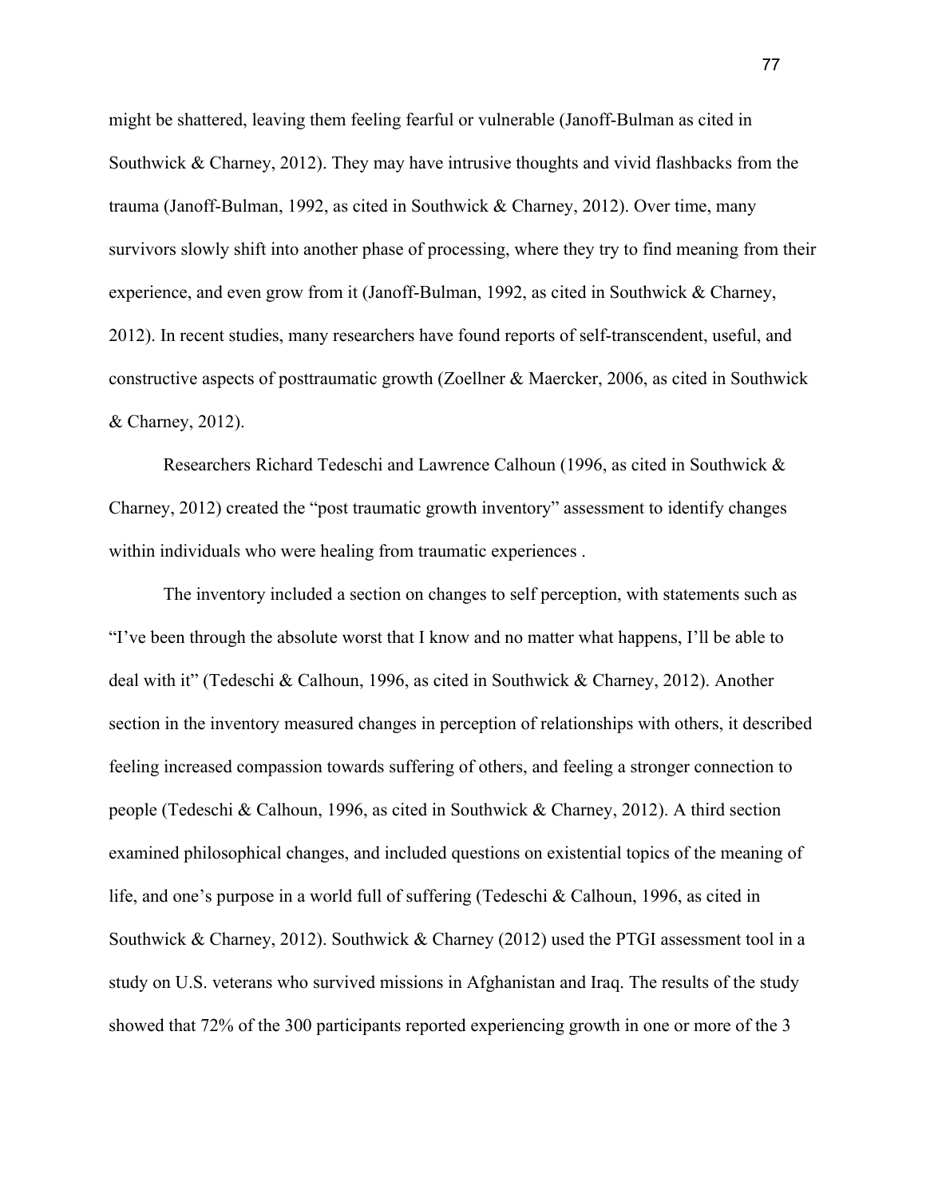might be shattered, leaving them feeling fearful or vulnerable (Janoff-Bulman as cited in Southwick & Charney, 2012). They may have intrusive thoughts and vivid flashbacks from the trauma (Janoff-Bulman, 1992, as cited in Southwick & Charney, 2012). Over time, many survivors slowly shift into another phase of processing, where they try to find meaning from their experience, and even grow from it (Janoff-Bulman, 1992, as cited in Southwick & Charney, 2012). In recent studies, many researchers have found reports of self-transcendent, useful, and constructive aspects of posttraumatic growth (Zoellner & Maercker, 2006, as cited in Southwick & Charney, 2012).

Researchers Richard Tedeschi and Lawrence Calhoun (1996, as cited in Southwick & Charney, 2012) created the "post traumatic growth inventory" assessment to identify changes within individuals who were healing from traumatic experiences .

The inventory included a section on changes to self perception, with statements such as "I've been through the absolute worst that I know and no matter what happens, I'll be able to deal with it" (Tedeschi & Calhoun, 1996, as cited in Southwick & Charney, 2012). Another section in the inventory measured changes in perception of relationships with others, it described feeling increased compassion towards suffering of others, and feeling a stronger connection to people (Tedeschi & Calhoun, 1996, as cited in Southwick & Charney, 2012). A third section examined philosophical changes, and included questions on existential topics of the meaning of life, and one's purpose in a world full of suffering (Tedeschi & Calhoun, 1996, as cited in Southwick & Charney, 2012). Southwick & Charney (2012) used the PTGI assessment tool in a study on U.S. veterans who survived missions in Afghanistan and Iraq. The results of the study showed that 72% of the 300 participants reported experiencing growth in one or more of the 3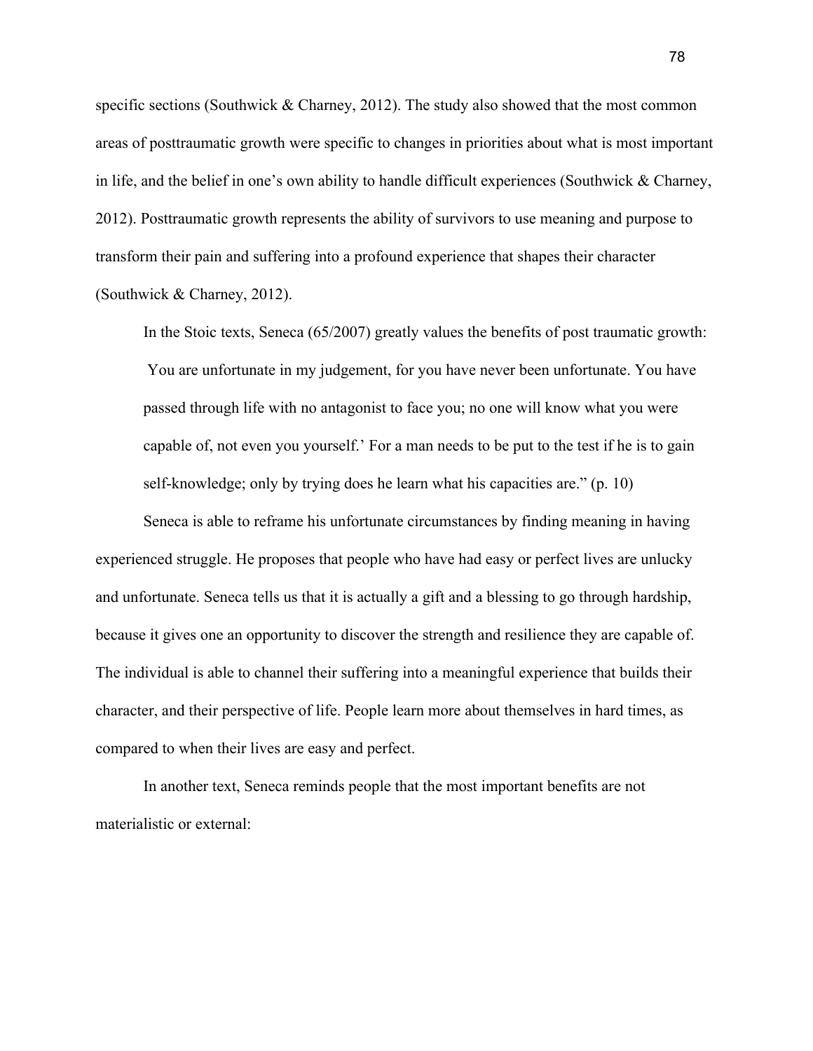specific sections (Southwick & Charney, 2012). The study also showed that the most common areas of posttraumatic growth were specific to changes in priorities about what is most important in life, and the belief in one's own ability to handle difficult experiences (Southwick & Charney, 2012). Posttraumatic growth represents the ability of survivors to use meaning and purpose to transform their pain and suffering into a profound experience that shapes their character (Southwick & Charney, 2012).

In the Stoic texts, Seneca (65/2007) greatly values the benefits of post traumatic growth:

> You are unfortunate in my judgement, for you have never been unfortunate. You have passed through life with no antagonist to face you; no one will know what you were capable of, not even you yourself.' For a man needs to be put to the test if he is to gain self-knowledge; only by trying does he learn what his capacities are." (p. 10)

Seneca is able to reframe his unfortunate circumstances by finding meaning in having experienced struggle. He proposes that people who have had easy or perfect lives are unlucky and unfortunate. Seneca tells us that it is actually a gift and a blessing to go through hardship, because it gives one an opportunity to discover the strength and resilience they are capable of. The individual is able to channel their suffering into a meaningful experience that builds their character, and their perspective of life. People learn more about themselves in hard times, as compared to when their lives are easy and perfect.

In another text, Seneca reminds people that the most important benefits are not materialistic or external: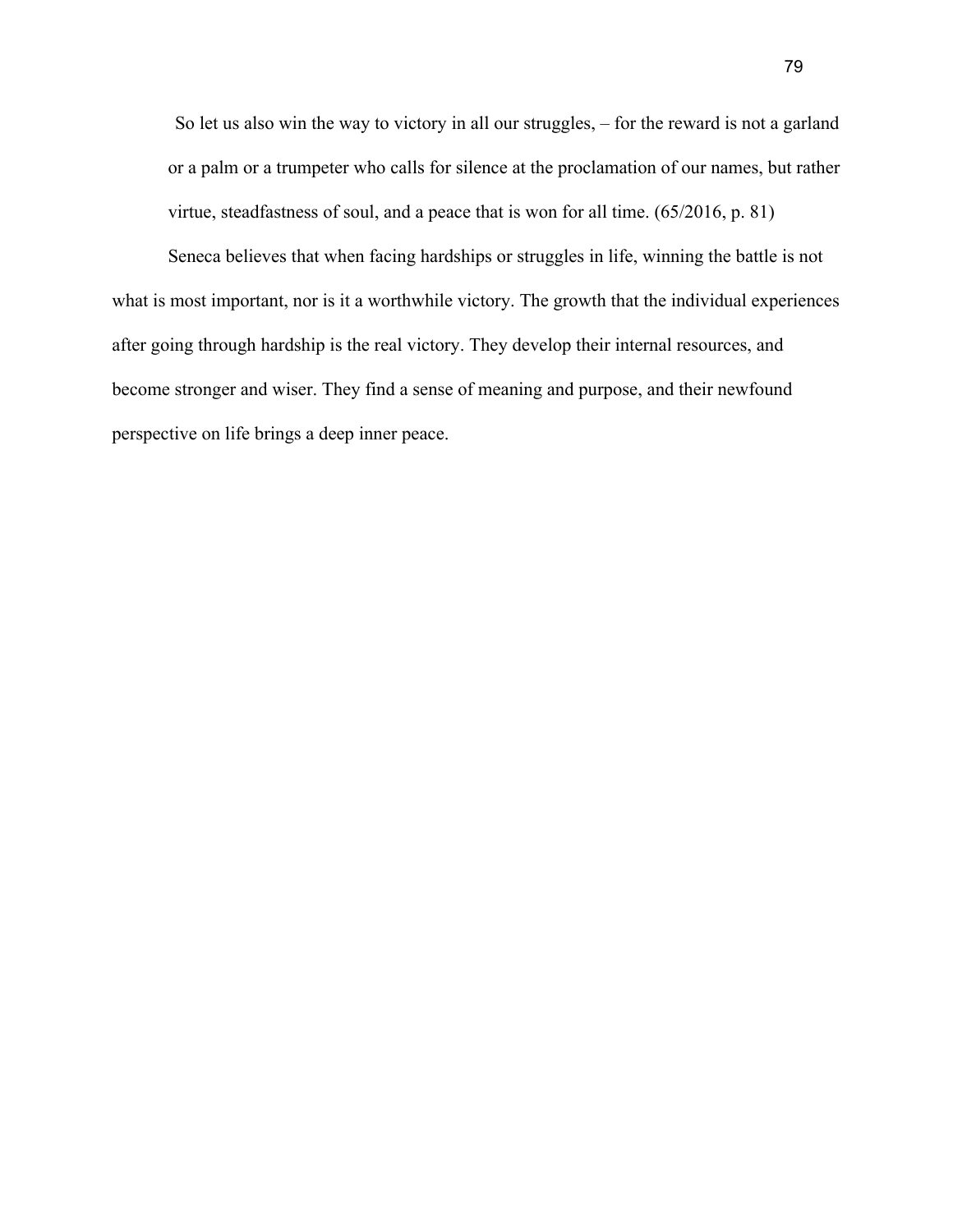> So let us also win the way to victory in all our struggles, – for the reward is not a garland or a palm or a trumpeter who calls for silence at the proclamation of our names, but rather virtue, steadfastness of soul, and a peace that is won for all time. (65/2016, p. 81)

Seneca believes that when facing hardships or struggles in life, winning the battle is not what is most important, nor is it a worthwhile victory. The growth that the individual experiences after going through hardship is the real victory. They develop their internal resources, and become stronger and wiser. They find a sense of meaning and purpose, and their newfound perspective on life brings a deep inner peace.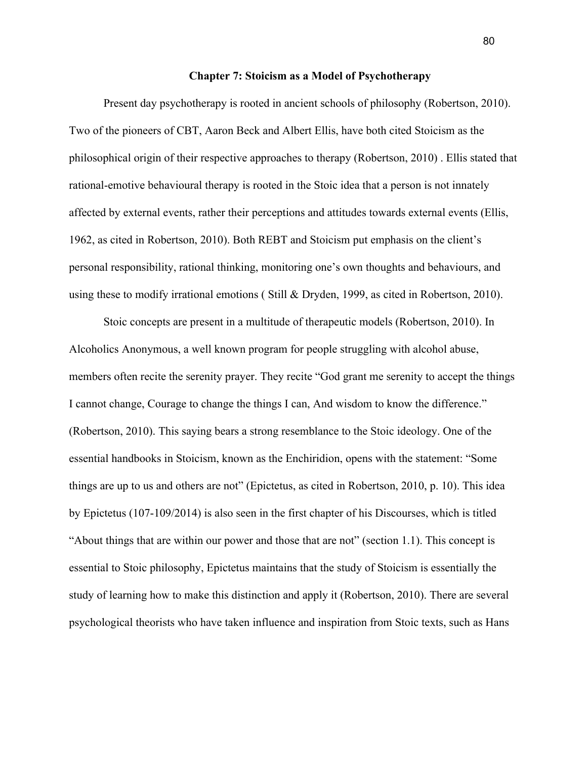## Chapter 7: Stoicism as a Model of Psychotherapy

Present day psychotherapy is rooted in ancient schools of philosophy (Robertson, 2010). Two of the pioneers of CBT, Aaron Beck and Albert Ellis, have both cited Stoicism as the philosophical origin of their respective approaches to therapy (Robertson, 2010) . Ellis stated that rational-emotive behavioural therapy is rooted in the Stoic idea that a person is not innately affected by external events, rather their perceptions and attitudes towards external events (Ellis, 1962, as cited in Robertson, 2010). Both REBT and Stoicism put emphasis on the client's personal responsibility, rational thinking, monitoring one's own thoughts and behaviours, and using these to modify irrational emotions ( Still & Dryden, 1999, as cited in Robertson, 2010).

Stoic concepts are present in a multitude of therapeutic models (Robertson, 2010). In Alcoholics Anonymous, a well known program for people struggling with alcohol abuse, members often recite the serenity prayer. They recite "God grant me serenity to accept the things I cannot change, Courage to change the things I can, And wisdom to know the difference." (Robertson, 2010). This saying bears a strong resemblance to the Stoic ideology. One of the essential handbooks in Stoicism, known as the Enchiridion, opens with the statement: "Some things are up to us and others are not" (Epictetus, as cited in Robertson, 2010, p. 10). This idea by Epictetus (107-109/2014) is also seen in the first chapter of his Discourses, which is titled "About things that are within our power and those that are not" (section 1.1). This concept is essential to Stoic philosophy, Epictetus maintains that the study of Stoicism is essentially the study of learning how to make this distinction and apply it (Robertson, 2010). There are several psychological theorists who have taken influence and inspiration from Stoic texts, such as Hans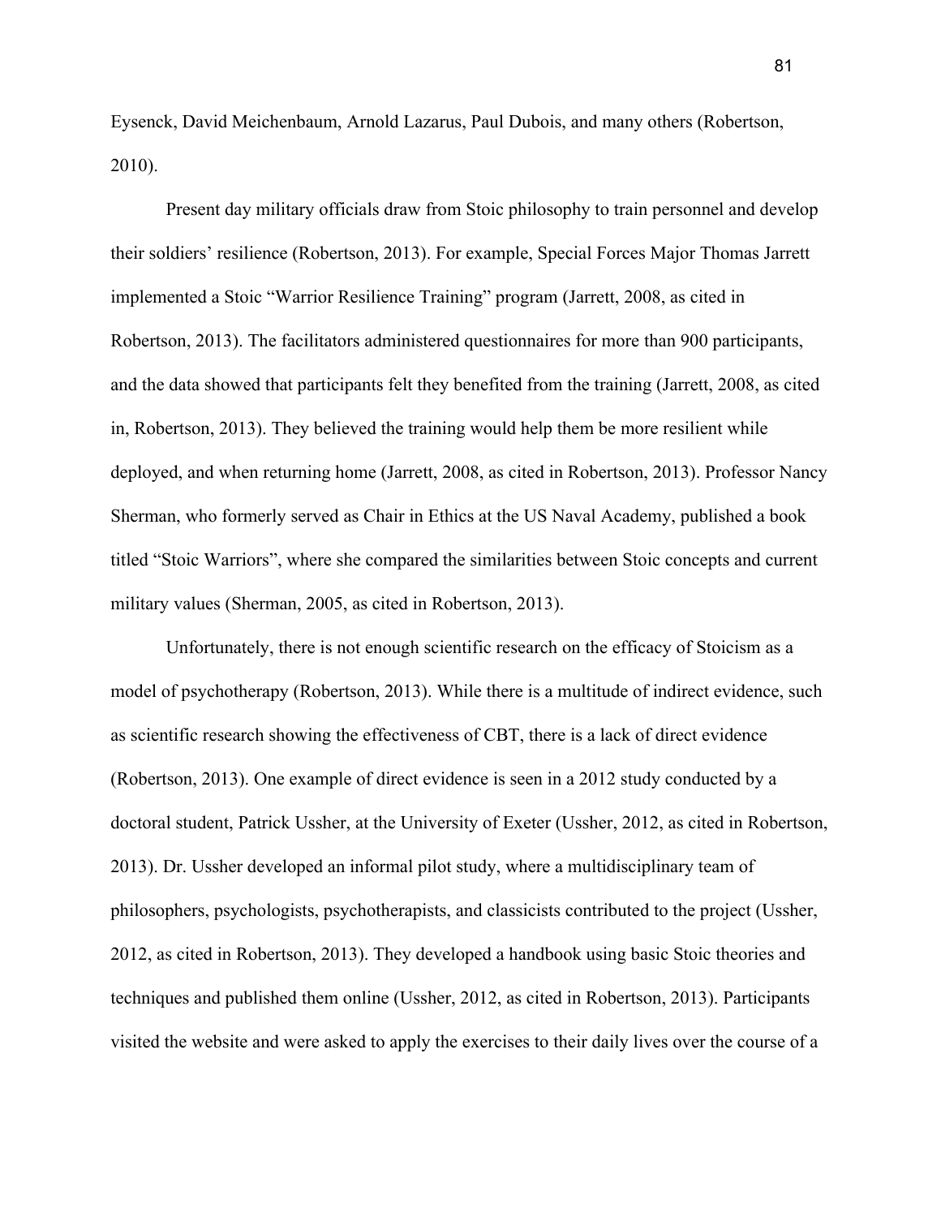Eysenck, David Meichenbaum, Arnold Lazarus, Paul Dubois, and many others (Robertson, 2010).

Present day military officials draw from Stoic philosophy to train personnel and develop their soldiers' resilience (Robertson, 2013). For example, Special Forces Major Thomas Jarrett implemented a Stoic "Warrior Resilience Training" program (Jarrett, 2008, as cited in Robertson, 2013). The facilitators administered questionnaires for more than 900 participants, and the data showed that participants felt they benefited from the training (Jarrett, 2008, as cited in, Robertson, 2013). They believed the training would help them be more resilient while deployed, and when returning home (Jarrett, 2008, as cited in Robertson, 2013). Professor Nancy Sherman, who formerly served as Chair in Ethics at the US Naval Academy, published a book titled "Stoic Warriors", where she compared the similarities between Stoic concepts and current military values (Sherman, 2005, as cited in Robertson, 2013).

Unfortunately, there is not enough scientific research on the efficacy of Stoicism as a model of psychotherapy (Robertson, 2013). While there is a multitude of indirect evidence, such as scientific research showing the effectiveness of CBT, there is a lack of direct evidence (Robertson, 2013). One example of direct evidence is seen in a 2012 study conducted by a doctoral student, Patrick Ussher, at the University of Exeter (Ussher, 2012, as cited in Robertson, 2013). Dr. Ussher developed an informal pilot study, where a multidisciplinary team of philosophers, psychologists, psychotherapists, and classicists contributed to the project (Ussher, 2012, as cited in Robertson, 2013). They developed a handbook using basic Stoic theories and techniques and published them online (Ussher, 2012, as cited in Robertson, 2013). Participants visited the website and were asked to apply the exercises to their daily lives over the course of a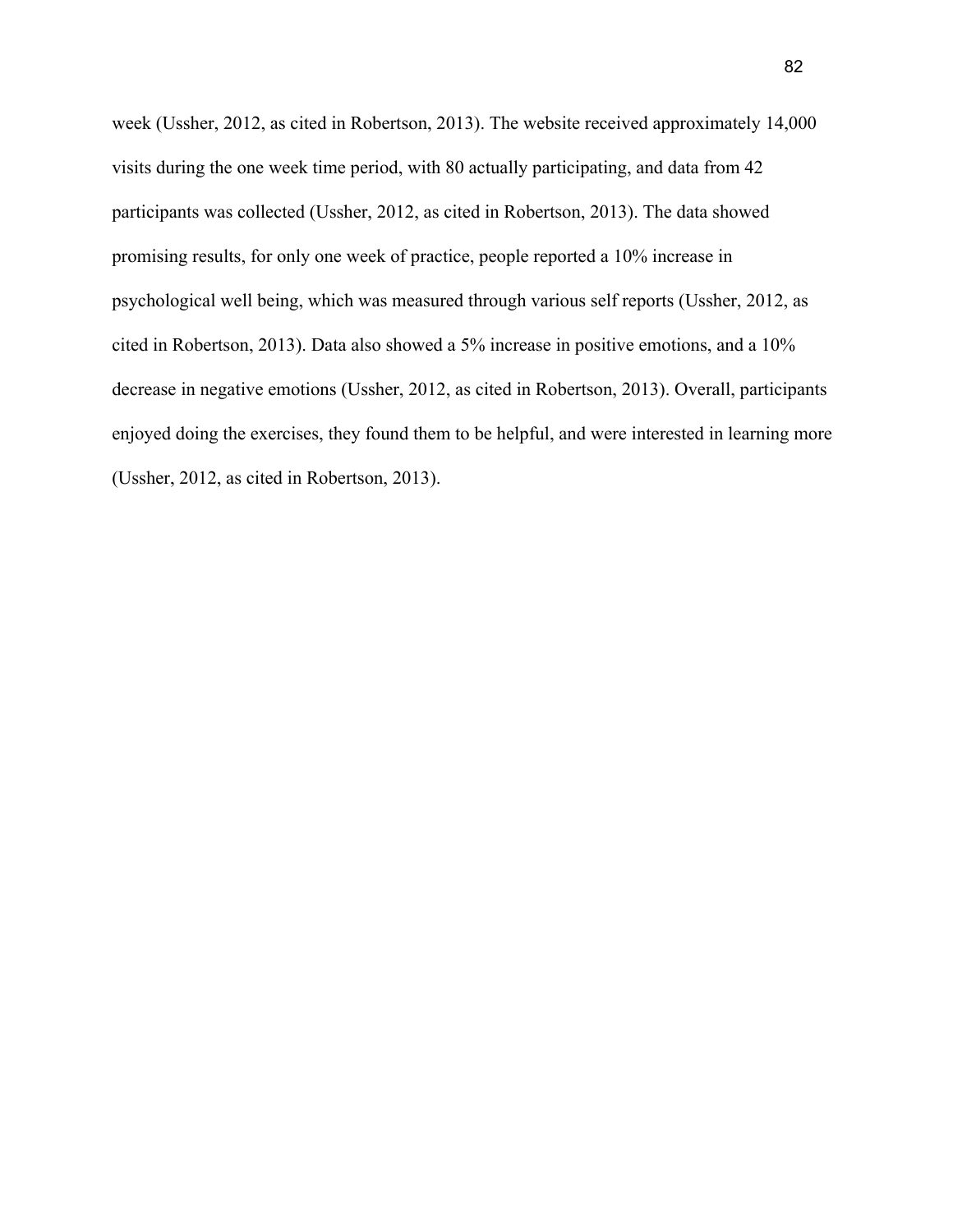week (Ussher, 2012, as cited in Robertson, 2013). The website received approximately 14,000 visits during the one week time period, with 80 actually participating, and data from 42 participants was collected (Ussher, 2012, as cited in Robertson, 2013). The data showed promising results, for only one week of practice, people reported a 10% increase in psychological well being, which was measured through various self reports (Ussher, 2012, as cited in Robertson, 2013). Data also showed a 5% increase in positive emotions, and a 10% decrease in negative emotions (Ussher, 2012, as cited in Robertson, 2013). Overall, participants enjoyed doing the exercises, they found them to be helpful, and were interested in learning more (Ussher, 2012, as cited in Robertson, 2013).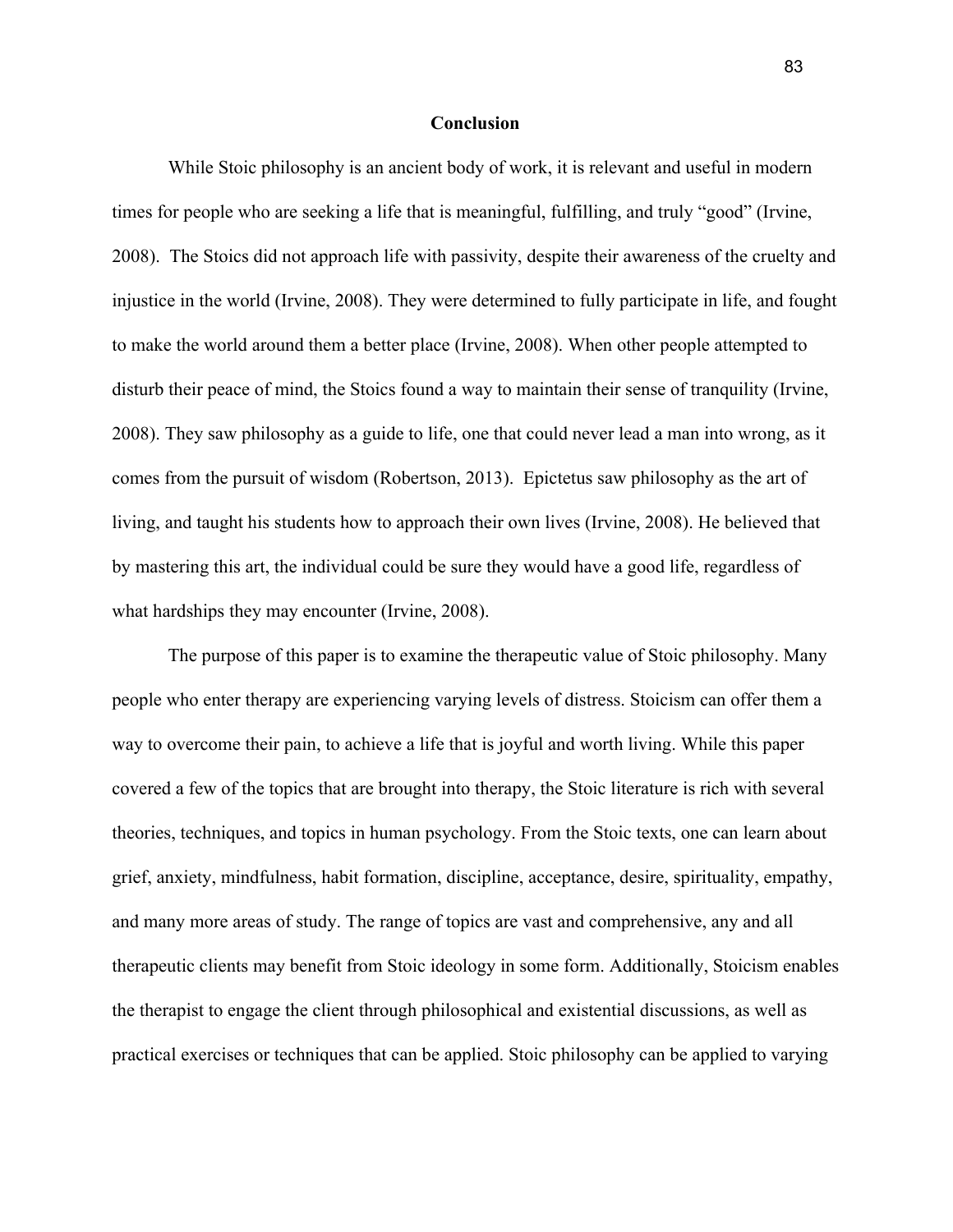# Conclusion

While Stoic philosophy is an ancient body of work, it is relevant and useful in modern times for people who are seeking a life that is meaningful, fulfilling, and truly "good" (Irvine, 2008). The Stoics did not approach life with passivity, despite their awareness of the cruelty and injustice in the world (Irvine, 2008). They were determined to fully participate in life, and fought to make the world around them a better place (Irvine, 2008). When other people attempted to disturb their peace of mind, the Stoics found a way to maintain their sense of tranquility (Irvine, 2008). They saw philosophy as a guide to life, one that could never lead a man into wrong, as it comes from the pursuit of wisdom (Robertson, 2013). Epictetus saw philosophy as the art of living, and taught his students how to approach their own lives (Irvine, 2008). He believed that by mastering this art, the individual could be sure they would have a good life, regardless of what hardships they may encounter (Irvine, 2008).

The purpose of this paper is to examine the therapeutic value of Stoic philosophy. Many people who enter therapy are experiencing varying levels of distress. Stoicism can offer them a way to overcome their pain, to achieve a life that is joyful and worth living. While this paper covered a few of the topics that are brought into therapy, the Stoic literature is rich with several theories, techniques, and topics in human psychology. From the Stoic texts, one can learn about grief, anxiety, mindfulness, habit formation, discipline, acceptance, desire, spirituality, empathy, and many more areas of study. The range of topics are vast and comprehensive, any and all therapeutic clients may benefit from Stoic ideology in some form. Additionally, Stoicism enables the therapist to engage the client through philosophical and existential discussions, as well as practical exercises or techniques that can be applied. Stoic philosophy can be applied to varying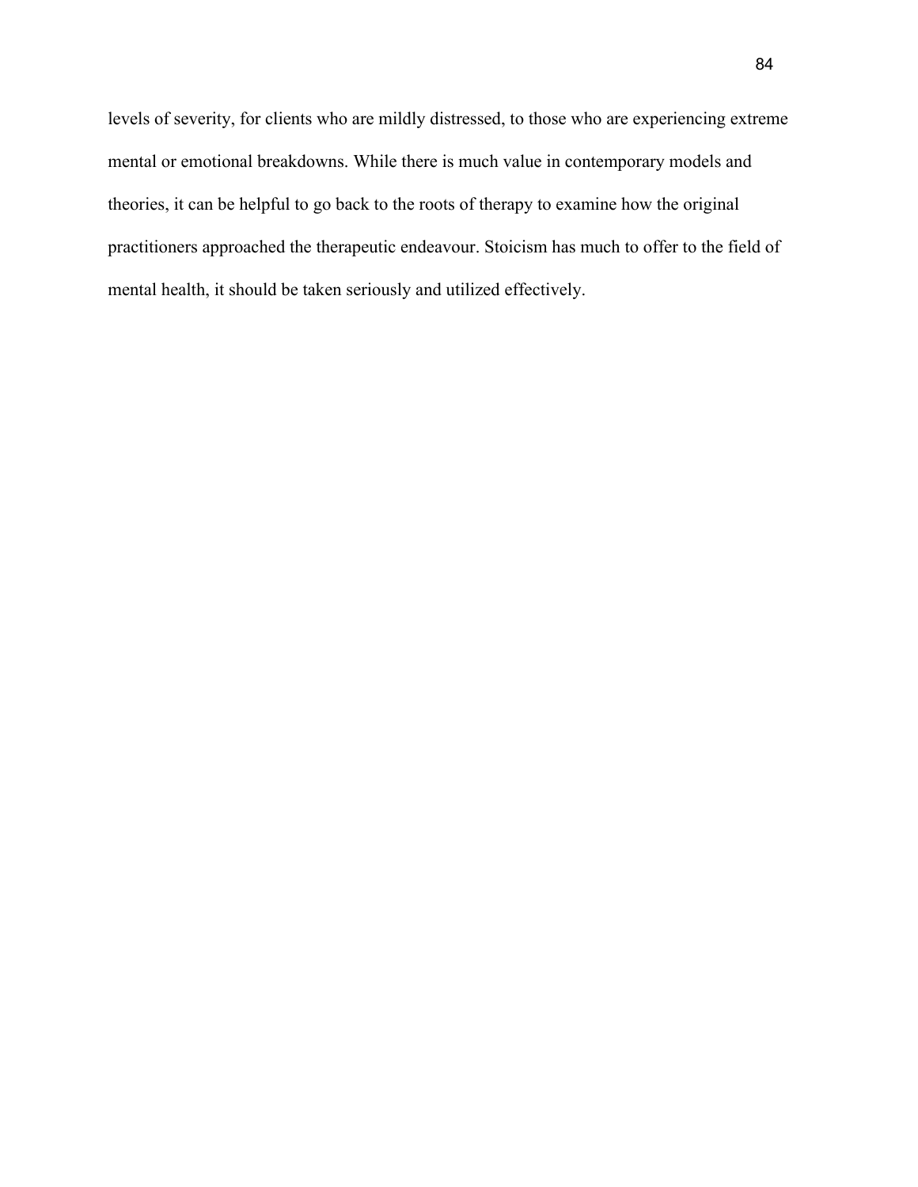levels of severity, for clients who are mildly distressed, to those who are experiencing extreme mental or emotional breakdowns. While there is much value in contemporary models and theories, it can be helpful to go back to the roots of therapy to examine how the original practitioners approached the therapeutic endeavour. Stoicism has much to offer to the field of mental health, it should be taken seriously and utilized effectively.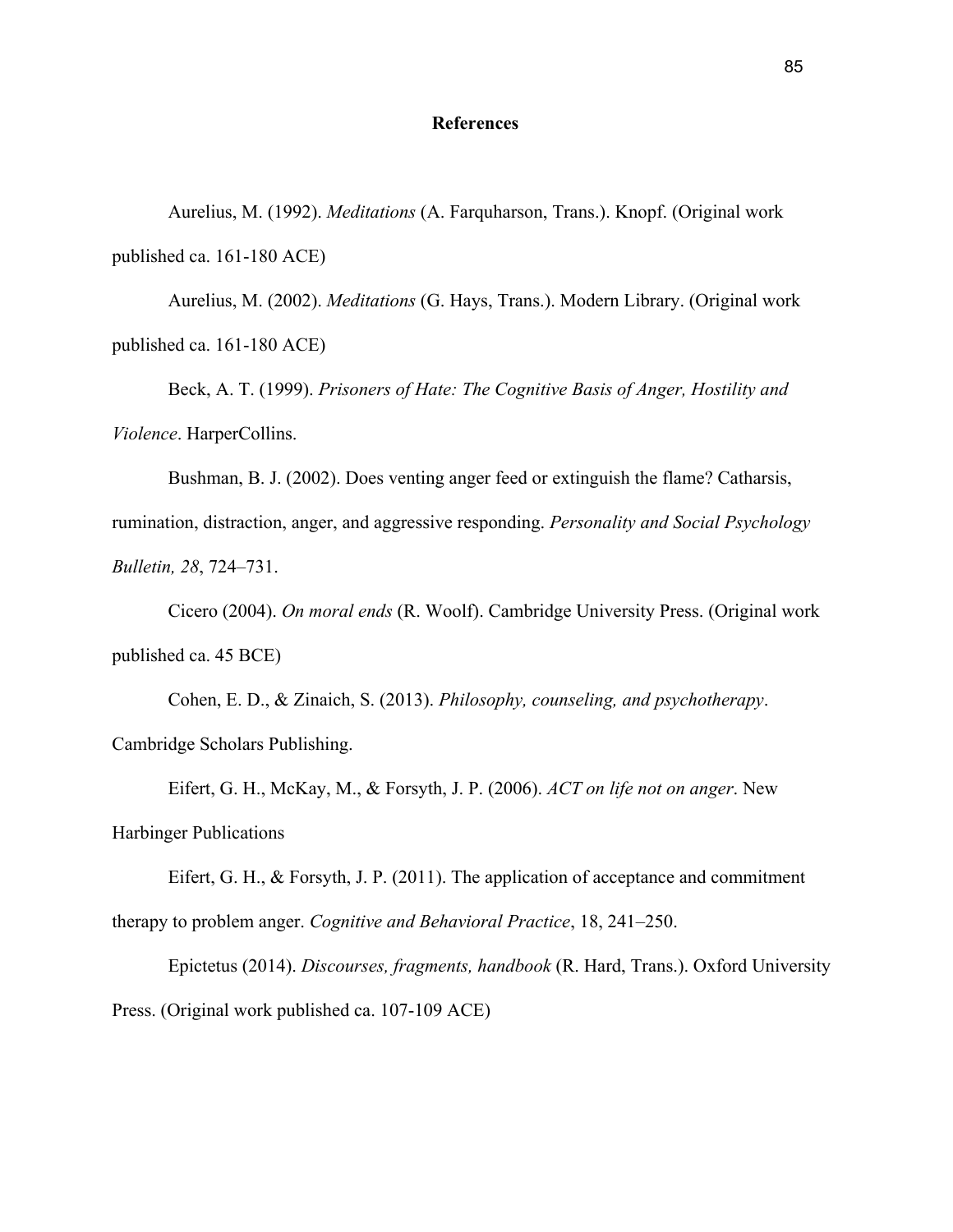# References

Aurelius, M. (1992). *Meditations* (A. Farquharson, Trans.). Knopf. (Original work published ca. 161-180 ACE)

Aurelius, M. (2002). *Meditations* (G. Hays, Trans.). Modern Library. (Original work published ca. 161-180 ACE)

Beck, A. T. (1999). *Prisoners of Hate: The Cognitive Basis of Anger, Hostility and Violence*. HarperCollins.

Bushman, B. J. (2002). Does venting anger feed or extinguish the flame? Catharsis, rumination, distraction, anger, and aggressive responding. *Personality and Social Psychology Bulletin, 28*, 724–731.

Cicero (2004). *On moral ends* (R. Woolf). Cambridge University Press. (Original work published ca. 45 BCE)

Cohen, E. D., & Zinaich, S. (2013). *Philosophy, counseling, and psychotherapy*. Cambridge Scholars Publishing.

Eifert, G. H., McKay, M., & Forsyth, J. P. (2006). *ACT on life not on anger*. New Harbinger Publications

Eifert, G. H., & Forsyth, J. P. (2011). The application of acceptance and commitment therapy to problem anger. *Cognitive and Behavioral Practice*, 18, 241–250.

Epictetus (2014). *Discourses, fragments, handbook* (R. Hard, Trans.). Oxford University Press. (Original work published ca. 107-109 ACE)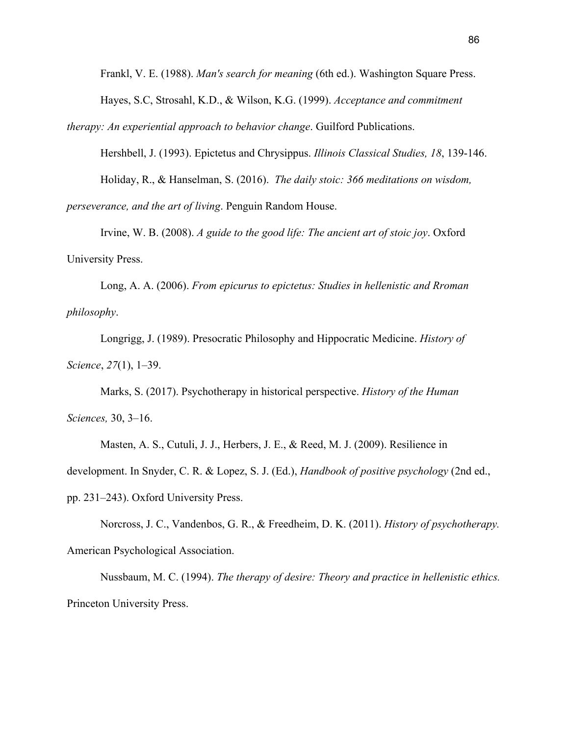Frankl, V. E. (1988). *Man's search for meaning* (6th ed.). Washington Square Press.

Hayes, S.C, Strosahl, K.D., & Wilson, K.G. (1999). *Acceptance and commitment therapy: An experiential approach to behavior change*. Guilford Publications.

Hershbell, J. (1993). Epictetus and Chrysippus. *Illinois Classical Studies, 18*, 139-146.

Holiday, R., & Hanselman, S. (2016). *The daily stoic: 366 meditations on wisdom, perseverance, and the art of living*. Penguin Random House.

Irvine, W. B. (2008). *A guide to the good life: The ancient art of stoic joy*. Oxford University Press.

Long, A. A. (2006). *From epicurus to epictetus: Studies in hellenistic and Rroman philosophy*.

Longrigg, J. (1989). Presocratic Philosophy and Hippocratic Medicine. *History of Science*, *27*(1), 1–39.

Marks, S. (2017). Psychotherapy in historical perspective. *History of the Human Sciences,* 30, 3–16.

Masten, A. S., Cutuli, J. J., Herbers, J. E., & Reed, M. J. (2009). Resilience in development. In Snyder, C. R. & Lopez, S. J. (Ed.), *Handbook of positive psychology* (2nd ed., pp. 231–243). Oxford University Press.

Norcross, J. C., Vandenbos, G. R., & Freedheim, D. K. (2011). *History of psychotherapy.* American Psychological Association.

Nussbaum, M. C. (1994). *The therapy of desire: Theory and practice in hellenistic ethics.* Princeton University Press.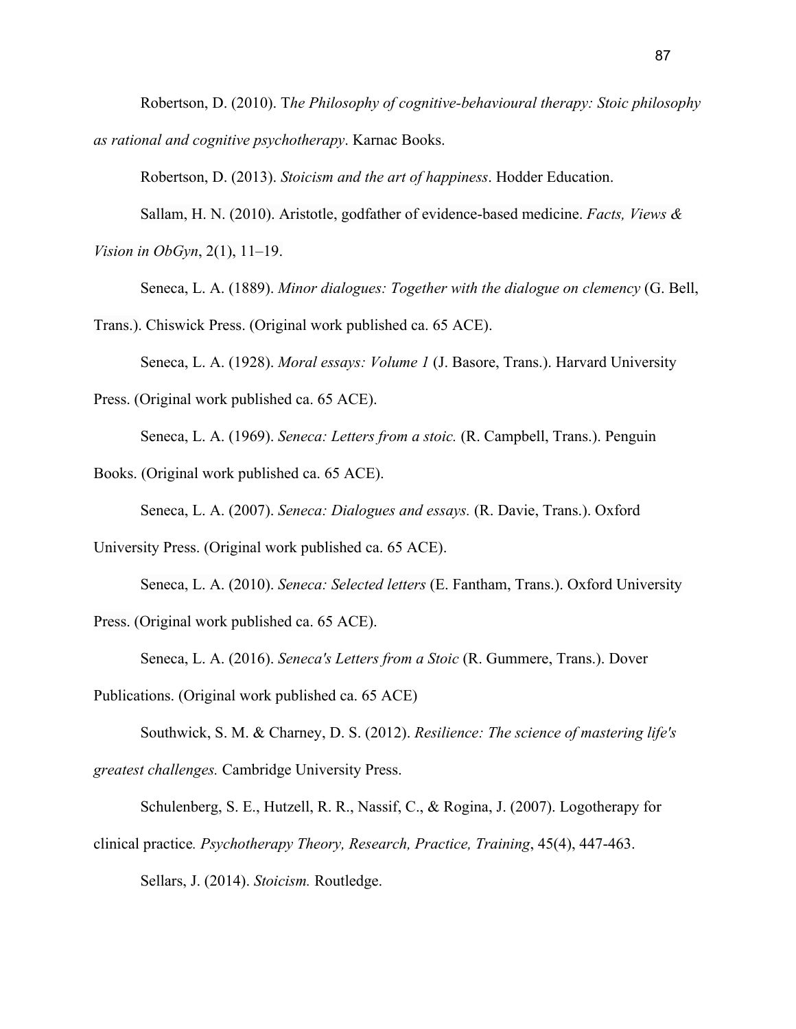Robertson, D. (2010). T*he Philosophy of cognitive-behavioural therapy: Stoic philosophy as rational and cognitive psychotherapy*. Karnac Books.

Robertson, D. (2013). *Stoicism and the art of happiness*. Hodder Education.

Sallam, H. N. (2010). Aristotle, godfather of evidence-based medicine. *Facts, Views & Vision in ObGyn*, 2(1), 11–19.

Seneca, L. A. (1889). *Minor dialogues: Together with the dialogue on clemency* (G. Bell, Trans.). Chiswick Press. (Original work published ca. 65 ACE).

Seneca, L. A. (1928). *Moral essays: Volume 1* (J. Basore, Trans.). Harvard University Press. (Original work published ca. 65 ACE).

Seneca, L. A. (1969). *Seneca: Letters from a stoic.* (R. Campbell, Trans.). Penguin Books. (Original work published ca. 65 ACE).

Seneca, L. A. (2007). *Seneca: Dialogues and essays.* (R. Davie, Trans.). Oxford University Press. (Original work published ca. 65 ACE).

Seneca, L. A. (2010). *Seneca: Selected letters* (E. Fantham, Trans.). Oxford University Press. (Original work published ca. 65 ACE).

Seneca, L. A. (2016). *Seneca's Letters from a Stoic* (R. Gummere, Trans.). Dover Publications. (Original work published ca. 65 ACE)

Southwick, S. M. & Charney, D. S. (2012). *Resilience: The science of mastering life's greatest challenges.* Cambridge University Press.

Schulenberg, S. E., Hutzell, R. R., Nassif, C., & Rogina, J. (2007). Logotherapy for clinical practice*. Psychotherapy Theory, Research, Practice, Training*, 45(4), 447-463.

Sellars, J. (2014). *Stoicism.* Routledge.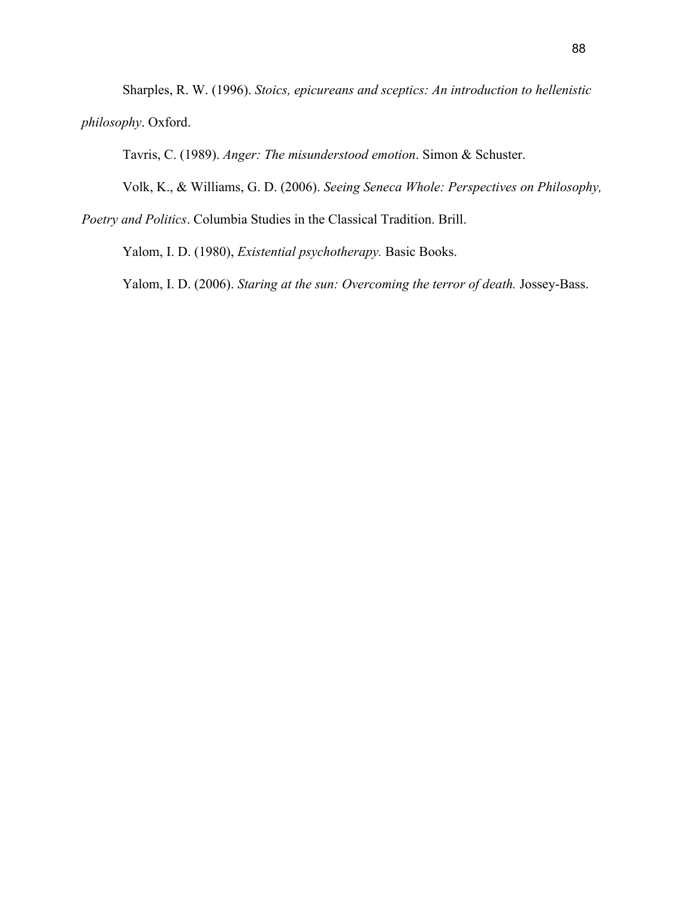Sharples, R. W. (1996). *Stoics, epicureans and sceptics: An introduction to hellenistic philosophy*. Oxford.

Tavris, C. (1989). *Anger: The misunderstood emotion*. Simon & Schuster.

Volk, K., & Williams, G. D. (2006). *Seeing Seneca Whole: Perspectives on Philosophy, Poetry and Politics*. Columbia Studies in the Classical Tradition. Brill.

Yalom, I. D. (1980), *Existential psychotherapy.* Basic Books.

Yalom, I. D. (2006). *Staring at the sun: Overcoming the terror of death.* Jossey-Bass.